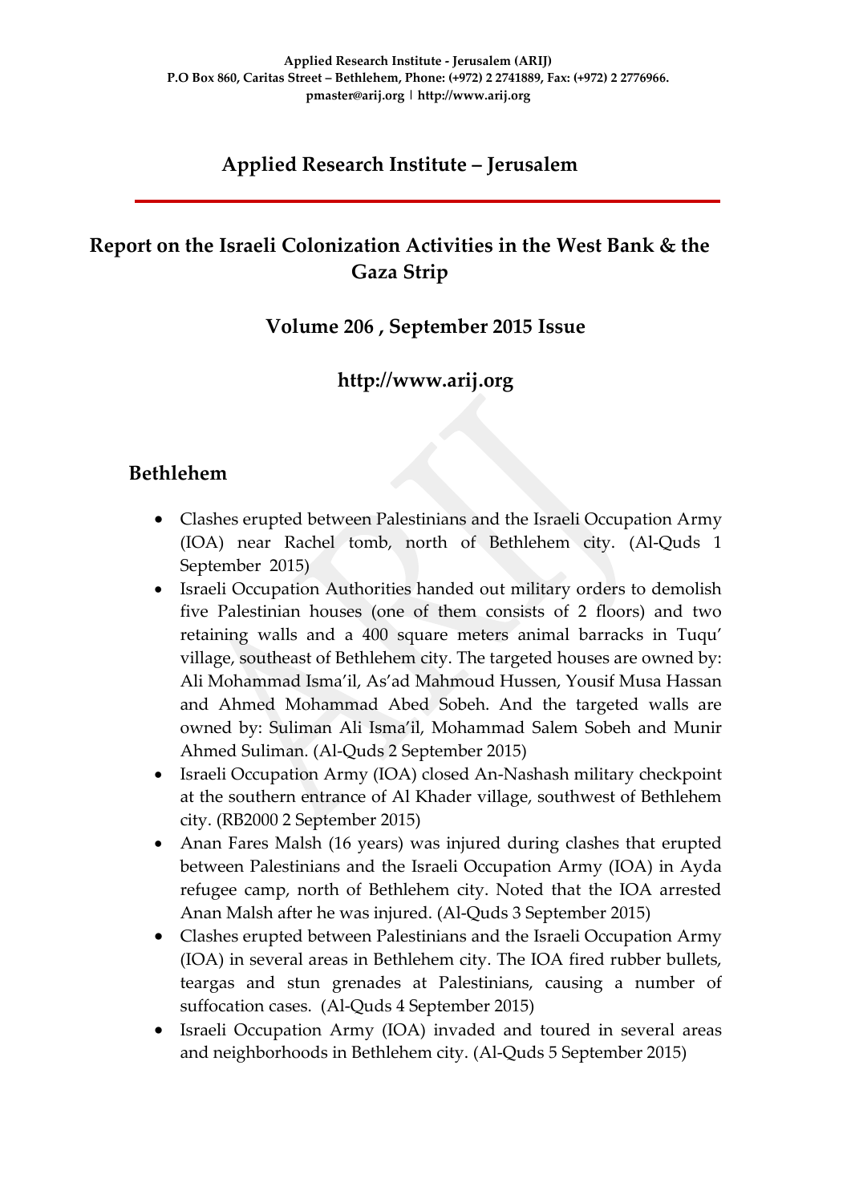Applied Research Institute - Jerusalem (ARIJ)
P.O Box 860, Caritas Street – Bethlehem, Phone: (+972) 2 2741889, Fax: (+972) 2 2776966.
pmaster@arij.org | http://www.arij.org

# Applied Research Institute – Jerusalem

## Report on the Israeli Colonization Activities in the West Bank & the Gaza Strip

### Volume 206 , September 2015 Issue

### http://www.arij.org

## Bethlehem

- Clashes erupted between Palestinians and the Israeli Occupation Army (IOA) near Rachel tomb, north of Bethlehem city. (Al-Quds 1 September 2015)
- Israeli Occupation Authorities handed out military orders to demolish five Palestinian houses (one of them consists of 2 floors) and two retaining walls and a 400 square meters animal barracks in Tuqu' village, southeast of Bethlehem city. The targeted houses are owned by: Ali Mohammad Isma'il, As'ad Mahmoud Hussen, Yousif Musa Hassan and Ahmed Mohammad Abed Sobeh. And the targeted walls are owned by: Suliman Ali Isma'il, Mohammad Salem Sobeh and Munir Ahmed Suliman. (Al-Quds 2 September 2015)
- Israeli Occupation Army (IOA) closed An-Nashash military checkpoint at the southern entrance of Al Khader village, southwest of Bethlehem city. (RB2000 2 September 2015)
- Anan Fares Malsh (16 years) was injured during clashes that erupted between Palestinians and the Israeli Occupation Army (IOA) in Ayda refugee camp, north of Bethlehem city. Noted that the IOA arrested Anan Malsh after he was injured. (Al-Quds 3 September 2015)
- Clashes erupted between Palestinians and the Israeli Occupation Army (IOA) in several areas in Bethlehem city. The IOA fired rubber bullets, teargas and stun grenades at Palestinians, causing a number of suffocation cases. (Al-Quds 4 September 2015)
- Israeli Occupation Army (IOA) invaded and toured in several areas and neighborhoods in Bethlehem city. (Al-Quds 5 September 2015)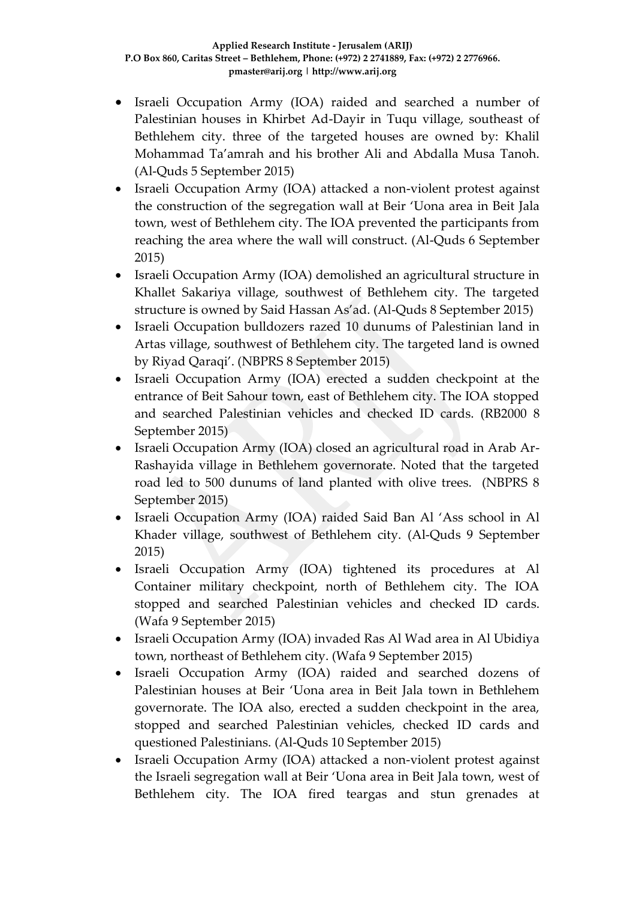- Israeli Occupation Army (IOA) raided and searched a number of Palestinian houses in Khirbet Ad-Dayir in Tuqu village, southeast of Bethlehem city. three of the targeted houses are owned by: Khalil Mohammad Ta'amrah and his brother Ali and Abdalla Musa Tanoh. (Al-Quds 5 September 2015)
- Israeli Occupation Army (IOA) attacked a non-violent protest against the construction of the segregation wall at Beir 'Uona area in Beit Jala town, west of Bethlehem city. The IOA prevented the participants from reaching the area where the wall will construct. (Al-Quds 6 September 2015)
- Israeli Occupation Army (IOA) demolished an agricultural structure in Khallet Sakariya village, southwest of Bethlehem city. The targeted structure is owned by Said Hassan As'ad. (Al-Quds 8 September 2015)
- Israeli Occupation bulldozers razed 10 dunums of Palestinian land in Artas village, southwest of Bethlehem city. The targeted land is owned by Riyad Qaraqi'. (NBPRS 8 September 2015)
- Israeli Occupation Army (IOA) erected a sudden checkpoint at the entrance of Beit Sahour town, east of Bethlehem city. The IOA stopped and searched Palestinian vehicles and checked ID cards. (RB2000 8 September 2015)
- Israeli Occupation Army (IOA) closed an agricultural road in Arab Ar-Rashayida village in Bethlehem governorate. Noted that the targeted road led to 500 dunums of land planted with olive trees. (NBPRS 8 September 2015)
- Israeli Occupation Army (IOA) raided Said Ban Al 'Ass school in Al Khader village, southwest of Bethlehem city. (Al-Quds 9 September 2015)
- Israeli Occupation Army (IOA) tightened its procedures at Al Container military checkpoint, north of Bethlehem city. The IOA stopped and searched Palestinian vehicles and checked ID cards. (Wafa 9 September 2015)
- Israeli Occupation Army (IOA) invaded Ras Al Wad area in Al Ubidiya town, northeast of Bethlehem city. (Wafa 9 September 2015)
- Israeli Occupation Army (IOA) raided and searched dozens of Palestinian houses at Beir 'Uona area in Beit Jala town in Bethlehem governorate. The IOA also, erected a sudden checkpoint in the area, stopped and searched Palestinian vehicles, checked ID cards and questioned Palestinians. (Al-Quds 10 September 2015)
- Israeli Occupation Army (IOA) attacked a non-violent protest against the Israeli segregation wall at Beir 'Uona area in Beit Jala town, west of Bethlehem city. The IOA fired teargas and stun grenades at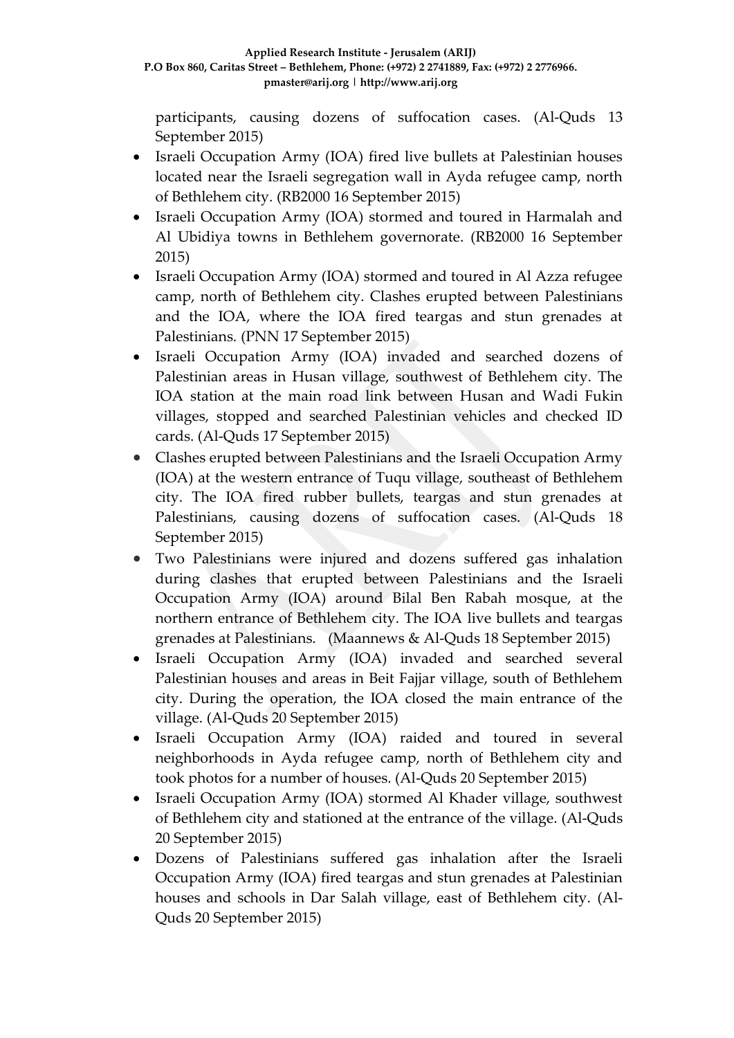participants, causing dozens of suffocation cases. (Al-Quds 13 September 2015)

- Israeli Occupation Army (IOA) fired live bullets at Palestinian houses located near the Israeli segregation wall in Ayda refugee camp, north of Bethlehem city. (RB2000 16 September 2015)
- Israeli Occupation Army (IOA) stormed and toured in Harmalah and Al Ubidiya towns in Bethlehem governorate. (RB2000 16 September 2015)
- Israeli Occupation Army (IOA) stormed and toured in Al Azza refugee camp, north of Bethlehem city. Clashes erupted between Palestinians and the IOA, where the IOA fired teargas and stun grenades at Palestinians. (PNN 17 September 2015)
- Israeli Occupation Army (IOA) invaded and searched dozens of Palestinian areas in Husan village, southwest of Bethlehem city. The IOA station at the main road link between Husan and Wadi Fukin villages, stopped and searched Palestinian vehicles and checked ID cards. (Al-Quds 17 September 2015)
- Clashes erupted between Palestinians and the Israeli Occupation Army (IOA) at the western entrance of Tuqu village, southeast of Bethlehem city. The IOA fired rubber bullets, teargas and stun grenades at Palestinians, causing dozens of suffocation cases. (Al-Quds 18 September 2015)
- Two Palestinians were injured and dozens suffered gas inhalation during clashes that erupted between Palestinians and the Israeli Occupation Army (IOA) around Bilal Ben Rabah mosque, at the northern entrance of Bethlehem city. The IOA live bullets and teargas grenades at Palestinians. (Maannews & Al-Quds 18 September 2015)
- Israeli Occupation Army (IOA) invaded and searched several Palestinian houses and areas in Beit Fajjar village, south of Bethlehem city. During the operation, the IOA closed the main entrance of the village. (Al-Quds 20 September 2015)
- Israeli Occupation Army (IOA) raided and toured in several neighborhoods in Ayda refugee camp, north of Bethlehem city and took photos for a number of houses. (Al-Quds 20 September 2015)
- Israeli Occupation Army (IOA) stormed Al Khader village, southwest of Bethlehem city and stationed at the entrance of the village. (Al-Quds 20 September 2015)
- Dozens of Palestinians suffered gas inhalation after the Israeli Occupation Army (IOA) fired teargas and stun grenades at Palestinian houses and schools in Dar Salah village, east of Bethlehem city. (Al-Quds 20 September 2015)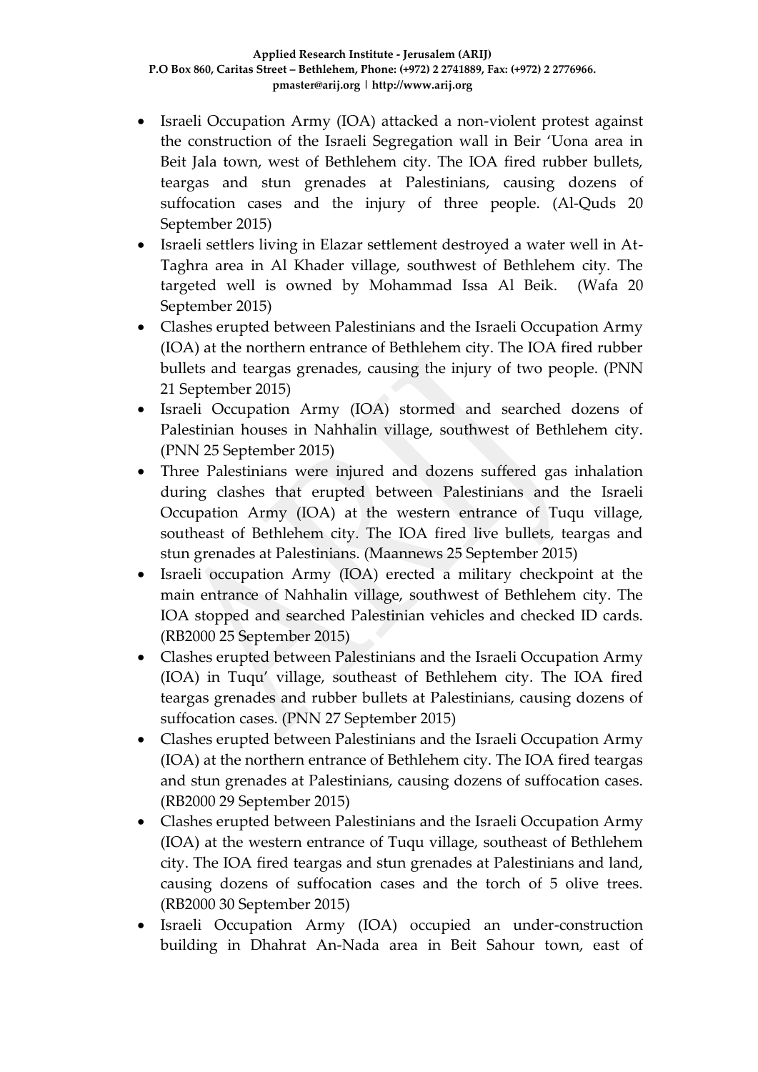- Israeli Occupation Army (IOA) attacked a non-violent protest against the construction of the Israeli Segregation wall in Beir 'Uona area in Beit Jala town, west of Bethlehem city. The IOA fired rubber bullets, teargas and stun grenades at Palestinians, causing dozens of suffocation cases and the injury of three people. (Al-Quds 20 September 2015)
- Israeli settlers living in Elazar settlement destroyed a water well in At-Taghra area in Al Khader village, southwest of Bethlehem city. The targeted well is owned by Mohammad Issa Al Beik. (Wafa 20 September 2015)
- Clashes erupted between Palestinians and the Israeli Occupation Army (IOA) at the northern entrance of Bethlehem city. The IOA fired rubber bullets and teargas grenades, causing the injury of two people. (PNN 21 September 2015)
- Israeli Occupation Army (IOA) stormed and searched dozens of Palestinian houses in Nahhalin village, southwest of Bethlehem city. (PNN 25 September 2015)
- Three Palestinians were injured and dozens suffered gas inhalation during clashes that erupted between Palestinians and the Israeli Occupation Army (IOA) at the western entrance of Tuqu village, southeast of Bethlehem city. The IOA fired live bullets, teargas and stun grenades at Palestinians. (Maannews 25 September 2015)
- Israeli occupation Army (IOA) erected a military checkpoint at the main entrance of Nahhalin village, southwest of Bethlehem city. The IOA stopped and searched Palestinian vehicles and checked ID cards. (RB2000 25 September 2015)
- Clashes erupted between Palestinians and the Israeli Occupation Army (IOA) in Tuqu' village, southeast of Bethlehem city. The IOA fired teargas grenades and rubber bullets at Palestinians, causing dozens of suffocation cases. (PNN 27 September 2015)
- Clashes erupted between Palestinians and the Israeli Occupation Army (IOA) at the northern entrance of Bethlehem city. The IOA fired teargas and stun grenades at Palestinians, causing dozens of suffocation cases. (RB2000 29 September 2015)
- Clashes erupted between Palestinians and the Israeli Occupation Army (IOA) at the western entrance of Tuqu village, southeast of Bethlehem city. The IOA fired teargas and stun grenades at Palestinians and land, causing dozens of suffocation cases and the torch of 5 olive trees. (RB2000 30 September 2015)
- Israeli Occupation Army (IOA) occupied an under-construction building in Dhahrat An-Nada area in Beit Sahour town, east of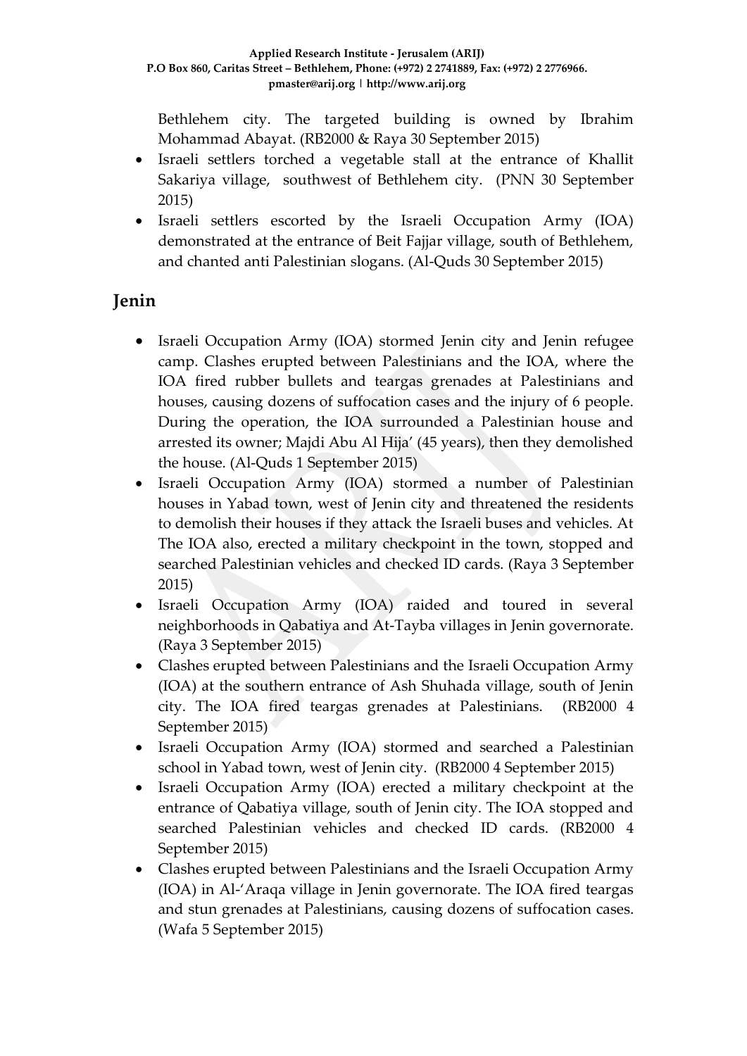Bethlehem city. The targeted building is owned by Ibrahim Mohammad Abayat. (RB2000 & Raya 30 September 2015)

- Israeli settlers torched a vegetable stall at the entrance of Khallit Sakariya village, southwest of Bethlehem city. (PNN 30 September 2015)
- Israeli settlers escorted by the Israeli Occupation Army (IOA) demonstrated at the entrance of Beit Fajjar village, south of Bethlehem, and chanted anti Palestinian slogans. (Al-Quds 30 September 2015)

## Jenin

- Israeli Occupation Army (IOA) stormed Jenin city and Jenin refugee camp. Clashes erupted between Palestinians and the IOA, where the IOA fired rubber bullets and teargas grenades at Palestinians and houses, causing dozens of suffocation cases and the injury of 6 people. During the operation, the IOA surrounded a Palestinian house and arrested its owner; Majdi Abu Al Hija' (45 years), then they demolished the house. (Al-Quds 1 September 2015)
- Israeli Occupation Army (IOA) stormed a number of Palestinian houses in Yabad town, west of Jenin city and threatened the residents to demolish their houses if they attack the Israeli buses and vehicles. At The IOA also, erected a military checkpoint in the town, stopped and searched Palestinian vehicles and checked ID cards. (Raya 3 September 2015)
- Israeli Occupation Army (IOA) raided and toured in several neighborhoods in Qabatiya and At-Tayba villages in Jenin governorate. (Raya 3 September 2015)
- Clashes erupted between Palestinians and the Israeli Occupation Army (IOA) at the southern entrance of Ash Shuhada village, south of Jenin city. The IOA fired teargas grenades at Palestinians. (RB2000 4 September 2015)
- Israeli Occupation Army (IOA) stormed and searched a Palestinian school in Yabad town, west of Jenin city. (RB2000 4 September 2015)
- Israeli Occupation Army (IOA) erected a military checkpoint at the entrance of Qabatiya village, south of Jenin city. The IOA stopped and searched Palestinian vehicles and checked ID cards. (RB2000 4 September 2015)
- Clashes erupted between Palestinians and the Israeli Occupation Army (IOA) in Al-'Araqa village in Jenin governorate. The IOA fired teargas and stun grenades at Palestinians, causing dozens of suffocation cases. (Wafa 5 September 2015)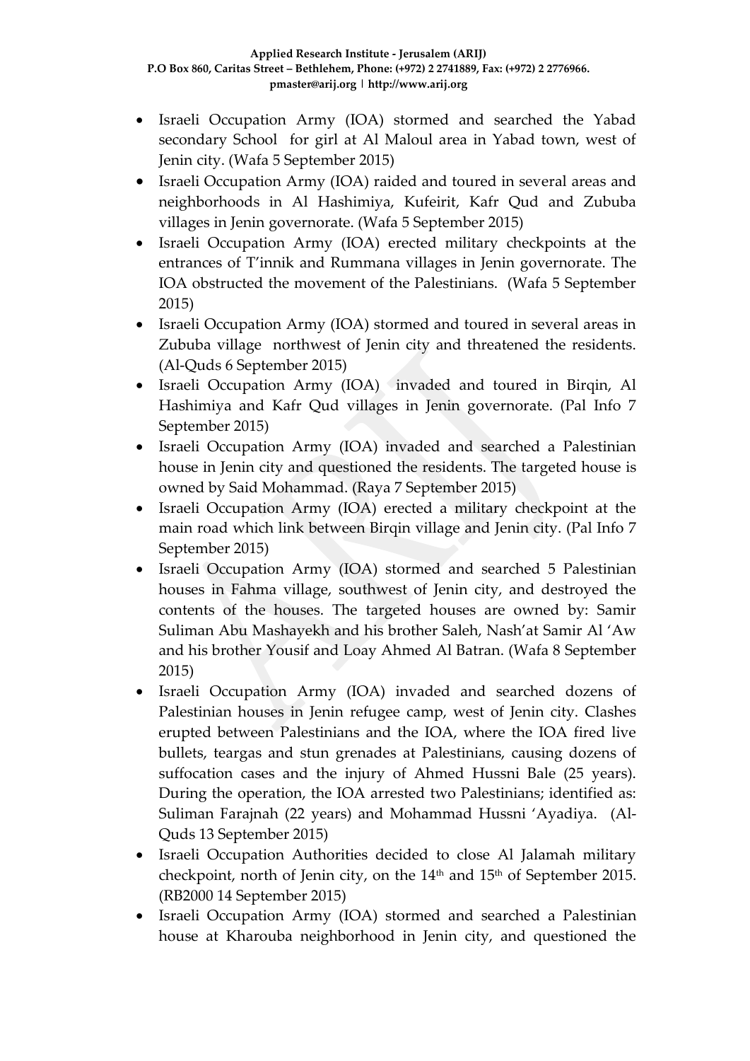- Israeli Occupation Army (IOA) stormed and searched the Yabad secondary School for girl at Al Maloul area in Yabad town, west of Jenin city. (Wafa 5 September 2015)
- Israeli Occupation Army (IOA) raided and toured in several areas and neighborhoods in Al Hashimiya, Kufeirit, Kafr Qud and Zububa villages in Jenin governorate. (Wafa 5 September 2015)
- Israeli Occupation Army (IOA) erected military checkpoints at the entrances of T'innik and Rummana villages in Jenin governorate. The IOA obstructed the movement of the Palestinians. (Wafa 5 September 2015)
- Israeli Occupation Army (IOA) stormed and toured in several areas in Zububa village northwest of Jenin city and threatened the residents. (Al-Quds 6 September 2015)
- Israeli Occupation Army (IOA) invaded and toured in Birqin, Al Hashimiya and Kafr Qud villages in Jenin governorate. (Pal Info 7 September 2015)
- Israeli Occupation Army (IOA) invaded and searched a Palestinian house in Jenin city and questioned the residents. The targeted house is owned by Said Mohammad. (Raya 7 September 2015)
- Israeli Occupation Army (IOA) erected a military checkpoint at the main road which link between Birqin village and Jenin city. (Pal Info 7 September 2015)
- Israeli Occupation Army (IOA) stormed and searched 5 Palestinian houses in Fahma village, southwest of Jenin city, and destroyed the contents of the houses. The targeted houses are owned by: Samir Suliman Abu Mashayekh and his brother Saleh, Nash'at Samir Al 'Aw and his brother Yousif and Loay Ahmed Al Batran. (Wafa 8 September 2015)
- Israeli Occupation Army (IOA) invaded and searched dozens of Palestinian houses in Jenin refugee camp, west of Jenin city. Clashes erupted between Palestinians and the IOA, where the IOA fired live bullets, teargas and stun grenades at Palestinians, causing dozens of suffocation cases and the injury of Ahmed Hussni Bale (25 years). During the operation, the IOA arrested two Palestinians; identified as: Suliman Farajnah (22 years) and Mohammad Hussni 'Ayadiya. (Al-Quds 13 September 2015)
- Israeli Occupation Authorities decided to close Al Jalamah military checkpoint, north of Jenin city, on the 14th and 15th of September 2015. (RB2000 14 September 2015)
- Israeli Occupation Army (IOA) stormed and searched a Palestinian house at Kharouba neighborhood in Jenin city, and questioned the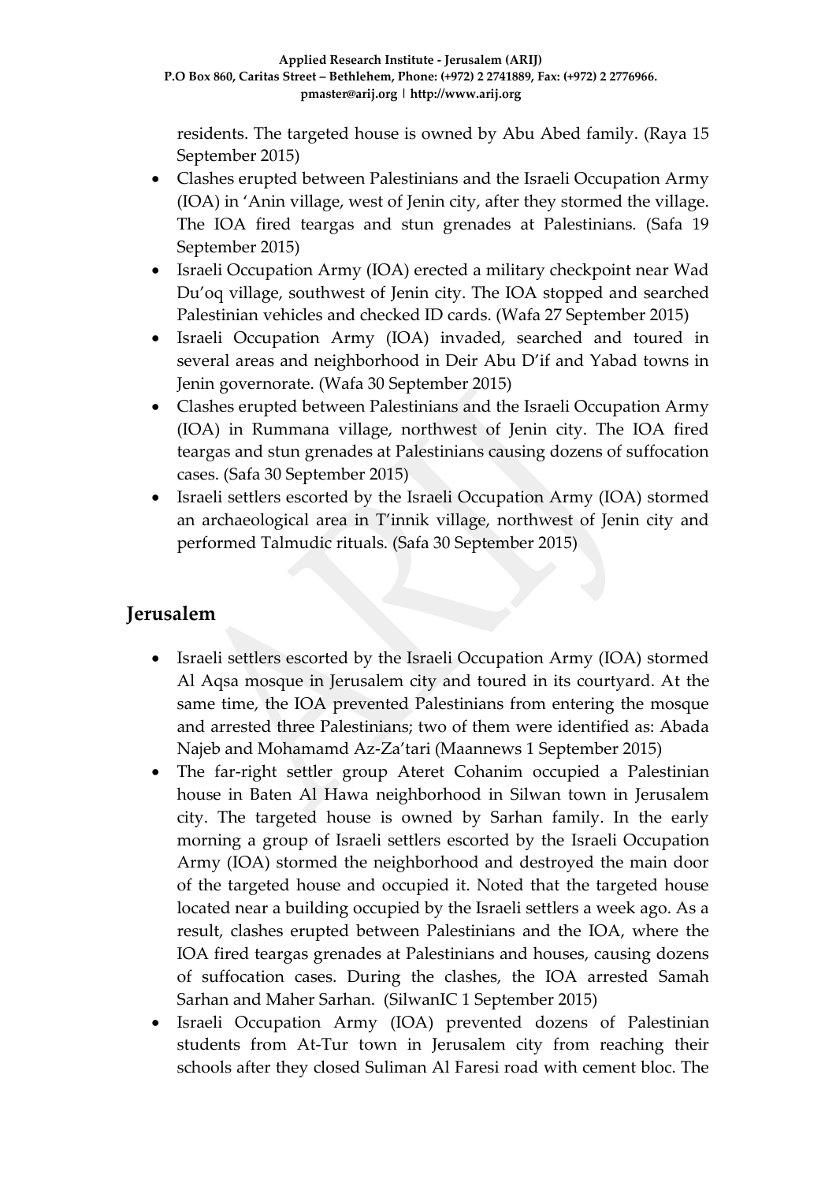residents. The targeted house is owned by Abu Abed family. (Raya 15 September 2015)

- Clashes erupted between Palestinians and the Israeli Occupation Army (IOA) in 'Anin village, west of Jenin city, after they stormed the village. The IOA fired teargas and stun grenades at Palestinians. (Safa 19 September 2015)
- Israeli Occupation Army (IOA) erected a military checkpoint near Wad Du'oq village, southwest of Jenin city. The IOA stopped and searched Palestinian vehicles and checked ID cards. (Wafa 27 September 2015)
- Israeli Occupation Army (IOA) invaded, searched and toured in several areas and neighborhood in Deir Abu D'if and Yabad towns in Jenin governorate. (Wafa 30 September 2015)
- Clashes erupted between Palestinians and the Israeli Occupation Army (IOA) in Rummana village, northwest of Jenin city. The IOA fired teargas and stun grenades at Palestinians causing dozens of suffocation cases. (Safa 30 September 2015)
- Israeli settlers escorted by the Israeli Occupation Army (IOA) stormed an archaeological area in T'innik village, northwest of Jenin city and performed Talmudic rituals. (Safa 30 September 2015)

## Jerusalem

- Israeli settlers escorted by the Israeli Occupation Army (IOA) stormed Al Aqsa mosque in Jerusalem city and toured in its courtyard. At the same time, the IOA prevented Palestinians from entering the mosque and arrested three Palestinians; two of them were identified as: Abada Najeb and Mohamamd Az-Za'tari (Maannews 1 September 2015)
- The far-right settler group Ateret Cohanim occupied a Palestinian house in Baten Al Hawa neighborhood in Silwan town in Jerusalem city. The targeted house is owned by Sarhan family. In the early morning a group of Israeli settlers escorted by the Israeli Occupation Army (IOA) stormed the neighborhood and destroyed the main door of the targeted house and occupied it. Noted that the targeted house located near a building occupied by the Israeli settlers a week ago. As a result, clashes erupted between Palestinians and the IOA, where the IOA fired teargas grenades at Palestinians and houses, causing dozens of suffocation cases. During the clashes, the IOA arrested Samah Sarhan and Maher Sarhan. (SilwanIC 1 September 2015)
- Israeli Occupation Army (IOA) prevented dozens of Palestinian students from At-Tur town in Jerusalem city from reaching their schools after they closed Suliman Al Faresi road with cement bloc. The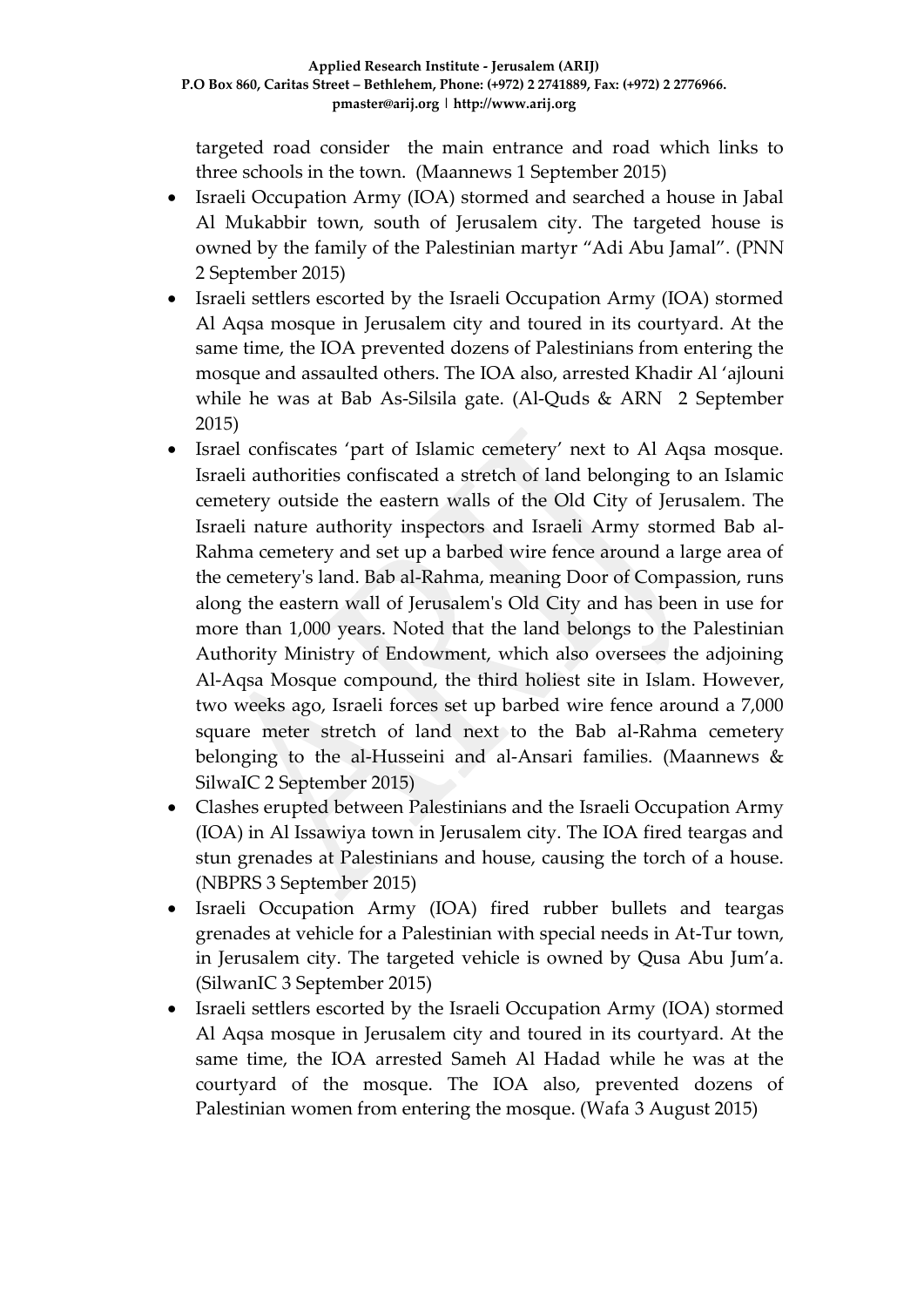targeted road consider the main entrance and road which links to three schools in the town. (Maannews 1 September 2015)

- Israeli Occupation Army (IOA) stormed and searched a house in Jabal Al Mukabbir town, south of Jerusalem city. The targeted house is owned by the family of the Palestinian martyr "Adi Abu Jamal". (PNN 2 September 2015)
- Israeli settlers escorted by the Israeli Occupation Army (IOA) stormed Al Aqsa mosque in Jerusalem city and toured in its courtyard. At the same time, the IOA prevented dozens of Palestinians from entering the mosque and assaulted others. The IOA also, arrested Khadir Al 'ajlouni while he was at Bab As-Silsila gate. (Al-Quds & ARN 2 September 2015)
- Israel confiscates 'part of Islamic cemetery' next to Al Aqsa mosque. Israeli authorities confiscated a stretch of land belonging to an Islamic cemetery outside the eastern walls of the Old City of Jerusalem. The Israeli nature authority inspectors and Israeli Army stormed Bab al-Rahma cemetery and set up a barbed wire fence around a large area of the cemetery's land. Bab al-Rahma, meaning Door of Compassion, runs along the eastern wall of Jerusalem's Old City and has been in use for more than 1,000 years. Noted that the land belongs to the Palestinian Authority Ministry of Endowment, which also oversees the adjoining Al-Aqsa Mosque compound, the third holiest site in Islam. However, two weeks ago, Israeli forces set up barbed wire fence around a 7,000 square meter stretch of land next to the Bab al-Rahma cemetery belonging to the al-Husseini and al-Ansari families. (Maannews & SilwaIC 2 September 2015)
- Clashes erupted between Palestinians and the Israeli Occupation Army (IOA) in Al Issawiya town in Jerusalem city. The IOA fired teargas and stun grenades at Palestinians and house, causing the torch of a house. (NBPRS 3 September 2015)
- Israeli Occupation Army (IOA) fired rubber bullets and teargas grenades at vehicle for a Palestinian with special needs in At-Tur town, in Jerusalem city. The targeted vehicle is owned by Qusa Abu Jum'a. (SilwanIC 3 September 2015)
- Israeli settlers escorted by the Israeli Occupation Army (IOA) stormed Al Aqsa mosque in Jerusalem city and toured in its courtyard. At the same time, the IOA arrested Sameh Al Hadad while he was at the courtyard of the mosque. The IOA also, prevented dozens of Palestinian women from entering the mosque. (Wafa 3 August 2015)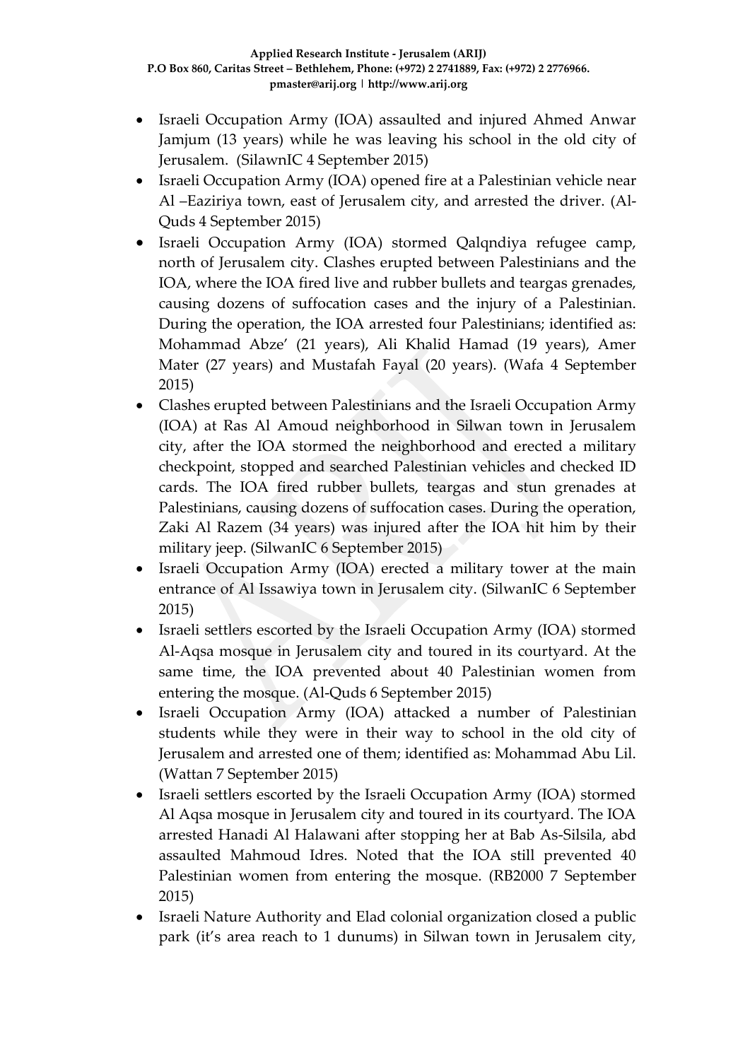- Israeli Occupation Army (IOA) assaulted and injured Ahmed Anwar Jamjum (13 years) while he was leaving his school in the old city of Jerusalem. (SilawnIC 4 September 2015)
- Israeli Occupation Army (IOA) opened fire at a Palestinian vehicle near Al –Eaziriya town, east of Jerusalem city, and arrested the driver. (Al-Quds 4 September 2015)
- Israeli Occupation Army (IOA) stormed Qalqndiya refugee camp, north of Jerusalem city. Clashes erupted between Palestinians and the IOA, where the IOA fired live and rubber bullets and teargas grenades, causing dozens of suffocation cases and the injury of a Palestinian. During the operation, the IOA arrested four Palestinians; identified as: Mohammad Abze' (21 years), Ali Khalid Hamad (19 years), Amer Mater (27 years) and Mustafah Fayal (20 years). (Wafa 4 September 2015)
- Clashes erupted between Palestinians and the Israeli Occupation Army (IOA) at Ras Al Amoud neighborhood in Silwan town in Jerusalem city, after the IOA stormed the neighborhood and erected a military checkpoint, stopped and searched Palestinian vehicles and checked ID cards. The IOA fired rubber bullets, teargas and stun grenades at Palestinians, causing dozens of suffocation cases. During the operation, Zaki Al Razem (34 years) was injured after the IOA hit him by their military jeep. (SilwanIC 6 September 2015)
- Israeli Occupation Army (IOA) erected a military tower at the main entrance of Al Issawiya town in Jerusalem city. (SilwanIC 6 September 2015)
- Israeli settlers escorted by the Israeli Occupation Army (IOA) stormed Al-Aqsa mosque in Jerusalem city and toured in its courtyard. At the same time, the IOA prevented about 40 Palestinian women from entering the mosque. (Al-Quds 6 September 2015)
- Israeli Occupation Army (IOA) attacked a number of Palestinian students while they were in their way to school in the old city of Jerusalem and arrested one of them; identified as: Mohammad Abu Lil. (Wattan 7 September 2015)
- Israeli settlers escorted by the Israeli Occupation Army (IOA) stormed Al Aqsa mosque in Jerusalem city and toured in its courtyard. The IOA arrested Hanadi Al Halawani after stopping her at Bab As-Silsila, abd assaulted Mahmoud Idres. Noted that the IOA still prevented 40 Palestinian women from entering the mosque. (RB2000 7 September 2015)
- Israeli Nature Authority and Elad colonial organization closed a public park (it's area reach to 1 dunums) in Silwan town in Jerusalem city,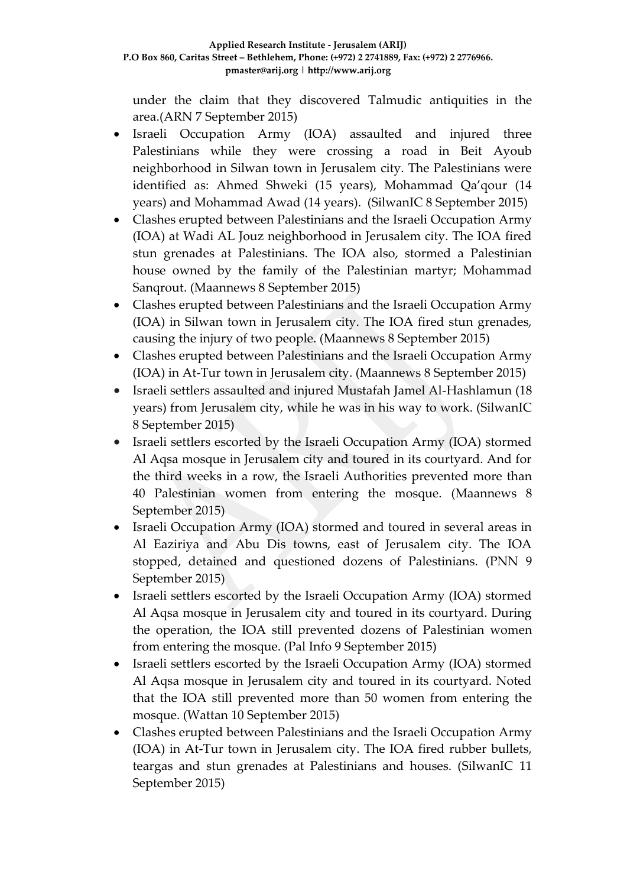under the claim that they discovered Talmudic antiquities in the area.(ARN 7 September 2015)

- Israeli Occupation Army (IOA) assaulted and injured three Palestinians while they were crossing a road in Beit Ayoub neighborhood in Silwan town in Jerusalem city. The Palestinians were identified as: Ahmed Shweki (15 years), Mohammad Qa'qour (14 years) and Mohammad Awad (14 years). (SilwanIC 8 September 2015)
- Clashes erupted between Palestinians and the Israeli Occupation Army (IOA) at Wadi AL Jouz neighborhood in Jerusalem city. The IOA fired stun grenades at Palestinians. The IOA also, stormed a Palestinian house owned by the family of the Palestinian martyr; Mohammad Sanqrout. (Maannews 8 September 2015)
- Clashes erupted between Palestinians and the Israeli Occupation Army (IOA) in Silwan town in Jerusalem city. The IOA fired stun grenades, causing the injury of two people. (Maannews 8 September 2015)
- Clashes erupted between Palestinians and the Israeli Occupation Army (IOA) in At-Tur town in Jerusalem city. (Maannews 8 September 2015)
- Israeli settlers assaulted and injured Mustafah Jamel Al-Hashlamun (18 years) from Jerusalem city, while he was in his way to work. (SilwanIC 8 September 2015)
- Israeli settlers escorted by the Israeli Occupation Army (IOA) stormed Al Aqsa mosque in Jerusalem city and toured in its courtyard. And for the third weeks in a row, the Israeli Authorities prevented more than 40 Palestinian women from entering the mosque. (Maannews 8 September 2015)
- Israeli Occupation Army (IOA) stormed and toured in several areas in Al Eaziriya and Abu Dis towns, east of Jerusalem city. The IOA stopped, detained and questioned dozens of Palestinians. (PNN 9 September 2015)
- Israeli settlers escorted by the Israeli Occupation Army (IOA) stormed Al Aqsa mosque in Jerusalem city and toured in its courtyard. During the operation, the IOA still prevented dozens of Palestinian women from entering the mosque. (Pal Info 9 September 2015)
- Israeli settlers escorted by the Israeli Occupation Army (IOA) stormed Al Aqsa mosque in Jerusalem city and toured in its courtyard. Noted that the IOA still prevented more than 50 women from entering the mosque. (Wattan 10 September 2015)
- Clashes erupted between Palestinians and the Israeli Occupation Army (IOA) in At-Tur town in Jerusalem city. The IOA fired rubber bullets, teargas and stun grenades at Palestinians and houses. (SilwanIC 11 September 2015)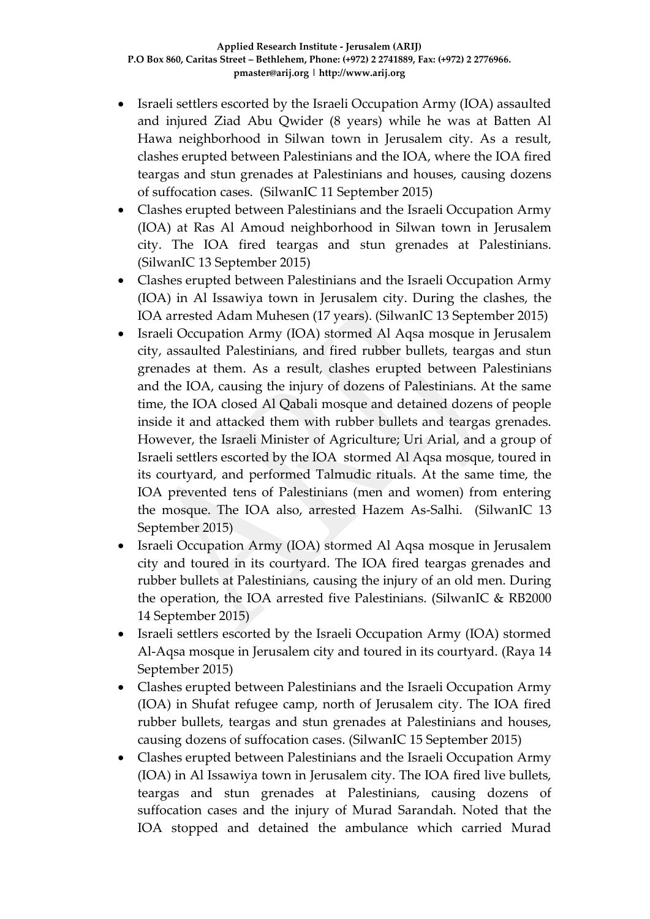- Israeli settlers escorted by the Israeli Occupation Army (IOA) assaulted and injured Ziad Abu Qwider (8 years) while he was at Batten Al Hawa neighborhood in Silwan town in Jerusalem city. As a result, clashes erupted between Palestinians and the IOA, where the IOA fired teargas and stun grenades at Palestinians and houses, causing dozens of suffocation cases. (SilwanIC 11 September 2015)
- Clashes erupted between Palestinians and the Israeli Occupation Army (IOA) at Ras Al Amoud neighborhood in Silwan town in Jerusalem city. The IOA fired teargas and stun grenades at Palestinians. (SilwanIC 13 September 2015)
- Clashes erupted between Palestinians and the Israeli Occupation Army (IOA) in Al Issawiya town in Jerusalem city. During the clashes, the IOA arrested Adam Muhesen (17 years). (SilwanIC 13 September 2015)
- Israeli Occupation Army (IOA) stormed Al Aqsa mosque in Jerusalem city, assaulted Palestinians, and fired rubber bullets, teargas and stun grenades at them. As a result, clashes erupted between Palestinians and the IOA, causing the injury of dozens of Palestinians. At the same time, the IOA closed Al Qabali mosque and detained dozens of people inside it and attacked them with rubber bullets and teargas grenades. However, the Israeli Minister of Agriculture; Uri Arial, and a group of Israeli settlers escorted by the IOA stormed Al Aqsa mosque, toured in its courtyard, and performed Talmudic rituals. At the same time, the IOA prevented tens of Palestinians (men and women) from entering the mosque. The IOA also, arrested Hazem As-Salhi. (SilwanIC 13 September 2015)
- Israeli Occupation Army (IOA) stormed Al Aqsa mosque in Jerusalem city and toured in its courtyard. The IOA fired teargas grenades and rubber bullets at Palestinians, causing the injury of an old men. During the operation, the IOA arrested five Palestinians. (SilwanIC & RB2000 14 September 2015)
- Israeli settlers escorted by the Israeli Occupation Army (IOA) stormed Al-Aqsa mosque in Jerusalem city and toured in its courtyard. (Raya 14 September 2015)
- Clashes erupted between Palestinians and the Israeli Occupation Army (IOA) in Shufat refugee camp, north of Jerusalem city. The IOA fired rubber bullets, teargas and stun grenades at Palestinians and houses, causing dozens of suffocation cases. (SilwanIC 15 September 2015)
- Clashes erupted between Palestinians and the Israeli Occupation Army (IOA) in Al Issawiya town in Jerusalem city. The IOA fired live bullets, teargas and stun grenades at Palestinians, causing dozens of suffocation cases and the injury of Murad Sarandah. Noted that the IOA stopped and detained the ambulance which carried Murad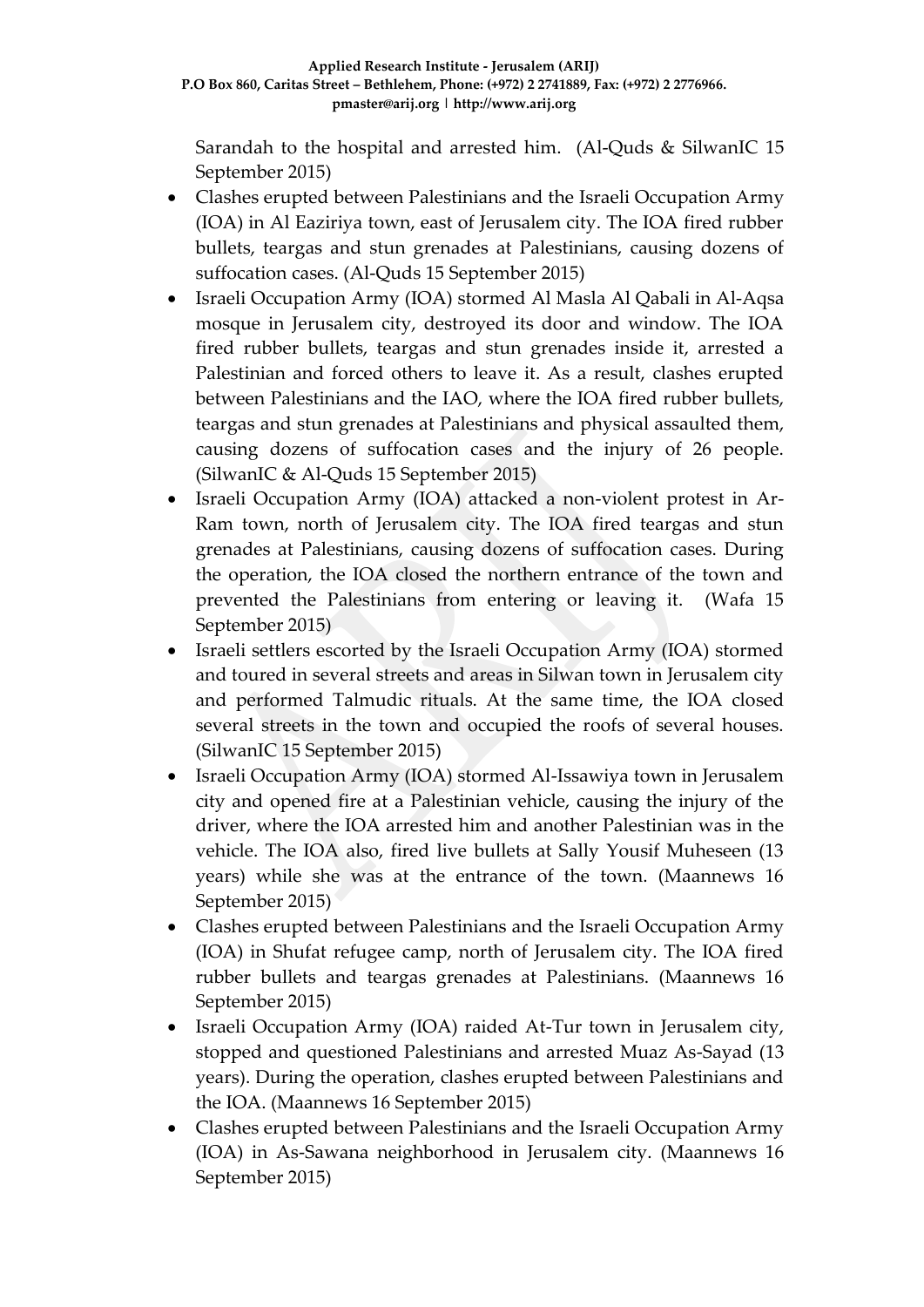Sarandah to the hospital and arrested him. (Al-Quds & SilwanIC 15 September 2015)

- Clashes erupted between Palestinians and the Israeli Occupation Army (IOA) in Al Eaziriya town, east of Jerusalem city. The IOA fired rubber bullets, teargas and stun grenades at Palestinians, causing dozens of suffocation cases. (Al-Quds 15 September 2015)
- Israeli Occupation Army (IOA) stormed Al Masla Al Qabali in Al-Aqsa mosque in Jerusalem city, destroyed its door and window. The IOA fired rubber bullets, teargas and stun grenades inside it, arrested a Palestinian and forced others to leave it. As a result, clashes erupted between Palestinians and the IAO, where the IOA fired rubber bullets, teargas and stun grenades at Palestinians and physical assaulted them, causing dozens of suffocation cases and the injury of 26 people. (SilwanIC & Al-Quds 15 September 2015)
- Israeli Occupation Army (IOA) attacked a non-violent protest in Ar-Ram town, north of Jerusalem city. The IOA fired teargas and stun grenades at Palestinians, causing dozens of suffocation cases. During the operation, the IOA closed the northern entrance of the town and prevented the Palestinians from entering or leaving it. (Wafa 15 September 2015)
- Israeli settlers escorted by the Israeli Occupation Army (IOA) stormed and toured in several streets and areas in Silwan town in Jerusalem city and performed Talmudic rituals. At the same time, the IOA closed several streets in the town and occupied the roofs of several houses. (SilwanIC 15 September 2015)
- Israeli Occupation Army (IOA) stormed Al-Issawiya town in Jerusalem city and opened fire at a Palestinian vehicle, causing the injury of the driver, where the IOA arrested him and another Palestinian was in the vehicle. The IOA also, fired live bullets at Sally Yousif Muheseen (13 years) while she was at the entrance of the town. (Maannews 16 September 2015)
- Clashes erupted between Palestinians and the Israeli Occupation Army (IOA) in Shufat refugee camp, north of Jerusalem city. The IOA fired rubber bullets and teargas grenades at Palestinians. (Maannews 16 September 2015)
- Israeli Occupation Army (IOA) raided At-Tur town in Jerusalem city, stopped and questioned Palestinians and arrested Muaz As-Sayad (13 years). During the operation, clashes erupted between Palestinians and the IOA. (Maannews 16 September 2015)
- Clashes erupted between Palestinians and the Israeli Occupation Army (IOA) in As-Sawana neighborhood in Jerusalem city. (Maannews 16 September 2015)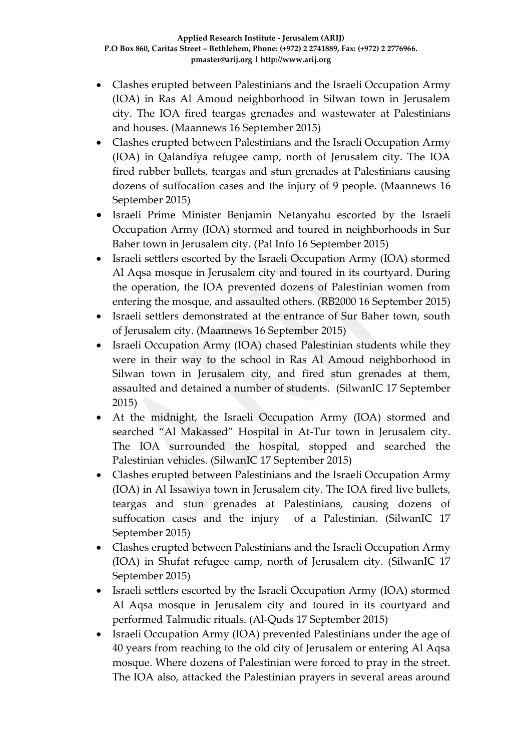- Clashes erupted between Palestinians and the Israeli Occupation Army (IOA) in Ras Al Amoud neighborhood in Silwan town in Jerusalem city. The IOA fired teargas grenades and wastewater at Palestinians and houses. (Maannews 16 September 2015)
- Clashes erupted between Palestinians and the Israeli Occupation Army (IOA) in Qalandiya refugee camp, north of Jerusalem city. The IOA fired rubber bullets, teargas and stun grenades at Palestinians causing dozens of suffocation cases and the injury of 9 people. (Maannews 16 September 2015)
- Israeli Prime Minister Benjamin Netanyahu escorted by the Israeli Occupation Army (IOA) stormed and toured in neighborhoods in Sur Baher town in Jerusalem city. (Pal Info 16 September 2015)
- Israeli settlers escorted by the Israeli Occupation Army (IOA) stormed Al Aqsa mosque in Jerusalem city and toured in its courtyard. During the operation, the IOA prevented dozens of Palestinian women from entering the mosque, and assaulted others. (RB2000 16 September 2015)
- Israeli settlers demonstrated at the entrance of Sur Baher town, south of Jerusalem city. (Maannews 16 September 2015)
- Israeli Occupation Army (IOA) chased Palestinian students while they were in their way to the school in Ras Al Amoud neighborhood in Silwan town in Jerusalem city, and fired stun grenades at them, assaulted and detained a number of students. (SilwanIC 17 September 2015)
- At the midnight, the Israeli Occupation Army (IOA) stormed and searched "Al Makassed" Hospital in At-Tur town in Jerusalem city. The IOA surrounded the hospital, stopped and searched the Palestinian vehicles. (SilwanIC 17 September 2015)
- Clashes erupted between Palestinians and the Israeli Occupation Army (IOA) in Al Issawiya town in Jerusalem city. The IOA fired live bullets, teargas and stun grenades at Palestinians, causing dozens of suffocation cases and the injury of a Palestinian. (SilwanIC 17 September 2015)
- Clashes erupted between Palestinians and the Israeli Occupation Army (IOA) in Shufat refugee camp, north of Jerusalem city. (SilwanIC 17 September 2015)
- Israeli settlers escorted by the Israeli Occupation Army (IOA) stormed Al Aqsa mosque in Jerusalem city and toured in its courtyard and performed Talmudic rituals. (Al-Quds 17 September 2015)
- Israeli Occupation Army (IOA) prevented Palestinians under the age of 40 years from reaching to the old city of Jerusalem or entering Al Aqsa mosque. Where dozens of Palestinian were forced to pray in the street. The IOA also, attacked the Palestinian prayers in several areas around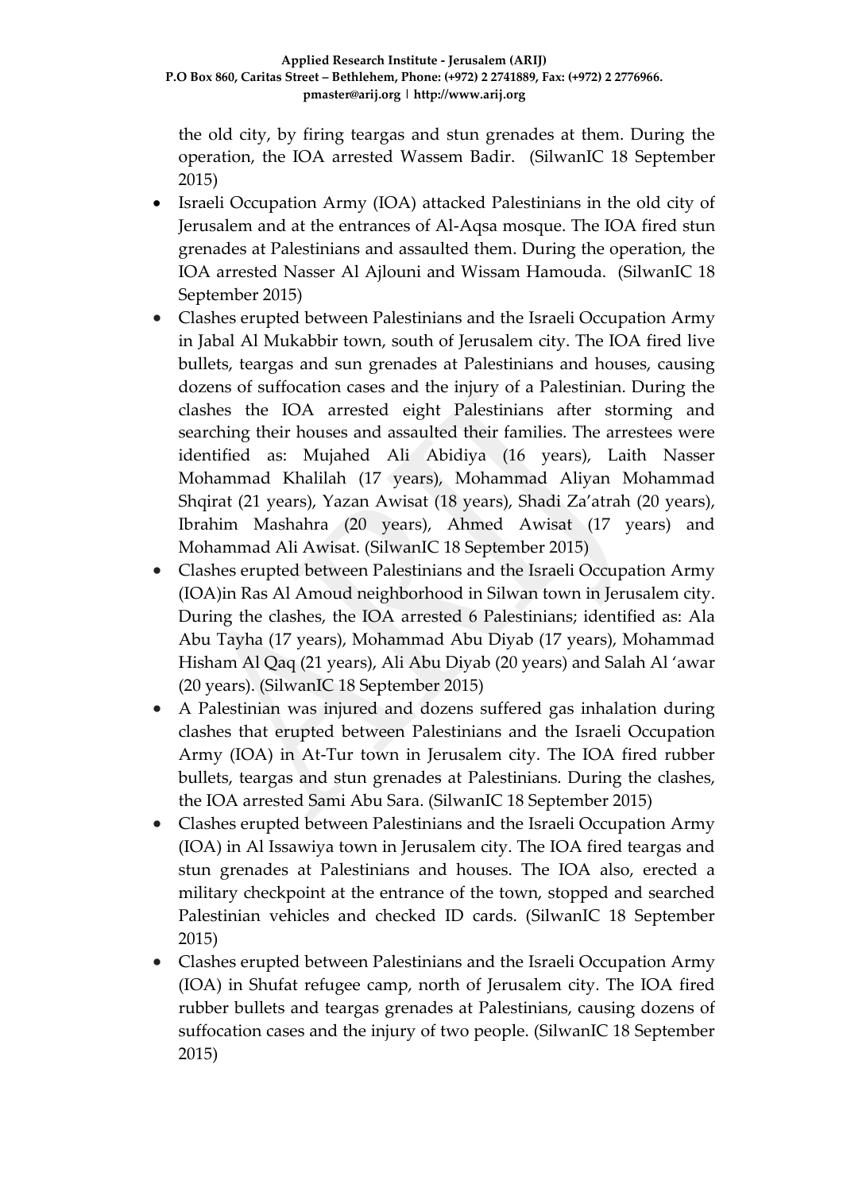the old city, by firing teargas and stun grenades at them. During the operation, the IOA arrested Wassem Badir. (SilwanIC 18 September 2015)

- Israeli Occupation Army (IOA) attacked Palestinians in the old city of Jerusalem and at the entrances of Al-Aqsa mosque. The IOA fired stun grenades at Palestinians and assaulted them. During the operation, the IOA arrested Nasser Al Ajlouni and Wissam Hamouda. (SilwanIC 18 September 2015)
- Clashes erupted between Palestinians and the Israeli Occupation Army in Jabal Al Mukabbir town, south of Jerusalem city. The IOA fired live bullets, teargas and sun grenades at Palestinians and houses, causing dozens of suffocation cases and the injury of a Palestinian. During the clashes the IOA arrested eight Palestinians after storming and searching their houses and assaulted their families. The arrestees were identified as: Mujahed Ali Abidiya (16 years), Laith Nasser Mohammad Khalilah (17 years), Mohammad Aliyan Mohammad Shqirat (21 years), Yazan Awisat (18 years), Shadi Za'atrah (20 years), Ibrahim Mashahra (20 years), Ahmed Awisat (17 years) and Mohammad Ali Awisat. (SilwanIC 18 September 2015)
- Clashes erupted between Palestinians and the Israeli Occupation Army (IOA)in Ras Al Amoud neighborhood in Silwan town in Jerusalem city. During the clashes, the IOA arrested 6 Palestinians; identified as: Ala Abu Tayha (17 years), Mohammad Abu Diyab (17 years), Mohammad Hisham Al Qaq (21 years), Ali Abu Diyab (20 years) and Salah Al 'awar (20 years). (SilwanIC 18 September 2015)
- A Palestinian was injured and dozens suffered gas inhalation during clashes that erupted between Palestinians and the Israeli Occupation Army (IOA) in At-Tur town in Jerusalem city. The IOA fired rubber bullets, teargas and stun grenades at Palestinians. During the clashes, the IOA arrested Sami Abu Sara. (SilwanIC 18 September 2015)
- Clashes erupted between Palestinians and the Israeli Occupation Army (IOA) in Al Issawiya town in Jerusalem city. The IOA fired teargas and stun grenades at Palestinians and houses. The IOA also, erected a military checkpoint at the entrance of the town, stopped and searched Palestinian vehicles and checked ID cards. (SilwanIC 18 September 2015)
- Clashes erupted between Palestinians and the Israeli Occupation Army (IOA) in Shufat refugee camp, north of Jerusalem city. The IOA fired rubber bullets and teargas grenades at Palestinians, causing dozens of suffocation cases and the injury of two people. (SilwanIC 18 September 2015)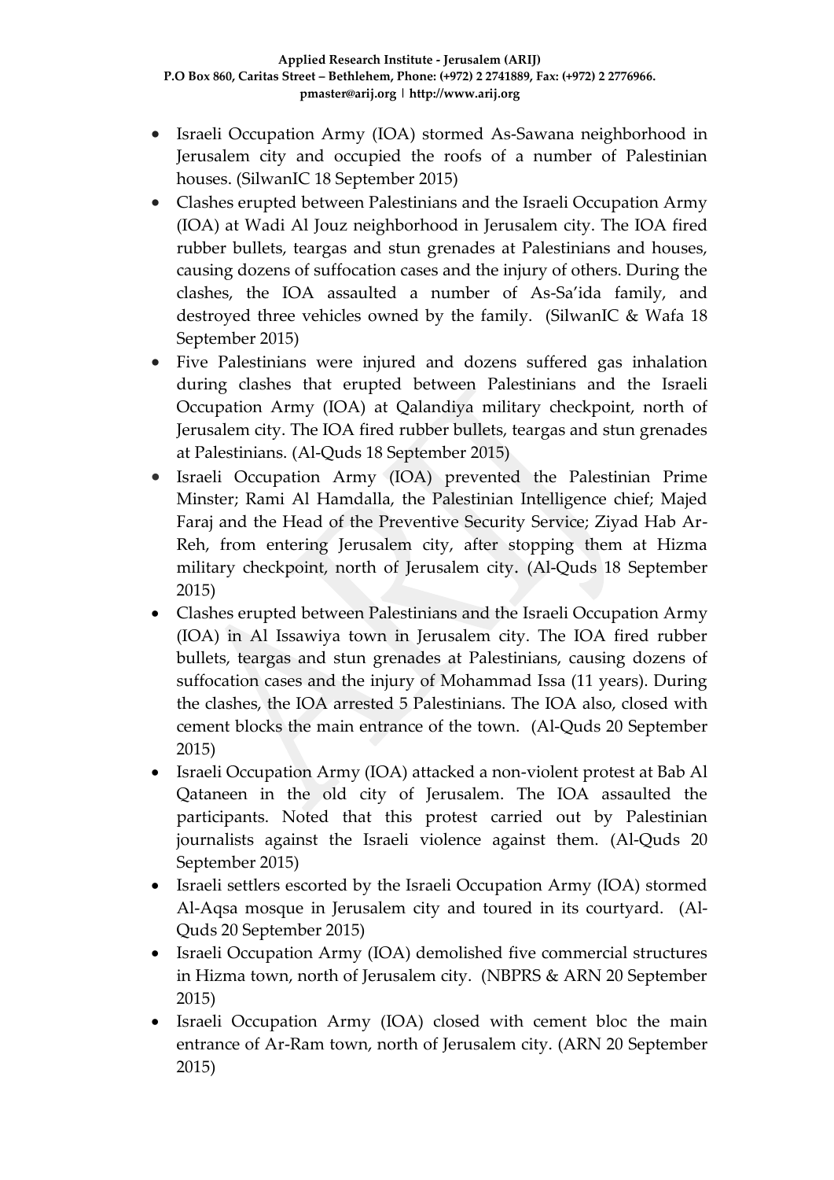- Israeli Occupation Army (IOA) stormed As-Sawana neighborhood in Jerusalem city and occupied the roofs of a number of Palestinian houses. (SilwanIC 18 September 2015)
- Clashes erupted between Palestinians and the Israeli Occupation Army (IOA) at Wadi Al Jouz neighborhood in Jerusalem city. The IOA fired rubber bullets, teargas and stun grenades at Palestinians and houses, causing dozens of suffocation cases and the injury of others. During the clashes, the IOA assaulted a number of As-Sa'ida family, and destroyed three vehicles owned by the family. (SilwanIC & Wafa 18 September 2015)
- Five Palestinians were injured and dozens suffered gas inhalation during clashes that erupted between Palestinians and the Israeli Occupation Army (IOA) at Qalandiya military checkpoint, north of Jerusalem city. The IOA fired rubber bullets, teargas and stun grenades at Palestinians. (Al-Quds 18 September 2015)
- Israeli Occupation Army (IOA) prevented the Palestinian Prime Minster; Rami Al Hamdalla, the Palestinian Intelligence chief; Majed Faraj and the Head of the Preventive Security Service; Ziyad Hab Ar-Reh, from entering Jerusalem city, after stopping them at Hizma military checkpoint, north of Jerusalem city. (Al-Quds 18 September 2015)
- Clashes erupted between Palestinians and the Israeli Occupation Army (IOA) in Al Issawiya town in Jerusalem city. The IOA fired rubber bullets, teargas and stun grenades at Palestinians, causing dozens of suffocation cases and the injury of Mohammad Issa (11 years). During the clashes, the IOA arrested 5 Palestinians. The IOA also, closed with cement blocks the main entrance of the town. (Al-Quds 20 September 2015)
- Israeli Occupation Army (IOA) attacked a non-violent protest at Bab Al Qataneen in the old city of Jerusalem. The IOA assaulted the participants. Noted that this protest carried out by Palestinian journalists against the Israeli violence against them. (Al-Quds 20 September 2015)
- Israeli settlers escorted by the Israeli Occupation Army (IOA) stormed Al-Aqsa mosque in Jerusalem city and toured in its courtyard. (Al-Quds 20 September 2015)
- Israeli Occupation Army (IOA) demolished five commercial structures in Hizma town, north of Jerusalem city. (NBPRS & ARN 20 September 2015)
- Israeli Occupation Army (IOA) closed with cement bloc the main entrance of Ar-Ram town, north of Jerusalem city. (ARN 20 September 2015)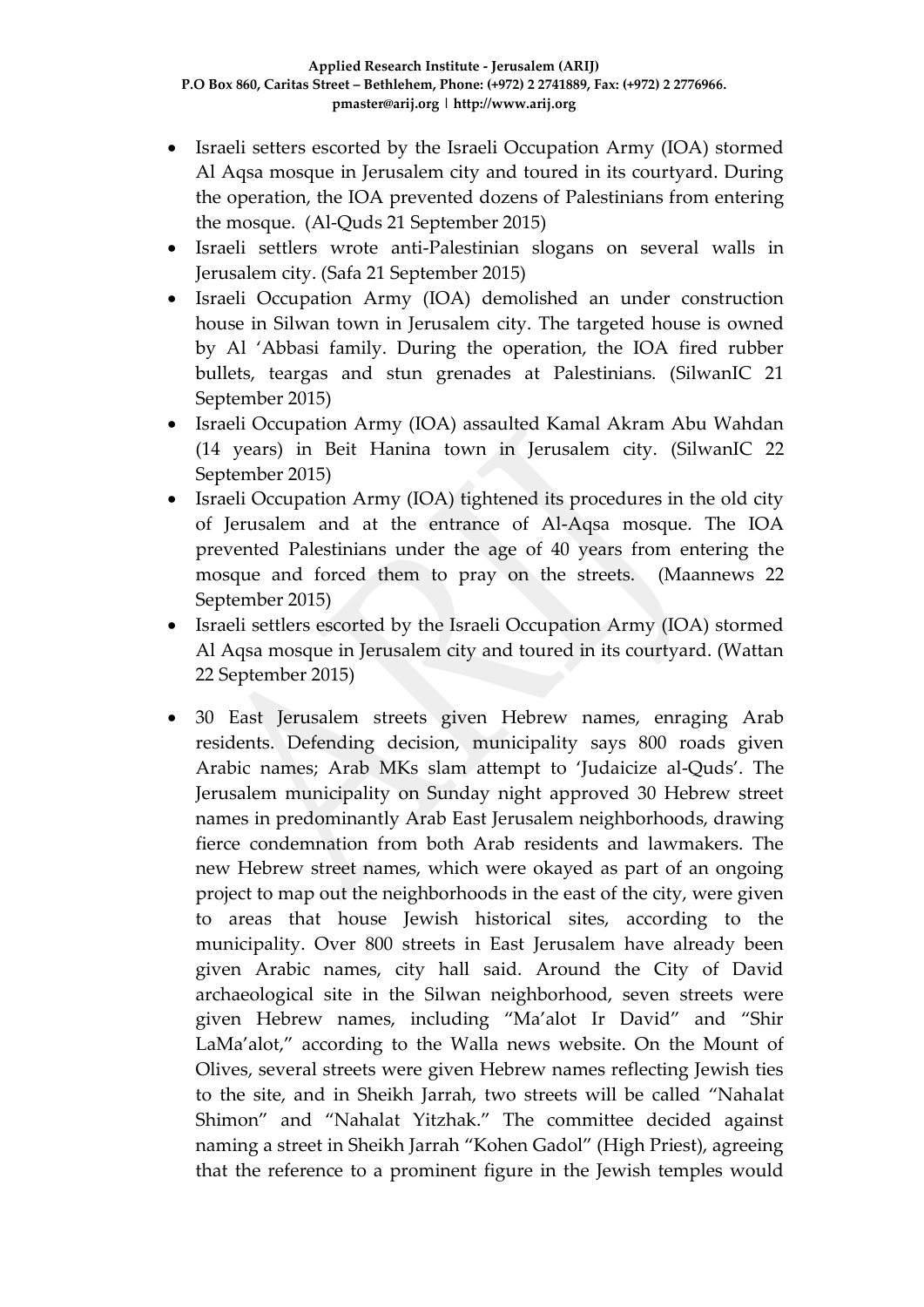- Israeli setters escorted by the Israeli Occupation Army (IOA) stormed Al Aqsa mosque in Jerusalem city and toured in its courtyard. During the operation, the IOA prevented dozens of Palestinians from entering the mosque. (Al-Quds 21 September 2015)
- Israeli settlers wrote anti-Palestinian slogans on several walls in Jerusalem city. (Safa 21 September 2015)
- Israeli Occupation Army (IOA) demolished an under construction house in Silwan town in Jerusalem city. The targeted house is owned by Al 'Abbasi family. During the operation, the IOA fired rubber bullets, teargas and stun grenades at Palestinians. (SilwanIC 21 September 2015)
- Israeli Occupation Army (IOA) assaulted Kamal Akram Abu Wahdan (14 years) in Beit Hanina town in Jerusalem city. (SilwanIC 22 September 2015)
- Israeli Occupation Army (IOA) tightened its procedures in the old city of Jerusalem and at the entrance of Al-Aqsa mosque. The IOA prevented Palestinians under the age of 40 years from entering the mosque and forced them to pray on the streets. (Maannews 22 September 2015)
- Israeli settlers escorted by the Israeli Occupation Army (IOA) stormed Al Aqsa mosque in Jerusalem city and toured in its courtyard. (Wattan 22 September 2015)
- 30 East Jerusalem streets given Hebrew names, enraging Arab residents. Defending decision, municipality says 800 roads given Arabic names; Arab MKs slam attempt to 'Judaicize al-Quds'. The Jerusalem municipality on Sunday night approved 30 Hebrew street names in predominantly Arab East Jerusalem neighborhoods, drawing fierce condemnation from both Arab residents and lawmakers. The new Hebrew street names, which were okayed as part of an ongoing project to map out the neighborhoods in the east of the city, were given to areas that house Jewish historical sites, according to the municipality. Over 800 streets in East Jerusalem have already been given Arabic names, city hall said. Around the City of David archaeological site in the Silwan neighborhood, seven streets were given Hebrew names, including "Ma'alot Ir David" and "Shir LaMa'alot," according to the Walla news website. On the Mount of Olives, several streets were given Hebrew names reflecting Jewish ties to the site, and in Sheikh Jarrah, two streets will be called "Nahalat Shimon" and "Nahalat Yitzhak." The committee decided against naming a street in Sheikh Jarrah "Kohen Gadol" (High Priest), agreeing that the reference to a prominent figure in the Jewish temples would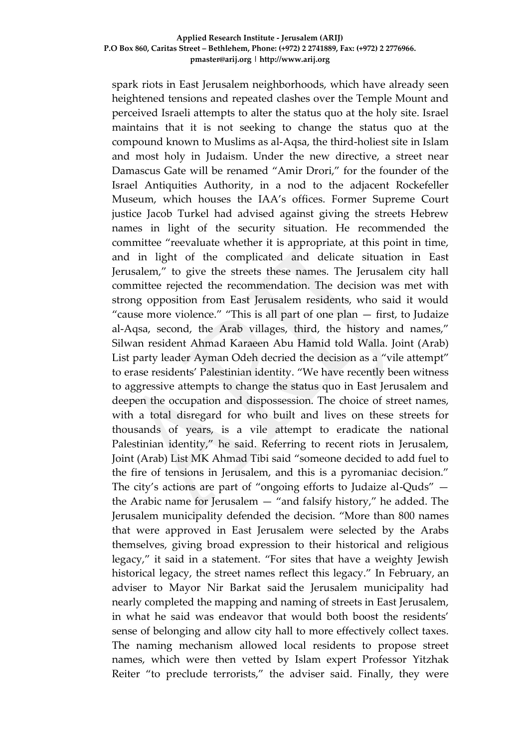spark riots in East Jerusalem neighborhoods, which have already seen heightened tensions and repeated clashes over the Temple Mount and perceived Israeli attempts to alter the status quo at the holy site. Israel maintains that it is not seeking to change the status quo at the compound known to Muslims as al-Aqsa, the third-holiest site in Islam and most holy in Judaism. Under the new directive, a street near Damascus Gate will be renamed "Amir Drori," for the founder of the Israel Antiquities Authority, in a nod to the adjacent Rockefeller Museum, which houses the IAA's offices. Former Supreme Court justice Jacob Turkel had advised against giving the streets Hebrew names in light of the security situation. He recommended the committee "reevaluate whether it is appropriate, at this point in time, and in light of the complicated and delicate situation in East Jerusalem," to give the streets these names. The Jerusalem city hall committee rejected the recommendation. The decision was met with strong opposition from East Jerusalem residents, who said it would "cause more violence." "This is all part of one plan — first, to Judaize al-Aqsa, second, the Arab villages, third, the history and names," Silwan resident Ahmad Karaeen Abu Hamid told Walla. Joint (Arab) List party leader Ayman Odeh decried the decision as a "vile attempt" to erase residents' Palestinian identity. "We have recently been witness to aggressive attempts to change the status quo in East Jerusalem and deepen the occupation and dispossession. The choice of street names, with a total disregard for who built and lives on these streets for thousands of years, is a vile attempt to eradicate the national Palestinian identity," he said. Referring to recent riots in Jerusalem, Joint (Arab) List MK Ahmad Tibi said "someone decided to add fuel to the fire of tensions in Jerusalem, and this is a pyromaniac decision." The city's actions are part of "ongoing efforts to Judaize al-Quds" — the Arabic name for Jerusalem — "and falsify history," he added. The Jerusalem municipality defended the decision. "More than 800 names that were approved in East Jerusalem were selected by the Arabs themselves, giving broad expression to their historical and religious legacy," it said in a statement. "For sites that have a weighty Jewish historical legacy, the street names reflect this legacy." In February, an adviser to Mayor Nir Barkat said the Jerusalem municipality had nearly completed the mapping and naming of streets in East Jerusalem, in what he said was endeavor that would both boost the residents' sense of belonging and allow city hall to more effectively collect taxes. The naming mechanism allowed local residents to propose street names, which were then vetted by Islam expert Professor Yitzhak Reiter "to preclude terrorists," the adviser said. Finally, they were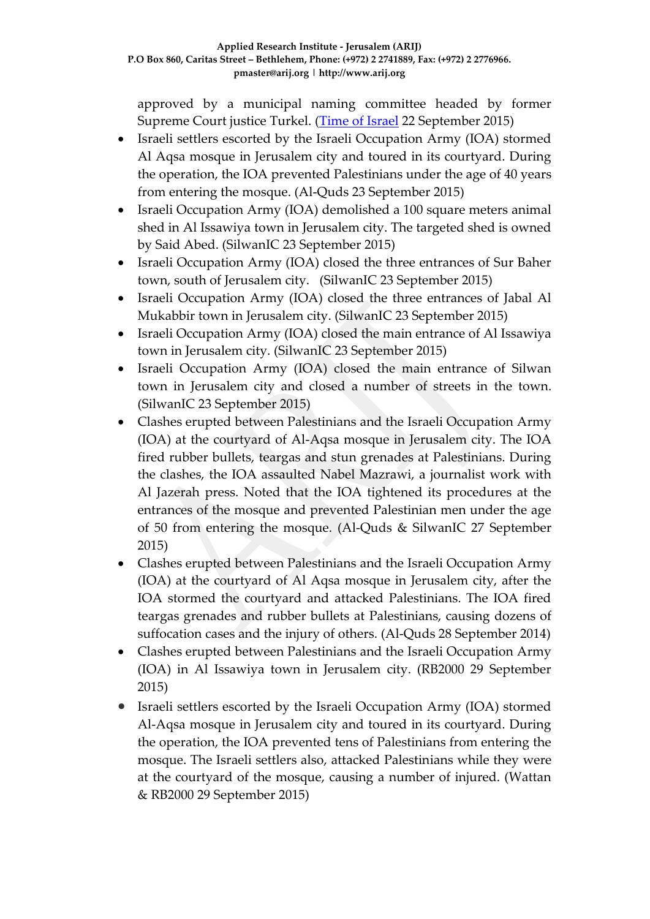approved by a municipal naming committee headed by former Supreme Court justice Turkel. (Time of Israel 22 September 2015)

- Israeli settlers escorted by the Israeli Occupation Army (IOA) stormed Al Aqsa mosque in Jerusalem city and toured in its courtyard. During the operation, the IOA prevented Palestinians under the age of 40 years from entering the mosque. (Al-Quds 23 September 2015)
- Israeli Occupation Army (IOA) demolished a 100 square meters animal shed in Al Issawiya town in Jerusalem city. The targeted shed is owned by Said Abed. (SilwanIC 23 September 2015)
- Israeli Occupation Army (IOA) closed the three entrances of Sur Baher town, south of Jerusalem city. (SilwanIC 23 September 2015)
- Israeli Occupation Army (IOA) closed the three entrances of Jabal Al Mukabbir town in Jerusalem city. (SilwanIC 23 September 2015)
- Israeli Occupation Army (IOA) closed the main entrance of Al Issawiya town in Jerusalem city. (SilwanIC 23 September 2015)
- Israeli Occupation Army (IOA) closed the main entrance of Silwan town in Jerusalem city and closed a number of streets in the town. (SilwanIC 23 September 2015)
- Clashes erupted between Palestinians and the Israeli Occupation Army (IOA) at the courtyard of Al-Aqsa mosque in Jerusalem city. The IOA fired rubber bullets, teargas and stun grenades at Palestinians. During the clashes, the IOA assaulted Nabel Mazrawi, a journalist work with Al Jazerah press. Noted that the IOA tightened its procedures at the entrances of the mosque and prevented Palestinian men under the age of 50 from entering the mosque. (Al-Quds & SilwanIC 27 September 2015)
- Clashes erupted between Palestinians and the Israeli Occupation Army (IOA) at the courtyard of Al Aqsa mosque in Jerusalem city, after the IOA stormed the courtyard and attacked Palestinians. The IOA fired teargas grenades and rubber bullets at Palestinians, causing dozens of suffocation cases and the injury of others. (Al-Quds 28 September 2014)
- Clashes erupted between Palestinians and the Israeli Occupation Army (IOA) in Al Issawiya town in Jerusalem city. (RB2000 29 September 2015)
- Israeli settlers escorted by the Israeli Occupation Army (IOA) stormed Al-Aqsa mosque in Jerusalem city and toured in its courtyard. During the operation, the IOA prevented tens of Palestinians from entering the mosque. The Israeli settlers also, attacked Palestinians while they were at the courtyard of the mosque, causing a number of injured. (Wattan & RB2000 29 September 2015)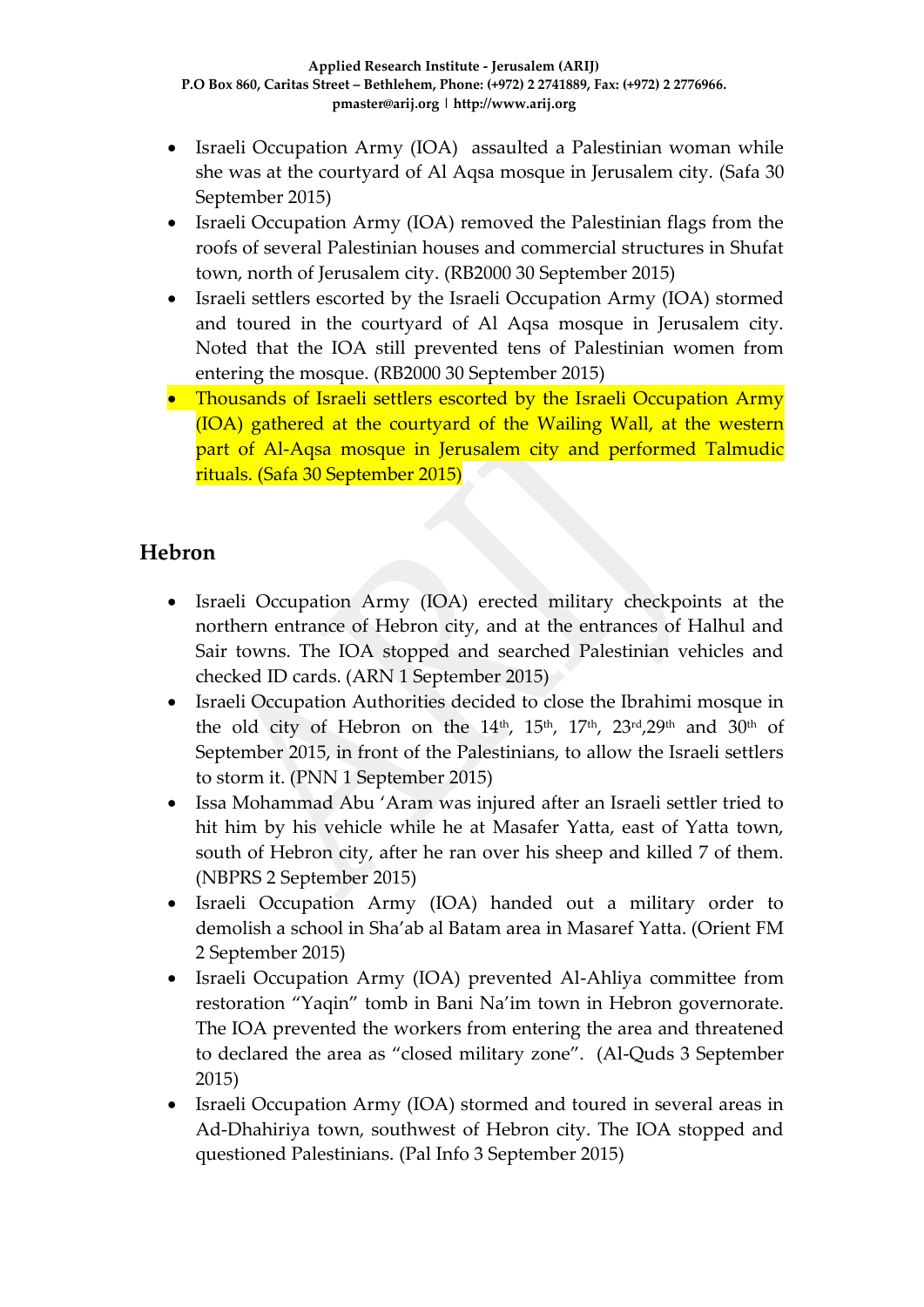- Israeli Occupation Army (IOA) assaulted a Palestinian woman while she was at the courtyard of Al Aqsa mosque in Jerusalem city. (Safa 30 September 2015)
- Israeli Occupation Army (IOA) removed the Palestinian flags from the roofs of several Palestinian houses and commercial structures in Shufat town, north of Jerusalem city. (RB2000 30 September 2015)
- Israeli settlers escorted by the Israeli Occupation Army (IOA) stormed and toured in the courtyard of Al Aqsa mosque in Jerusalem city. Noted that the IOA still prevented tens of Palestinian women from entering the mosque. (RB2000 30 September 2015)
- Thousands of Israeli settlers escorted by the Israeli Occupation Army (IOA) gathered at the courtyard of the Wailing Wall, at the western part of Al-Aqsa mosque in Jerusalem city and performed Talmudic rituals. (Safa 30 September 2015)

## Hebron

- Israeli Occupation Army (IOA) erected military checkpoints at the northern entrance of Hebron city, and at the entrances of Halhul and Sair towns. The IOA stopped and searched Palestinian vehicles and checked ID cards. (ARN 1 September 2015)
- Israeli Occupation Authorities decided to close the Ibrahimi mosque in the old city of Hebron on the 14th, 15th, 17th, 23rd,29th and 30th of September 2015, in front of the Palestinians, to allow the Israeli settlers to storm it. (PNN 1 September 2015)
- Issa Mohammad Abu 'Aram was injured after an Israeli settler tried to hit him by his vehicle while he at Masafer Yatta, east of Yatta town, south of Hebron city, after he ran over his sheep and killed 7 of them. (NBPRS 2 September 2015)
- Israeli Occupation Army (IOA) handed out a military order to demolish a school in Sha'ab al Batam area in Masaref Yatta. (Orient FM 2 September 2015)
- Israeli Occupation Army (IOA) prevented Al-Ahliya committee from restoration "Yaqin" tomb in Bani Na'im town in Hebron governorate. The IOA prevented the workers from entering the area and threatened to declared the area as "closed military zone". (Al-Quds 3 September 2015)
- Israeli Occupation Army (IOA) stormed and toured in several areas in Ad-Dhahiriya town, southwest of Hebron city. The IOA stopped and questioned Palestinians. (Pal Info 3 September 2015)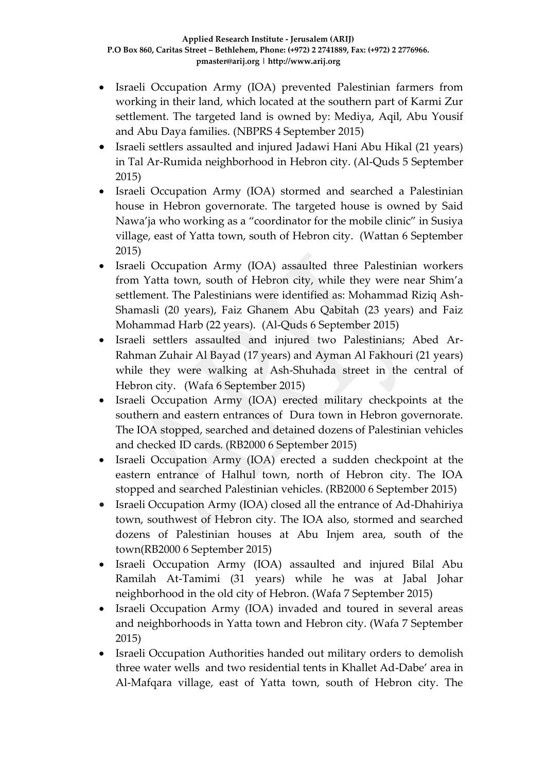- Israeli Occupation Army (IOA) prevented Palestinian farmers from working in their land, which located at the southern part of Karmi Zur settlement. The targeted land is owned by: Mediya, Aqil, Abu Yousif and Abu Daya families. (NBPRS 4 September 2015)
- Israeli settlers assaulted and injured Jadawi Hani Abu Hikal (21 years) in Tal Ar-Rumida neighborhood in Hebron city. (Al-Quds 5 September 2015)
- Israeli Occupation Army (IOA) stormed and searched a Palestinian house in Hebron governorate. The targeted house is owned by Said Nawa'ja who working as a "coordinator for the mobile clinic" in Susiya village, east of Yatta town, south of Hebron city. (Wattan 6 September 2015)
- Israeli Occupation Army (IOA) assaulted three Palestinian workers from Yatta town, south of Hebron city, while they were near Shim'a settlement. The Palestinians were identified as: Mohammad Riziq Ash-Shamasli (20 years), Faiz Ghanem Abu Qabitah (23 years) and Faiz Mohammad Harb (22 years). (Al-Quds 6 September 2015)
- Israeli settlers assaulted and injured two Palestinians; Abed Ar-Rahman Zuhair Al Bayad (17 years) and Ayman Al Fakhouri (21 years) while they were walking at Ash-Shuhada street in the central of Hebron city. (Wafa 6 September 2015)
- Israeli Occupation Army (IOA) erected military checkpoints at the southern and eastern entrances of Dura town in Hebron governorate. The IOA stopped, searched and detained dozens of Palestinian vehicles and checked ID cards. (RB2000 6 September 2015)
- Israeli Occupation Army (IOA) erected a sudden checkpoint at the eastern entrance of Halhul town, north of Hebron city. The IOA stopped and searched Palestinian vehicles. (RB2000 6 September 2015)
- Israeli Occupation Army (IOA) closed all the entrance of Ad-Dhahiriya town, southwest of Hebron city. The IOA also, stormed and searched dozens of Palestinian houses at Abu Injem area, south of the town(RB2000 6 September 2015)
- Israeli Occupation Army (IOA) assaulted and injured Bilal Abu Ramilah At-Tamimi (31 years) while he was at Jabal Johar neighborhood in the old city of Hebron. (Wafa 7 September 2015)
- Israeli Occupation Army (IOA) invaded and toured in several areas and neighborhoods in Yatta town and Hebron city. (Wafa 7 September 2015)
- Israeli Occupation Authorities handed out military orders to demolish three water wells and two residential tents in Khallet Ad-Dabe' area in Al-Mafqara village, east of Yatta town, south of Hebron city. The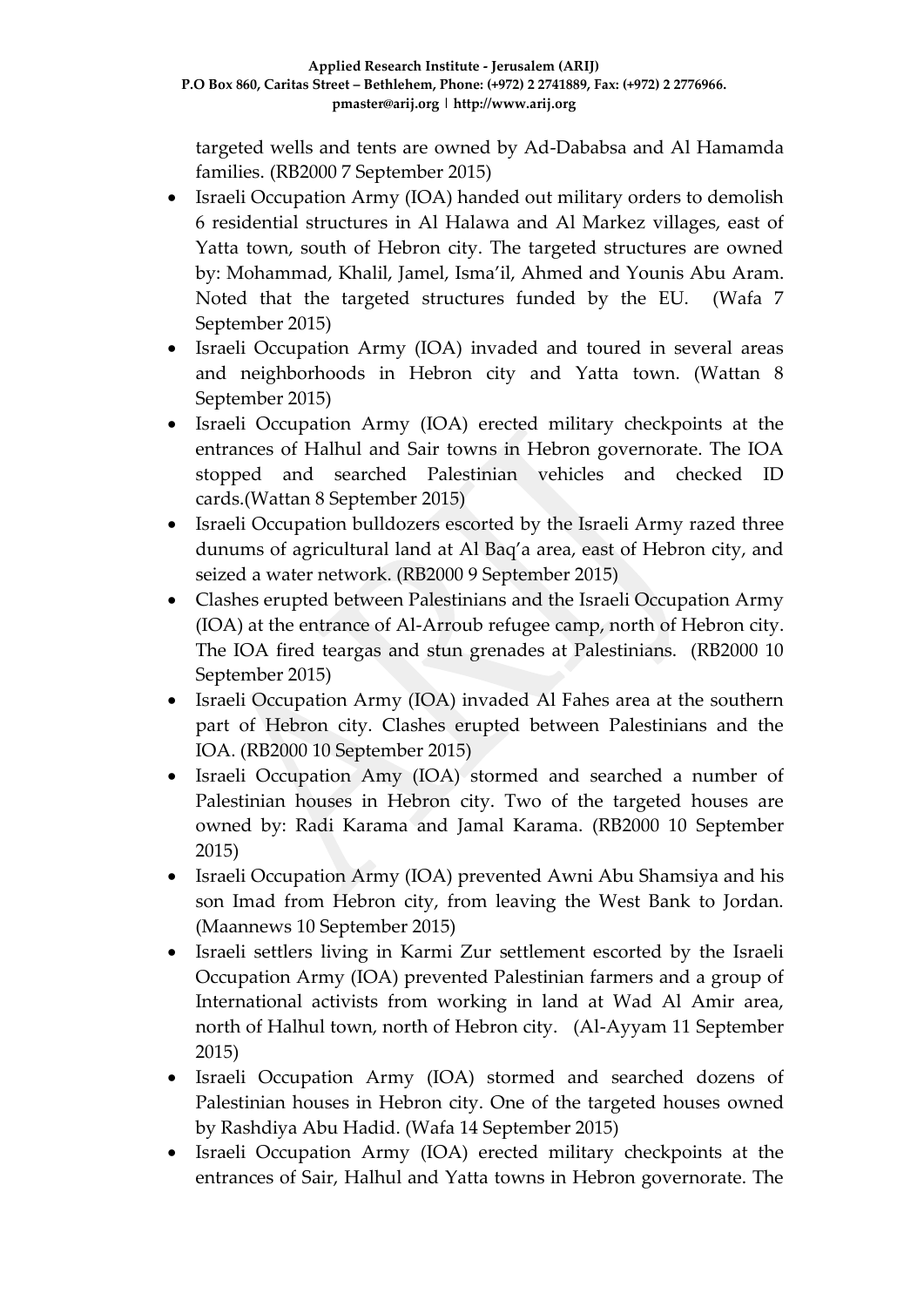targeted wells and tents are owned by Ad-Dababsa and Al Hamamda families. (RB2000 7 September 2015)

- Israeli Occupation Army (IOA) handed out military orders to demolish 6 residential structures in Al Halawa and Al Markez villages, east of Yatta town, south of Hebron city. The targeted structures are owned by: Mohammad, Khalil, Jamel, Isma'il, Ahmed and Younis Abu Aram. Noted that the targeted structures funded by the EU. (Wafa 7 September 2015)
- Israeli Occupation Army (IOA) invaded and toured in several areas and neighborhoods in Hebron city and Yatta town. (Wattan 8 September 2015)
- Israeli Occupation Army (IOA) erected military checkpoints at the entrances of Halhul and Sair towns in Hebron governorate. The IOA stopped and searched Palestinian vehicles and checked ID cards.(Wattan 8 September 2015)
- Israeli Occupation bulldozers escorted by the Israeli Army razed three dunums of agricultural land at Al Baq'a area, east of Hebron city, and seized a water network. (RB2000 9 September 2015)
- Clashes erupted between Palestinians and the Israeli Occupation Army (IOA) at the entrance of Al-Arroub refugee camp, north of Hebron city. The IOA fired teargas and stun grenades at Palestinians. (RB2000 10 September 2015)
- Israeli Occupation Army (IOA) invaded Al Fahes area at the southern part of Hebron city. Clashes erupted between Palestinians and the IOA. (RB2000 10 September 2015)
- Israeli Occupation Amy (IOA) stormed and searched a number of Palestinian houses in Hebron city. Two of the targeted houses are owned by: Radi Karama and Jamal Karama. (RB2000 10 September 2015)
- Israeli Occupation Army (IOA) prevented Awni Abu Shamsiya and his son Imad from Hebron city, from leaving the West Bank to Jordan. (Maannews 10 September 2015)
- Israeli settlers living in Karmi Zur settlement escorted by the Israeli Occupation Army (IOA) prevented Palestinian farmers and a group of International activists from working in land at Wad Al Amir area, north of Halhul town, north of Hebron city. (Al-Ayyam 11 September 2015)
- Israeli Occupation Army (IOA) stormed and searched dozens of Palestinian houses in Hebron city. One of the targeted houses owned by Rashdiya Abu Hadid. (Wafa 14 September 2015)
- Israeli Occupation Army (IOA) erected military checkpoints at the entrances of Sair, Halhul and Yatta towns in Hebron governorate. The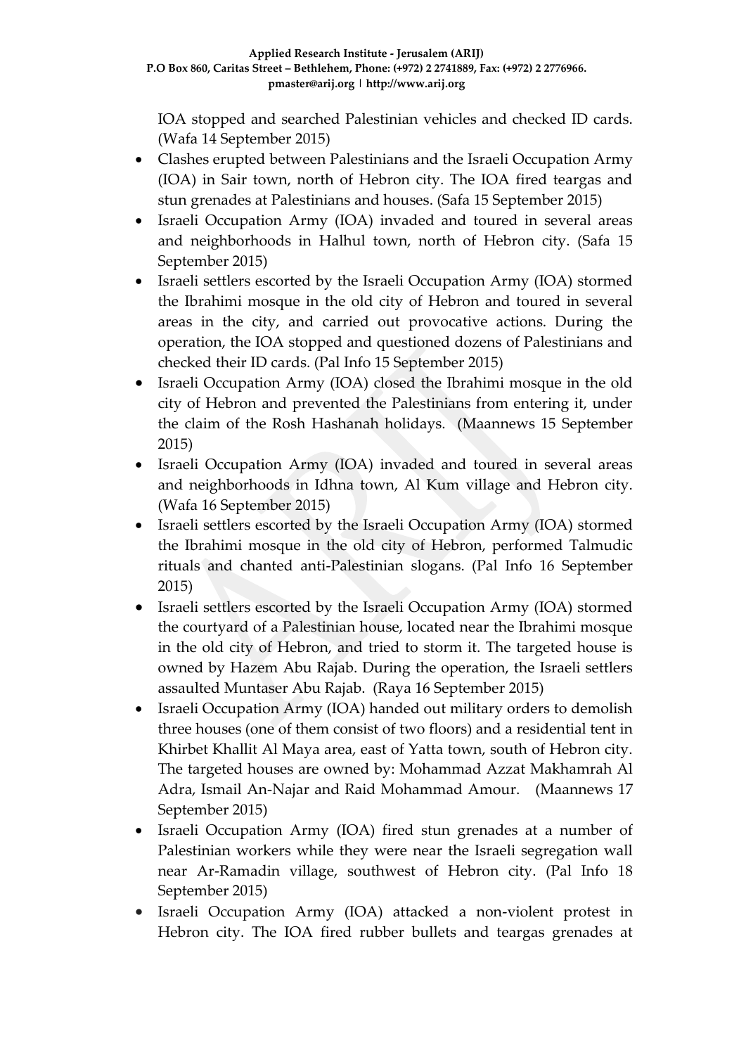IOA stopped and searched Palestinian vehicles and checked ID cards. (Wafa 14 September 2015)

- Clashes erupted between Palestinians and the Israeli Occupation Army (IOA) in Sair town, north of Hebron city. The IOA fired teargas and stun grenades at Palestinians and houses. (Safa 15 September 2015)
- Israeli Occupation Army (IOA) invaded and toured in several areas and neighborhoods in Halhul town, north of Hebron city. (Safa 15 September 2015)
- Israeli settlers escorted by the Israeli Occupation Army (IOA) stormed the Ibrahimi mosque in the old city of Hebron and toured in several areas in the city, and carried out provocative actions. During the operation, the IOA stopped and questioned dozens of Palestinians and checked their ID cards. (Pal Info 15 September 2015)
- Israeli Occupation Army (IOA) closed the Ibrahimi mosque in the old city of Hebron and prevented the Palestinians from entering it, under the claim of the Rosh Hashanah holidays. (Maannews 15 September 2015)
- Israeli Occupation Army (IOA) invaded and toured in several areas and neighborhoods in Idhna town, Al Kum village and Hebron city. (Wafa 16 September 2015)
- Israeli settlers escorted by the Israeli Occupation Army (IOA) stormed the Ibrahimi mosque in the old city of Hebron, performed Talmudic rituals and chanted anti-Palestinian slogans. (Pal Info 16 September 2015)
- Israeli settlers escorted by the Israeli Occupation Army (IOA) stormed the courtyard of a Palestinian house, located near the Ibrahimi mosque in the old city of Hebron, and tried to storm it. The targeted house is owned by Hazem Abu Rajab. During the operation, the Israeli settlers assaulted Muntaser Abu Rajab. (Raya 16 September 2015)
- Israeli Occupation Army (IOA) handed out military orders to demolish three houses (one of them consist of two floors) and a residential tent in Khirbet Khallit Al Maya area, east of Yatta town, south of Hebron city. The targeted houses are owned by: Mohammad Azzat Makhamrah Al Adra, Ismail An-Najar and Raid Mohammad Amour. (Maannews 17 September 2015)
- Israeli Occupation Army (IOA) fired stun grenades at a number of Palestinian workers while they were near the Israeli segregation wall near Ar-Ramadin village, southwest of Hebron city. (Pal Info 18 September 2015)
- Israeli Occupation Army (IOA) attacked a non-violent protest in Hebron city. The IOA fired rubber bullets and teargas grenades at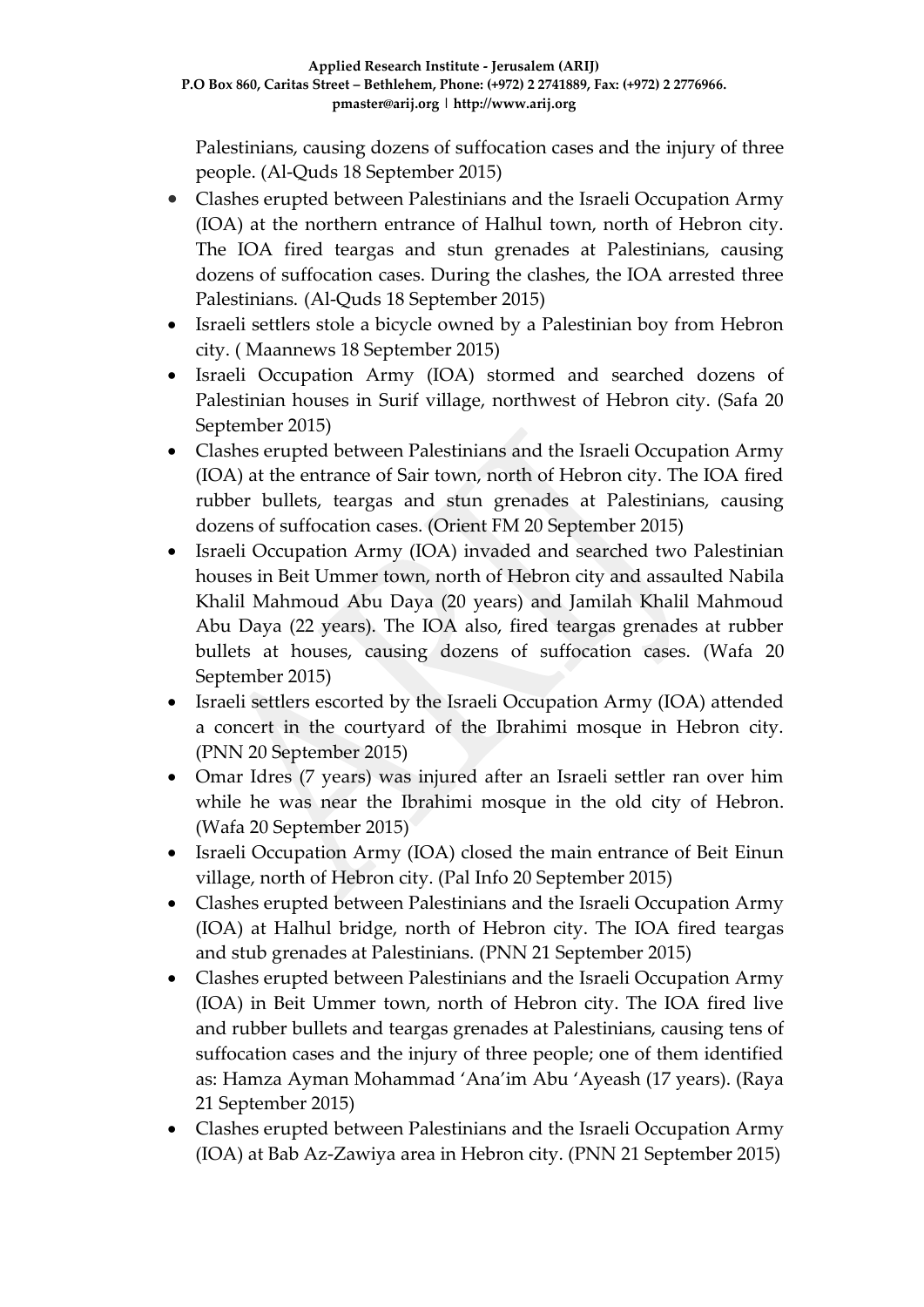Palestinians, causing dozens of suffocation cases and the injury of three people. (Al-Quds 18 September 2015)

- Clashes erupted between Palestinians and the Israeli Occupation Army (IOA) at the northern entrance of Halhul town, north of Hebron city. The IOA fired teargas and stun grenades at Palestinians, causing dozens of suffocation cases. During the clashes, the IOA arrested three Palestinians. (Al-Quds 18 September 2015)
- Israeli settlers stole a bicycle owned by a Palestinian boy from Hebron city. ( Maannews 18 September 2015)
- Israeli Occupation Army (IOA) stormed and searched dozens of Palestinian houses in Surif village, northwest of Hebron city. (Safa 20 September 2015)
- Clashes erupted between Palestinians and the Israeli Occupation Army (IOA) at the entrance of Sair town, north of Hebron city. The IOA fired rubber bullets, teargas and stun grenades at Palestinians, causing dozens of suffocation cases. (Orient FM 20 September 2015)
- Israeli Occupation Army (IOA) invaded and searched two Palestinian houses in Beit Ummer town, north of Hebron city and assaulted Nabila Khalil Mahmoud Abu Daya (20 years) and Jamilah Khalil Mahmoud Abu Daya (22 years). The IOA also, fired teargas grenades at rubber bullets at houses, causing dozens of suffocation cases. (Wafa 20 September 2015)
- Israeli settlers escorted by the Israeli Occupation Army (IOA) attended a concert in the courtyard of the Ibrahimi mosque in Hebron city. (PNN 20 September 2015)
- Omar Idres (7 years) was injured after an Israeli settler ran over him while he was near the Ibrahimi mosque in the old city of Hebron. (Wafa 20 September 2015)
- Israeli Occupation Army (IOA) closed the main entrance of Beit Einun village, north of Hebron city. (Pal Info 20 September 2015)
- Clashes erupted between Palestinians and the Israeli Occupation Army (IOA) at Halhul bridge, north of Hebron city. The IOA fired teargas and stub grenades at Palestinians. (PNN 21 September 2015)
- Clashes erupted between Palestinians and the Israeli Occupation Army (IOA) in Beit Ummer town, north of Hebron city. The IOA fired live and rubber bullets and teargas grenades at Palestinians, causing tens of suffocation cases and the injury of three people; one of them identified as: Hamza Ayman Mohammad 'Ana'im Abu 'Ayeash (17 years). (Raya 21 September 2015)
- Clashes erupted between Palestinians and the Israeli Occupation Army (IOA) at Bab Az-Zawiya area in Hebron city. (PNN 21 September 2015)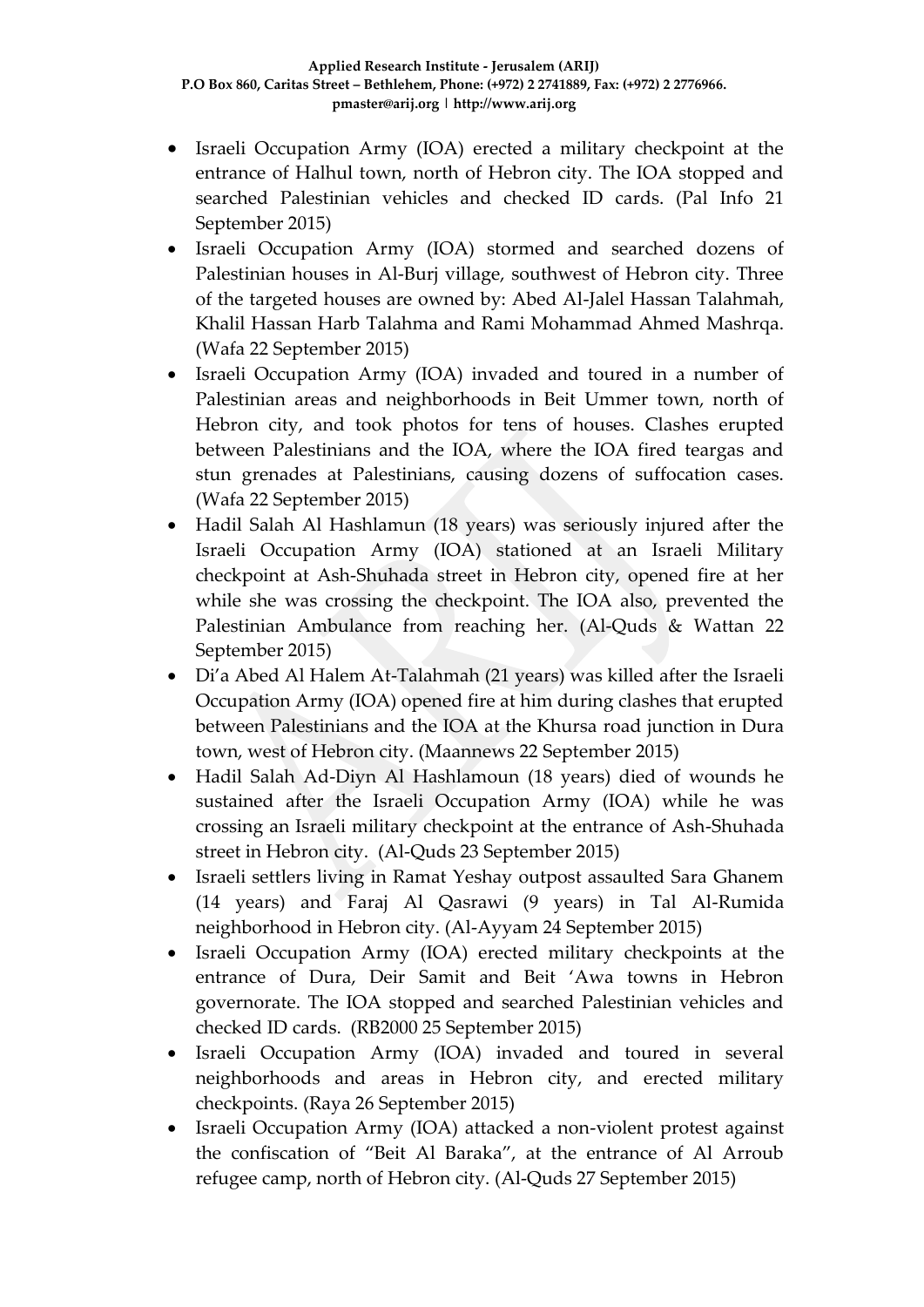- Israeli Occupation Army (IOA) erected a military checkpoint at the entrance of Halhul town, north of Hebron city. The IOA stopped and searched Palestinian vehicles and checked ID cards. (Pal Info 21 September 2015)
- Israeli Occupation Army (IOA) stormed and searched dozens of Palestinian houses in Al-Burj village, southwest of Hebron city. Three of the targeted houses are owned by: Abed Al-Jalel Hassan Talahmah, Khalil Hassan Harb Talahma and Rami Mohammad Ahmed Mashrqa. (Wafa 22 September 2015)
- Israeli Occupation Army (IOA) invaded and toured in a number of Palestinian areas and neighborhoods in Beit Ummer town, north of Hebron city, and took photos for tens of houses. Clashes erupted between Palestinians and the IOA, where the IOA fired teargas and stun grenades at Palestinians, causing dozens of suffocation cases. (Wafa 22 September 2015)
- Hadil Salah Al Hashlamun (18 years) was seriously injured after the Israeli Occupation Army (IOA) stationed at an Israeli Military checkpoint at Ash-Shuhada street in Hebron city, opened fire at her while she was crossing the checkpoint. The IOA also, prevented the Palestinian Ambulance from reaching her. (Al-Quds & Wattan 22 September 2015)
- Di'a Abed Al Halem At-Talahmah (21 years) was killed after the Israeli Occupation Army (IOA) opened fire at him during clashes that erupted between Palestinians and the IOA at the Khursa road junction in Dura town, west of Hebron city. (Maannews 22 September 2015)
- Hadil Salah Ad-Diyn Al Hashlamoun (18 years) died of wounds he sustained after the Israeli Occupation Army (IOA) while he was crossing an Israeli military checkpoint at the entrance of Ash-Shuhada street in Hebron city. (Al-Quds 23 September 2015)
- Israeli settlers living in Ramat Yeshay outpost assaulted Sara Ghanem (14 years) and Faraj Al Qasrawi (9 years) in Tal Al-Rumida neighborhood in Hebron city. (Al-Ayyam 24 September 2015)
- Israeli Occupation Army (IOA) erected military checkpoints at the entrance of Dura, Deir Samit and Beit 'Awa towns in Hebron governorate. The IOA stopped and searched Palestinian vehicles and checked ID cards. (RB2000 25 September 2015)
- Israeli Occupation Army (IOA) invaded and toured in several neighborhoods and areas in Hebron city, and erected military checkpoints. (Raya 26 September 2015)
- Israeli Occupation Army (IOA) attacked a non-violent protest against the confiscation of "Beit Al Baraka", at the entrance of Al Arroub refugee camp, north of Hebron city. (Al-Quds 27 September 2015)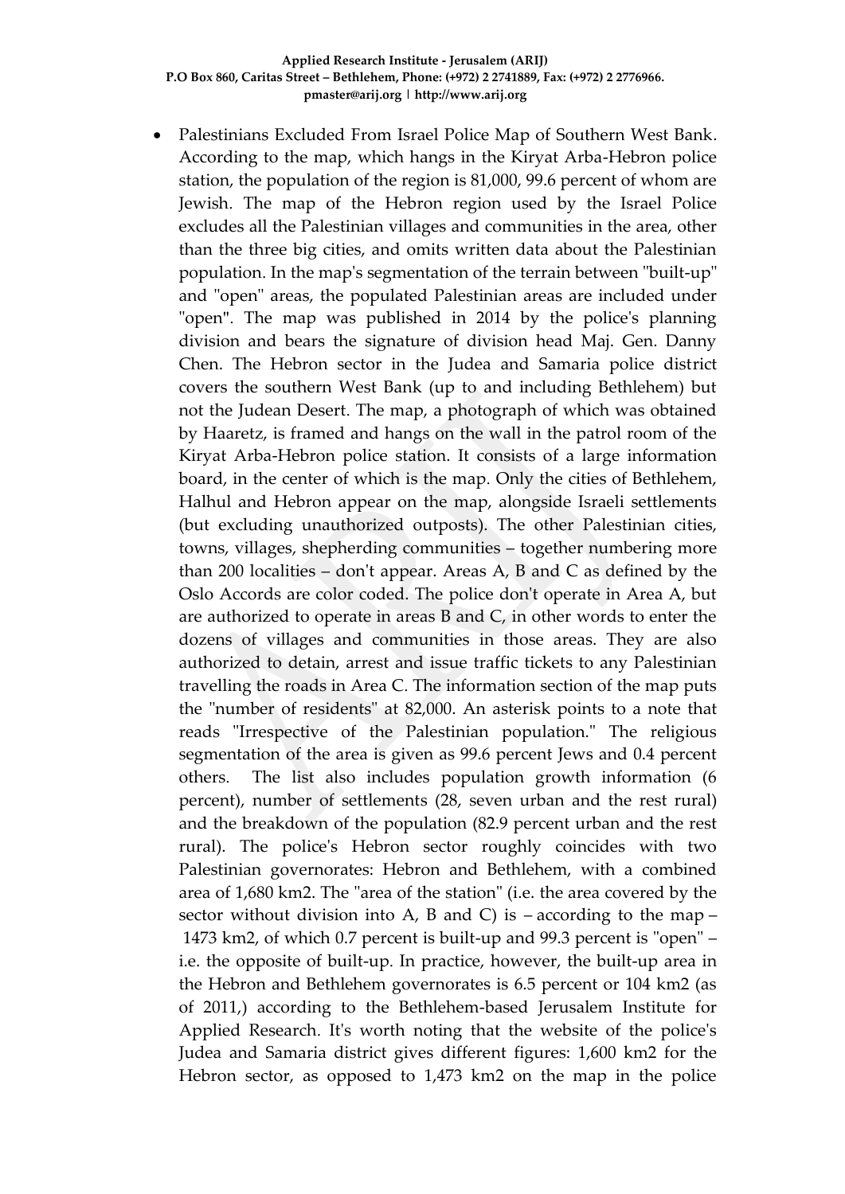- Palestinians Excluded From Israel Police Map of Southern West Bank. According to the map, which hangs in the Kiryat Arba-Hebron police station, the population of the region is 81,000, 99.6 percent of whom are Jewish. The map of the Hebron region used by the Israel Police excludes all the Palestinian villages and communities in the area, other than the three big cities, and omits written data about the Palestinian population. In the map's segmentation of the terrain between "built-up" and "open" areas, the populated Palestinian areas are included under "open". The map was published in 2014 by the police's planning division and bears the signature of division head Maj. Gen. Danny Chen. The Hebron sector in the Judea and Samaria police district covers the southern West Bank (up to and including Bethlehem) but not the Judean Desert. The map, a photograph of which was obtained by Haaretz, is framed and hangs on the wall in the patrol room of the Kiryat Arba-Hebron police station. It consists of a large information board, in the center of which is the map. Only the cities of Bethlehem, Halhul and Hebron appear on the map, alongside Israeli settlements (but excluding unauthorized outposts). The other Palestinian cities, towns, villages, shepherding communities – together numbering more than 200 localities – don't appear. Areas A, B and C as defined by the Oslo Accords are color coded. The police don't operate in Area A, but are authorized to operate in areas B and C, in other words to enter the dozens of villages and communities in those areas. They are also authorized to detain, arrest and issue traffic tickets to any Palestinian travelling the roads in Area C. The information section of the map puts the "number of residents" at 82,000. An asterisk points to a note that reads "Irrespective of the Palestinian population." The religious segmentation of the area is given as 99.6 percent Jews and 0.4 percent others. The list also includes population growth information (6 percent), number of settlements (28, seven urban and the rest rural) and the breakdown of the population (82.9 percent urban and the rest rural). The police's Hebron sector roughly coincides with two Palestinian governorates: Hebron and Bethlehem, with a combined area of 1,680 km2. The "area of the station" (i.e. the area covered by the sector without division into A, B and C) is – according to the map – 1473 km2, of which 0.7 percent is built-up and 99.3 percent is "open" – i.e. the opposite of built-up. In practice, however, the built-up area in the Hebron and Bethlehem governorates is 6.5 percent or 104 km2 (as of 2011,) according to the Bethlehem-based Jerusalem Institute for Applied Research. It's worth noting that the website of the police's Judea and Samaria district gives different figures: 1,600 km2 for the Hebron sector, as opposed to 1,473 km2 on the map in the police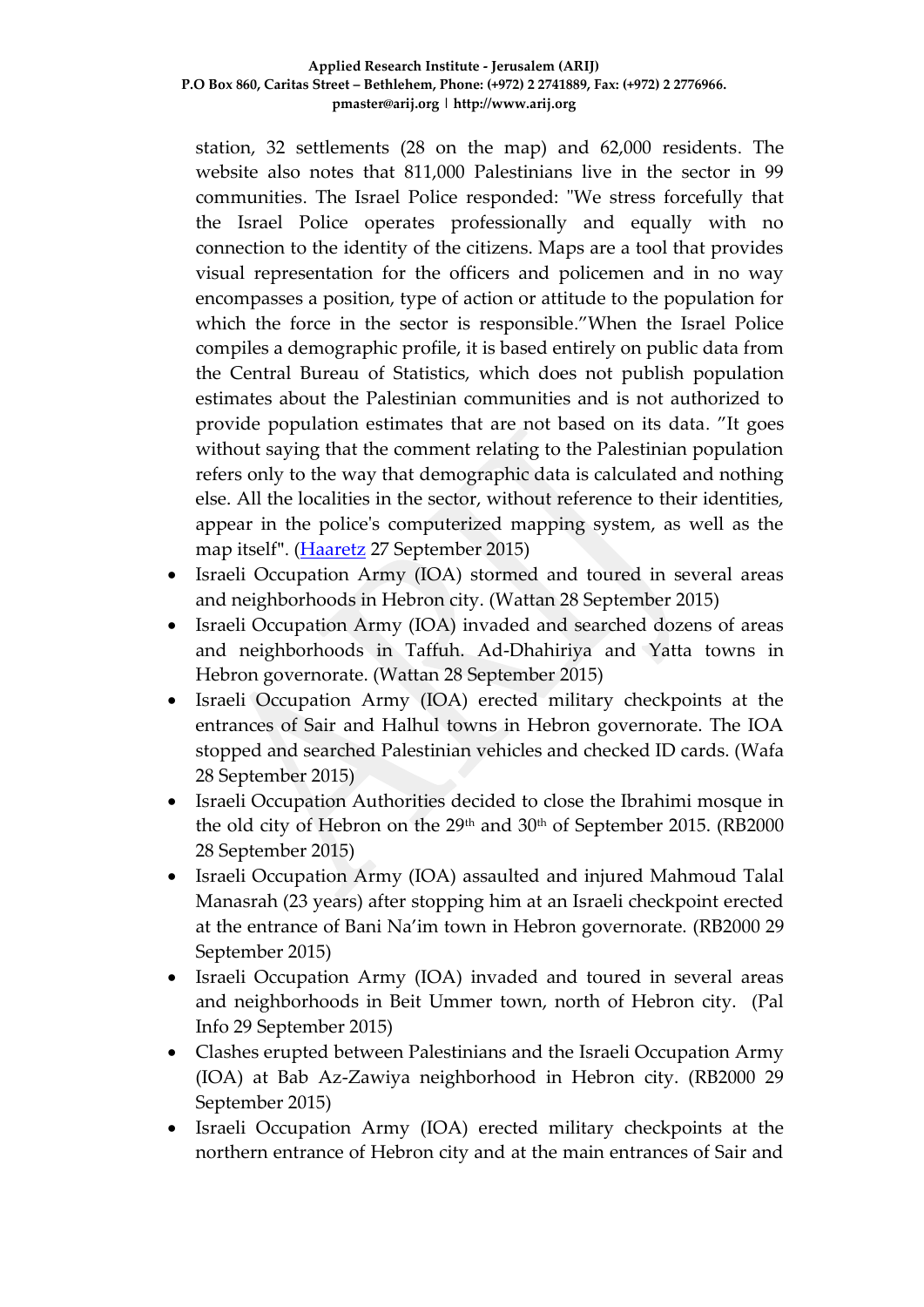station, 32 settlements (28 on the map) and 62,000 residents. The website also notes that 811,000 Palestinians live in the sector in 99 communities. The Israel Police responded: "We stress forcefully that the Israel Police operates professionally and equally with no connection to the identity of the citizens. Maps are a tool that provides visual representation for the officers and policemen and in no way encompasses a position, type of action or attitude to the population for which the force in the sector is responsible."When the Israel Police compiles a demographic profile, it is based entirely on public data from the Central Bureau of Statistics, which does not publish population estimates about the Palestinian communities and is not authorized to provide population estimates that are not based on its data. "It goes without saying that the comment relating to the Palestinian population refers only to the way that demographic data is calculated and nothing else. All the localities in the sector, without reference to their identities, appear in the police's computerized mapping system, as well as the map itself". (Haaretz 27 September 2015)

- Israeli Occupation Army (IOA) stormed and toured in several areas and neighborhoods in Hebron city. (Wattan 28 September 2015)
- Israeli Occupation Army (IOA) invaded and searched dozens of areas and neighborhoods in Taffuh. Ad-Dhahiriya and Yatta towns in Hebron governorate. (Wattan 28 September 2015)
- Israeli Occupation Army (IOA) erected military checkpoints at the entrances of Sair and Halhul towns in Hebron governorate. The IOA stopped and searched Palestinian vehicles and checked ID cards. (Wafa 28 September 2015)
- Israeli Occupation Authorities decided to close the Ibrahimi mosque in the old city of Hebron on the 29th and 30th of September 2015. (RB2000 28 September 2015)
- Israeli Occupation Army (IOA) assaulted and injured Mahmoud Talal Manasrah (23 years) after stopping him at an Israeli checkpoint erected at the entrance of Bani Na'im town in Hebron governorate. (RB2000 29 September 2015)
- Israeli Occupation Army (IOA) invaded and toured in several areas and neighborhoods in Beit Ummer town, north of Hebron city. (Pal Info 29 September 2015)
- Clashes erupted between Palestinians and the Israeli Occupation Army (IOA) at Bab Az-Zawiya neighborhood in Hebron city. (RB2000 29 September 2015)
- Israeli Occupation Army (IOA) erected military checkpoints at the northern entrance of Hebron city and at the main entrances of Sair and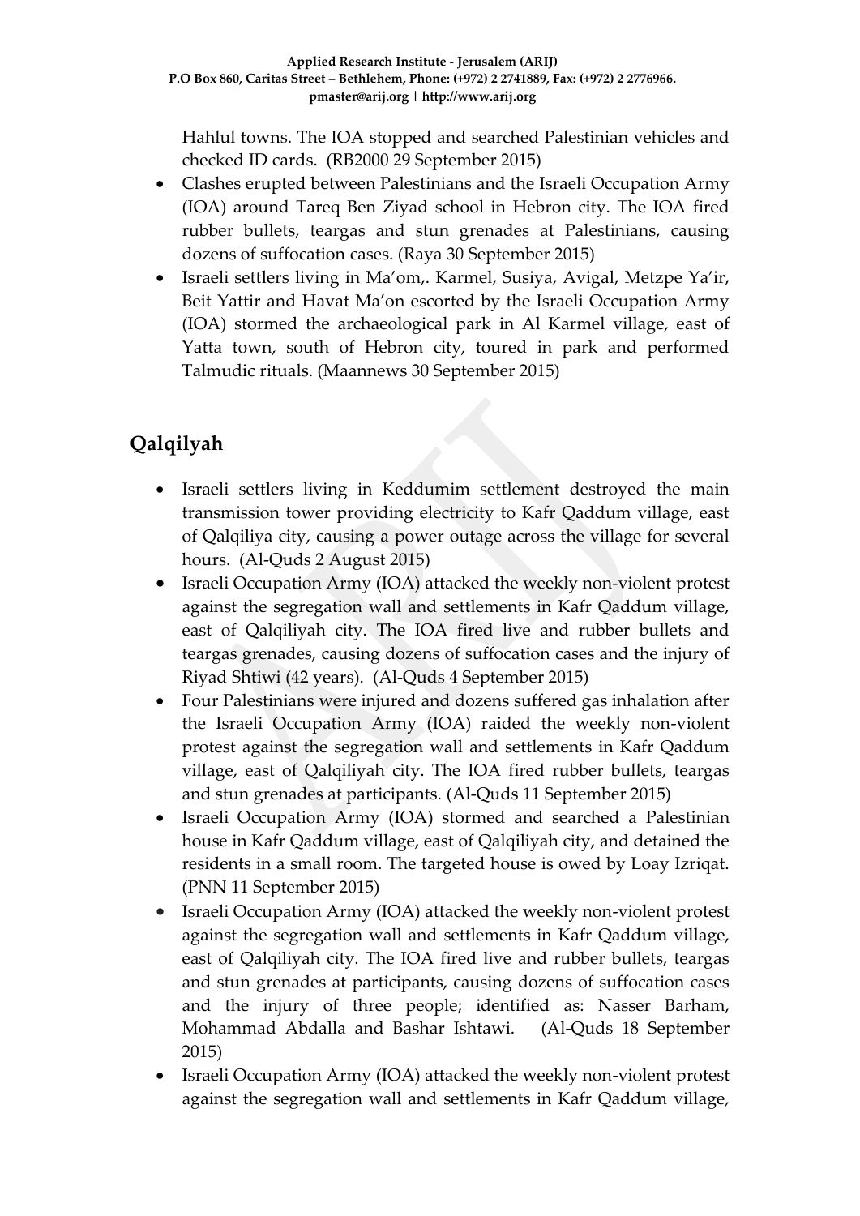Hahlul towns. The IOA stopped and searched Palestinian vehicles and checked ID cards. (RB2000 29 September 2015)

- Clashes erupted between Palestinians and the Israeli Occupation Army (IOA) around Tareq Ben Ziyad school in Hebron city. The IOA fired rubber bullets, teargas and stun grenades at Palestinians, causing dozens of suffocation cases. (Raya 30 September 2015)
- Israeli settlers living in Ma'om,. Karmel, Susiya, Avigal, Metzpe Ya'ir, Beit Yattir and Havat Ma'on escorted by the Israeli Occupation Army (IOA) stormed the archaeological park in Al Karmel village, east of Yatta town, south of Hebron city, toured in park and performed Talmudic rituals. (Maannews 30 September 2015)

## Qalqilyah

- Israeli settlers living in Keddumim settlement destroyed the main transmission tower providing electricity to Kafr Qaddum village, east of Qalqiliya city, causing a power outage across the village for several hours. (Al-Quds 2 August 2015)
- Israeli Occupation Army (IOA) attacked the weekly non-violent protest against the segregation wall and settlements in Kafr Qaddum village, east of Qalqiliyah city. The IOA fired live and rubber bullets and teargas grenades, causing dozens of suffocation cases and the injury of Riyad Shtiwi (42 years). (Al-Quds 4 September 2015)
- Four Palestinians were injured and dozens suffered gas inhalation after the Israeli Occupation Army (IOA) raided the weekly non-violent protest against the segregation wall and settlements in Kafr Qaddum village, east of Qalqiliyah city. The IOA fired rubber bullets, teargas and stun grenades at participants. (Al-Quds 11 September 2015)
- Israeli Occupation Army (IOA) stormed and searched a Palestinian house in Kafr Qaddum village, east of Qalqiliyah city, and detained the residents in a small room. The targeted house is owed by Loay Izriqat. (PNN 11 September 2015)
- Israeli Occupation Army (IOA) attacked the weekly non-violent protest against the segregation wall and settlements in Kafr Qaddum village, east of Qalqiliyah city. The IOA fired live and rubber bullets, teargas and stun grenades at participants, causing dozens of suffocation cases and the injury of three people; identified as: Nasser Barham, Mohammad Abdalla and Bashar Ishtawi. (Al-Quds 18 September 2015)
- Israeli Occupation Army (IOA) attacked the weekly non-violent protest against the segregation wall and settlements in Kafr Qaddum village,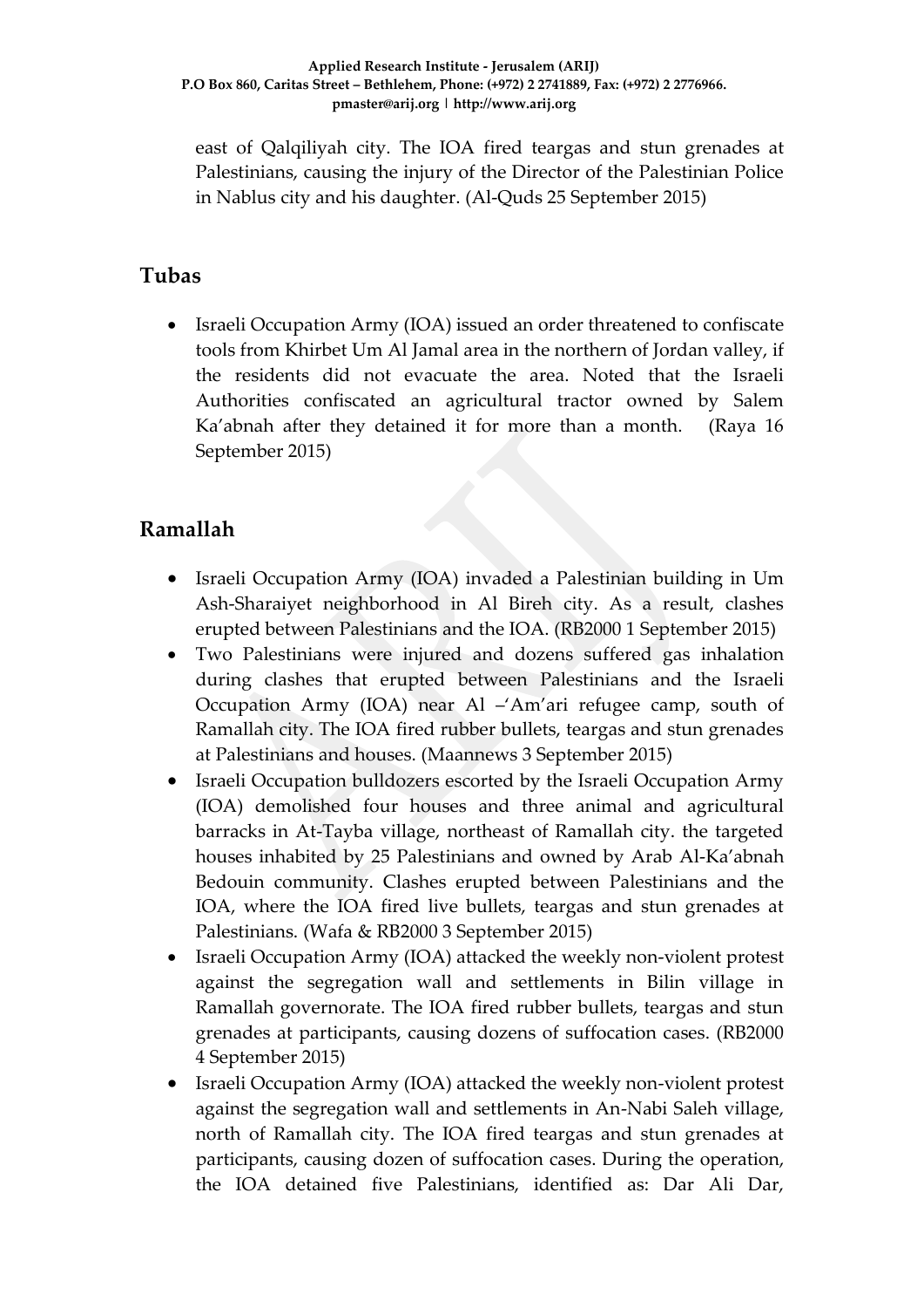east of Qalqiliyah city. The IOA fired teargas and stun grenades at Palestinians, causing the injury of the Director of the Palestinian Police in Nablus city and his daughter. (Al-Quds 25 September 2015)

## Tubas

- Israeli Occupation Army (IOA) issued an order threatened to confiscate tools from Khirbet Um Al Jamal area in the northern of Jordan valley, if the residents did not evacuate the area. Noted that the Israeli Authorities confiscated an agricultural tractor owned by Salem Ka'abnah after they detained it for more than a month. (Raya 16 September 2015)

## Ramallah

- Israeli Occupation Army (IOA) invaded a Palestinian building in Um Ash-Sharaiyet neighborhood in Al Bireh city. As a result, clashes erupted between Palestinians and the IOA. (RB2000 1 September 2015)
- Two Palestinians were injured and dozens suffered gas inhalation during clashes that erupted between Palestinians and the Israeli Occupation Army (IOA) near Al –'Am'ari refugee camp, south of Ramallah city. The IOA fired rubber bullets, teargas and stun grenades at Palestinians and houses. (Maannews 3 September 2015)
- Israeli Occupation bulldozers escorted by the Israeli Occupation Army (IOA) demolished four houses and three animal and agricultural barracks in At-Tayba village, northeast of Ramallah city. the targeted houses inhabited by 25 Palestinians and owned by Arab Al-Ka'abnah Bedouin community. Clashes erupted between Palestinians and the IOA, where the IOA fired live bullets, teargas and stun grenades at Palestinians. (Wafa & RB2000 3 September 2015)
- Israeli Occupation Army (IOA) attacked the weekly non-violent protest against the segregation wall and settlements in Bilin village in Ramallah governorate. The IOA fired rubber bullets, teargas and stun grenades at participants, causing dozens of suffocation cases. (RB2000 4 September 2015)
- Israeli Occupation Army (IOA) attacked the weekly non-violent protest against the segregation wall and settlements in An-Nabi Saleh village, north of Ramallah city. The IOA fired teargas and stun grenades at participants, causing dozen of suffocation cases. During the operation, the IOA detained five Palestinians, identified as: Dar Ali Dar,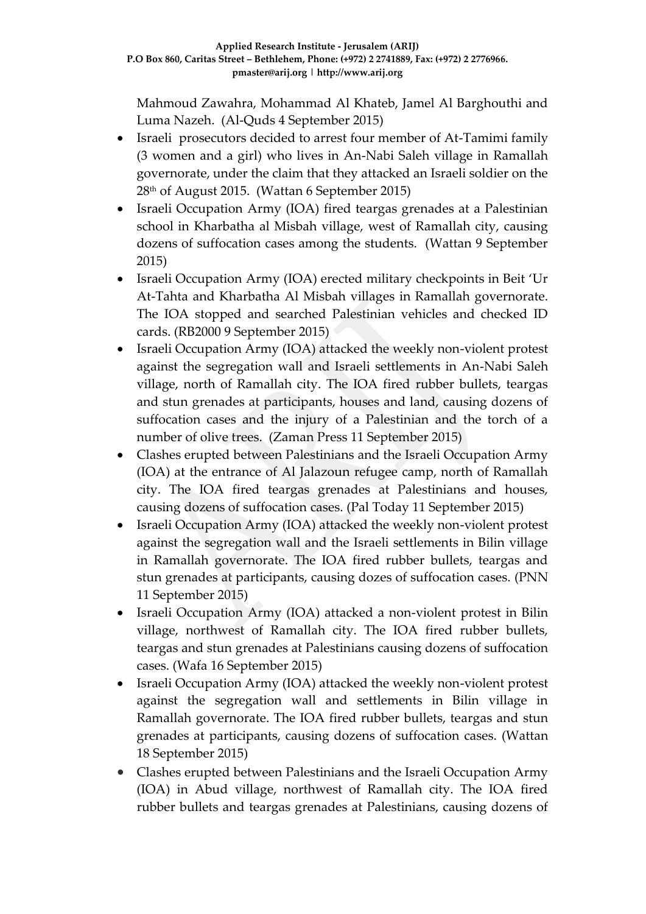Mahmoud Zawahra, Mohammad Al Khateb, Jamel Al Barghouthi and Luma Nazeh. (Al-Quds 4 September 2015)

- Israeli prosecutors decided to arrest four member of At-Tamimi family (3 women and a girl) who lives in An-Nabi Saleh village in Ramallah governorate, under the claim that they attacked an Israeli soldier on the 28th of August 2015. (Wattan 6 September 2015)
- Israeli Occupation Army (IOA) fired teargas grenades at a Palestinian school in Kharbatha al Misbah village, west of Ramallah city, causing dozens of suffocation cases among the students. (Wattan 9 September 2015)
- Israeli Occupation Army (IOA) erected military checkpoints in Beit 'Ur At-Tahta and Kharbatha Al Misbah villages in Ramallah governorate. The IOA stopped and searched Palestinian vehicles and checked ID cards. (RB2000 9 September 2015)
- Israeli Occupation Army (IOA) attacked the weekly non-violent protest against the segregation wall and Israeli settlements in An-Nabi Saleh village, north of Ramallah city. The IOA fired rubber bullets, teargas and stun grenades at participants, houses and land, causing dozens of suffocation cases and the injury of a Palestinian and the torch of a number of olive trees. (Zaman Press 11 September 2015)
- Clashes erupted between Palestinians and the Israeli Occupation Army (IOA) at the entrance of Al Jalazoun refugee camp, north of Ramallah city. The IOA fired teargas grenades at Palestinians and houses, causing dozens of suffocation cases. (Pal Today 11 September 2015)
- Israeli Occupation Army (IOA) attacked the weekly non-violent protest against the segregation wall and the Israeli settlements in Bilin village in Ramallah governorate. The IOA fired rubber bullets, teargas and stun grenades at participants, causing dozes of suffocation cases. (PNN 11 September 2015)
- Israeli Occupation Army (IOA) attacked a non-violent protest in Bilin village, northwest of Ramallah city. The IOA fired rubber bullets, teargas and stun grenades at Palestinians causing dozens of suffocation cases. (Wafa 16 September 2015)
- Israeli Occupation Army (IOA) attacked the weekly non-violent protest against the segregation wall and settlements in Bilin village in Ramallah governorate. The IOA fired rubber bullets, teargas and stun grenades at participants, causing dozens of suffocation cases. (Wattan 18 September 2015)
- Clashes erupted between Palestinians and the Israeli Occupation Army (IOA) in Abud village, northwest of Ramallah city. The IOA fired rubber bullets and teargas grenades at Palestinians, causing dozens of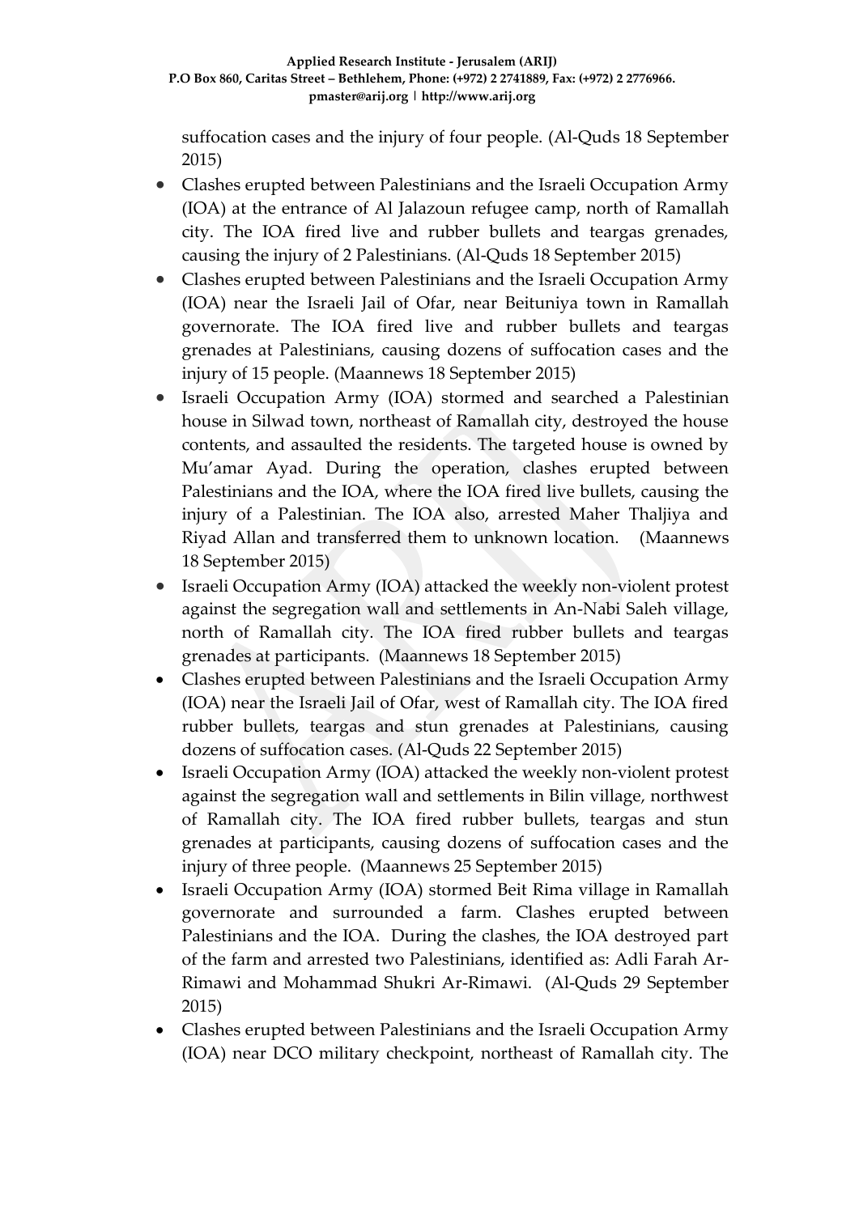suffocation cases and the injury of four people. (Al-Quds 18 September 2015)

- Clashes erupted between Palestinians and the Israeli Occupation Army (IOA) at the entrance of Al Jalazoun refugee camp, north of Ramallah city. The IOA fired live and rubber bullets and teargas grenades, causing the injury of 2 Palestinians. (Al-Quds 18 September 2015)
- Clashes erupted between Palestinians and the Israeli Occupation Army (IOA) near the Israeli Jail of Ofar, near Beituniya town in Ramallah governorate. The IOA fired live and rubber bullets and teargas grenades at Palestinians, causing dozens of suffocation cases and the injury of 15 people. (Maannews 18 September 2015)
- Israeli Occupation Army (IOA) stormed and searched a Palestinian house in Silwad town, northeast of Ramallah city, destroyed the house contents, and assaulted the residents. The targeted house is owned by Mu'amar Ayad. During the operation, clashes erupted between Palestinians and the IOA, where the IOA fired live bullets, causing the injury of a Palestinian. The IOA also, arrested Maher Thaljiya and Riyad Allan and transferred them to unknown location. (Maannews 18 September 2015)
- Israeli Occupation Army (IOA) attacked the weekly non-violent protest against the segregation wall and settlements in An-Nabi Saleh village, north of Ramallah city. The IOA fired rubber bullets and teargas grenades at participants. (Maannews 18 September 2015)
- Clashes erupted between Palestinians and the Israeli Occupation Army (IOA) near the Israeli Jail of Ofar, west of Ramallah city. The IOA fired rubber bullets, teargas and stun grenades at Palestinians, causing dozens of suffocation cases. (Al-Quds 22 September 2015)
- Israeli Occupation Army (IOA) attacked the weekly non-violent protest against the segregation wall and settlements in Bilin village, northwest of Ramallah city. The IOA fired rubber bullets, teargas and stun grenades at participants, causing dozens of suffocation cases and the injury of three people. (Maannews 25 September 2015)
- Israeli Occupation Army (IOA) stormed Beit Rima village in Ramallah governorate and surrounded a farm. Clashes erupted between Palestinians and the IOA. During the clashes, the IOA destroyed part of the farm and arrested two Palestinians, identified as: Adli Farah Ar-Rimawi and Mohammad Shukri Ar-Rimawi. (Al-Quds 29 September 2015)
- Clashes erupted between Palestinians and the Israeli Occupation Army (IOA) near DCO military checkpoint, northeast of Ramallah city. The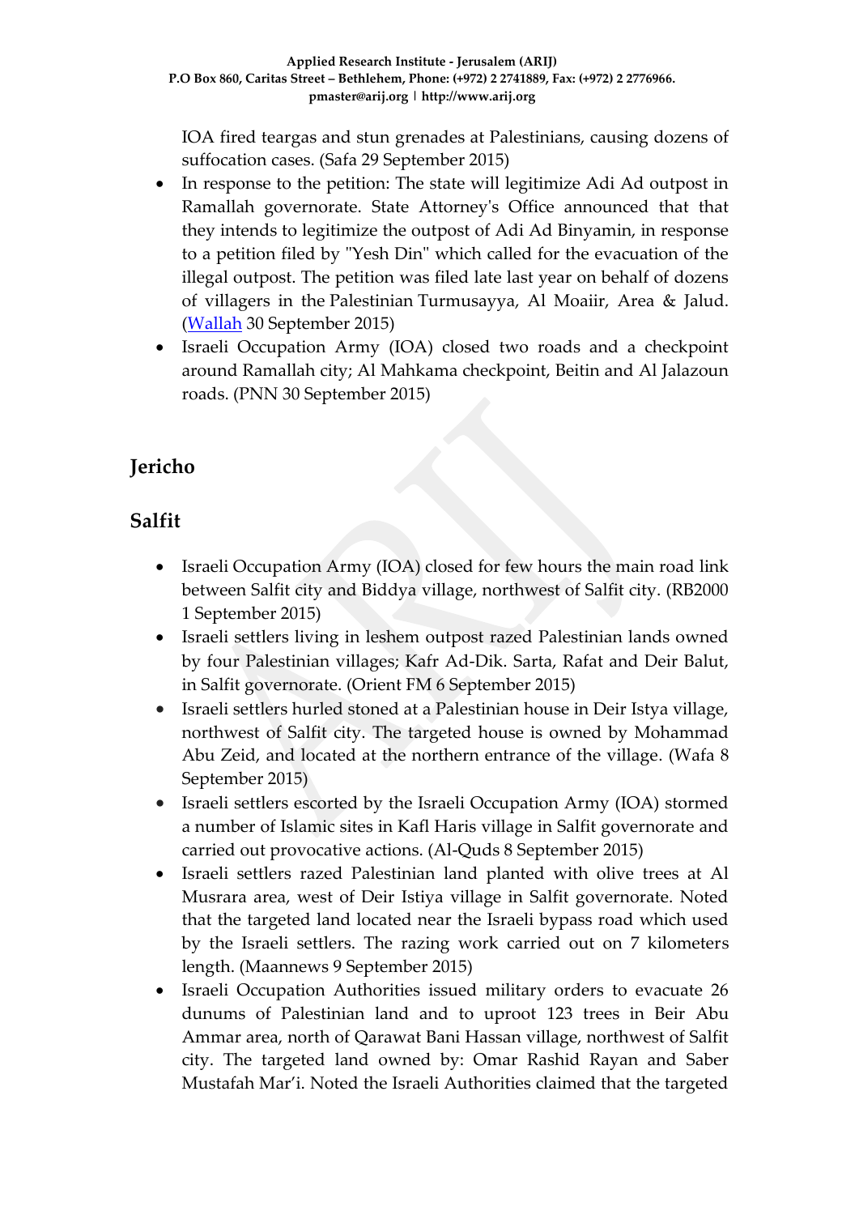IOA fired teargas and stun grenades at Palestinians, causing dozens of suffocation cases. (Safa 29 September 2015)

- In response to the petition: The state will legitimize Adi Ad outpost in Ramallah governorate. State Attorney's Office announced that that they intends to legitimize the outpost of Adi Ad Binyamin, in response to a petition filed by "Yesh Din" which called for the evacuation of the illegal outpost. The petition was filed late last year on behalf of dozens of villagers in the Palestinian Turmusayya, Al Moaiir, Area & Jalud. ([Wallah](Wallah) 30 September 2015)
- Israeli Occupation Army (IOA) closed two roads and a checkpoint around Ramallah city; Al Mahkama checkpoint, Beitin and Al Jalazoun roads. (PNN 30 September 2015)

## Jericho

## Salfit

- Israeli Occupation Army (IOA) closed for few hours the main road link between Salfit city and Biddya village, northwest of Salfit city. (RB2000 1 September 2015)
- Israeli settlers living in leshem outpost razed Palestinian lands owned by four Palestinian villages; Kafr Ad-Dik. Sarta, Rafat and Deir Balut, in Salfit governorate. (Orient FM 6 September 2015)
- Israeli settlers hurled stoned at a Palestinian house in Deir Istya village, northwest of Salfit city. The targeted house is owned by Mohammad Abu Zeid, and located at the northern entrance of the village. (Wafa 8 September 2015)
- Israeli settlers escorted by the Israeli Occupation Army (IOA) stormed a number of Islamic sites in Kafl Haris village in Salfit governorate and carried out provocative actions. (Al-Quds 8 September 2015)
- Israeli settlers razed Palestinian land planted with olive trees at Al Musrara area, west of Deir Istiya village in Salfit governorate. Noted that the targeted land located near the Israeli bypass road which used by the Israeli settlers. The razing work carried out on 7 kilometers length. (Maannews 9 September 2015)
- Israeli Occupation Authorities issued military orders to evacuate 26 dunums of Palestinian land and to uproot 123 trees in Beir Abu Ammar area, north of Qarawat Bani Hassan village, northwest of Salfit city. The targeted land owned by: Omar Rashid Rayan and Saber Mustafah Mar'i. Noted the Israeli Authorities claimed that the targeted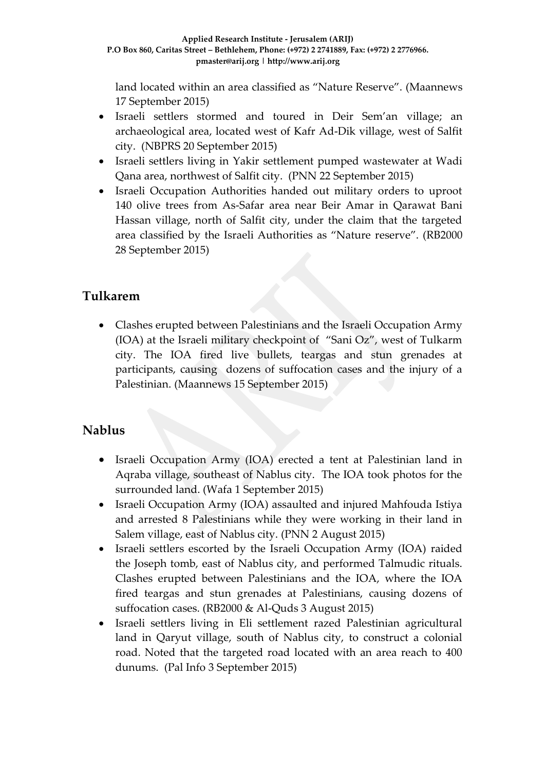land located within an area classified as "Nature Reserve". (Maannews 17 September 2015)

- Israeli settlers stormed and toured in Deir Sem'an village; an archaeological area, located west of Kafr Ad-Dik village, west of Salfit city. (NBPRS 20 September 2015)
- Israeli settlers living in Yakir settlement pumped wastewater at Wadi Qana area, northwest of Salfit city. (PNN 22 September 2015)
- Israeli Occupation Authorities handed out military orders to uproot 140 olive trees from As-Safar area near Beir Amar in Qarawat Bani Hassan village, north of Salfit city, under the claim that the targeted area classified by the Israeli Authorities as "Nature reserve". (RB2000 28 September 2015)

## Tulkarem

- Clashes erupted between Palestinians and the Israeli Occupation Army (IOA) at the Israeli military checkpoint of "Sani Oz", west of Tulkarm city. The IOA fired live bullets, teargas and stun grenades at participants, causing dozens of suffocation cases and the injury of a Palestinian. (Maannews 15 September 2015)

## Nablus

- Israeli Occupation Army (IOA) erected a tent at Palestinian land in Aqraba village, southeast of Nablus city. The IOA took photos for the surrounded land. (Wafa 1 September 2015)
- Israeli Occupation Army (IOA) assaulted and injured Mahfouda Istiya and arrested 8 Palestinians while they were working in their land in Salem village, east of Nablus city. (PNN 2 August 2015)
- Israeli settlers escorted by the Israeli Occupation Army (IOA) raided the Joseph tomb, east of Nablus city, and performed Talmudic rituals. Clashes erupted between Palestinians and the IOA, where the IOA fired teargas and stun grenades at Palestinians, causing dozens of suffocation cases. (RB2000 & Al-Quds 3 August 2015)
- Israeli settlers living in Eli settlement razed Palestinian agricultural land in Qaryut village, south of Nablus city, to construct a colonial road. Noted that the targeted road located with an area reach to 400 dunums. (Pal Info 3 September 2015)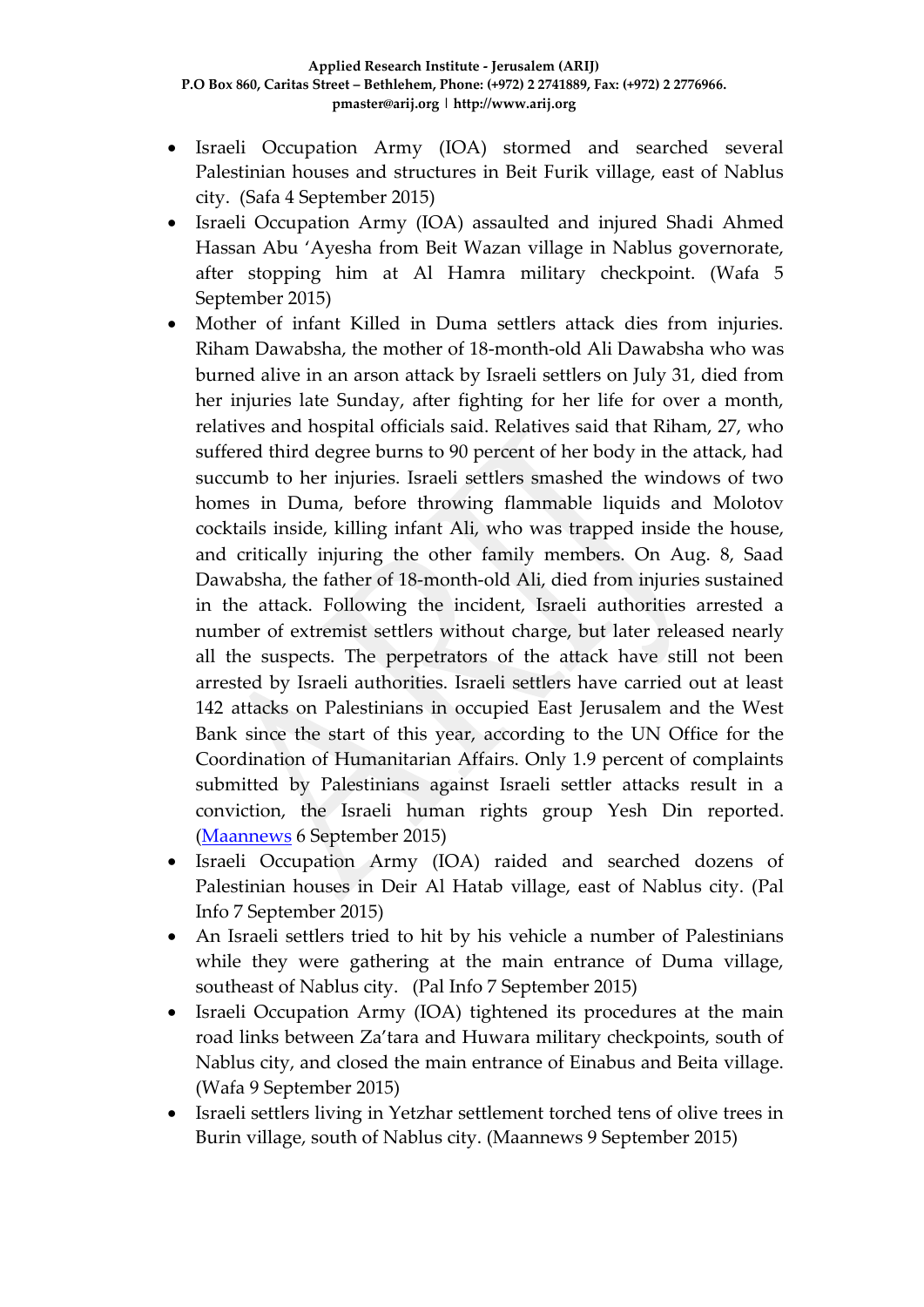- Israeli Occupation Army (IOA) stormed and searched several Palestinian houses and structures in Beit Furik village, east of Nablus city. (Safa 4 September 2015)
- Israeli Occupation Army (IOA) assaulted and injured Shadi Ahmed Hassan Abu 'Ayesha from Beit Wazan village in Nablus governorate, after stopping him at Al Hamra military checkpoint. (Wafa 5 September 2015)
- Mother of infant Killed in Duma settlers attack dies from injuries. Riham Dawabsha, the mother of 18-month-old Ali Dawabsha who was burned alive in an arson attack by Israeli settlers on July 31, died from her injuries late Sunday, after fighting for her life for over a month, relatives and hospital officials said. Relatives said that Riham, 27, who suffered third degree burns to 90 percent of her body in the attack, had succumb to her injuries. Israeli settlers smashed the windows of two homes in Duma, before throwing flammable liquids and Molotov cocktails inside, killing infant Ali, who was trapped inside the house, and critically injuring the other family members. On Aug. 8, Saad Dawabsha, the father of 18-month-old Ali, died from injuries sustained in the attack. Following the incident, Israeli authorities arrested a number of extremist settlers without charge, but later released nearly all the suspects. The perpetrators of the attack have still not been arrested by Israeli authorities. Israeli settlers have carried out at least 142 attacks on Palestinians in occupied East Jerusalem and the West Bank since the start of this year, according to the UN Office for the Coordination of Humanitarian Affairs. Only 1.9 percent of complaints submitted by Palestinians against Israeli settler attacks result in a conviction, the Israeli human rights group Yesh Din reported. (Maannews 6 September 2015)
- Israeli Occupation Army (IOA) raided and searched dozens of Palestinian houses in Deir Al Hatab village, east of Nablus city. (Pal Info 7 September 2015)
- An Israeli settlers tried to hit by his vehicle a number of Palestinians while they were gathering at the main entrance of Duma village, southeast of Nablus city. (Pal Info 7 September 2015)
- Israeli Occupation Army (IOA) tightened its procedures at the main road links between Za'tara and Huwara military checkpoints, south of Nablus city, and closed the main entrance of Einabus and Beita village. (Wafa 9 September 2015)
- Israeli settlers living in Yetzhar settlement torched tens of olive trees in Burin village, south of Nablus city. (Maannews 9 September 2015)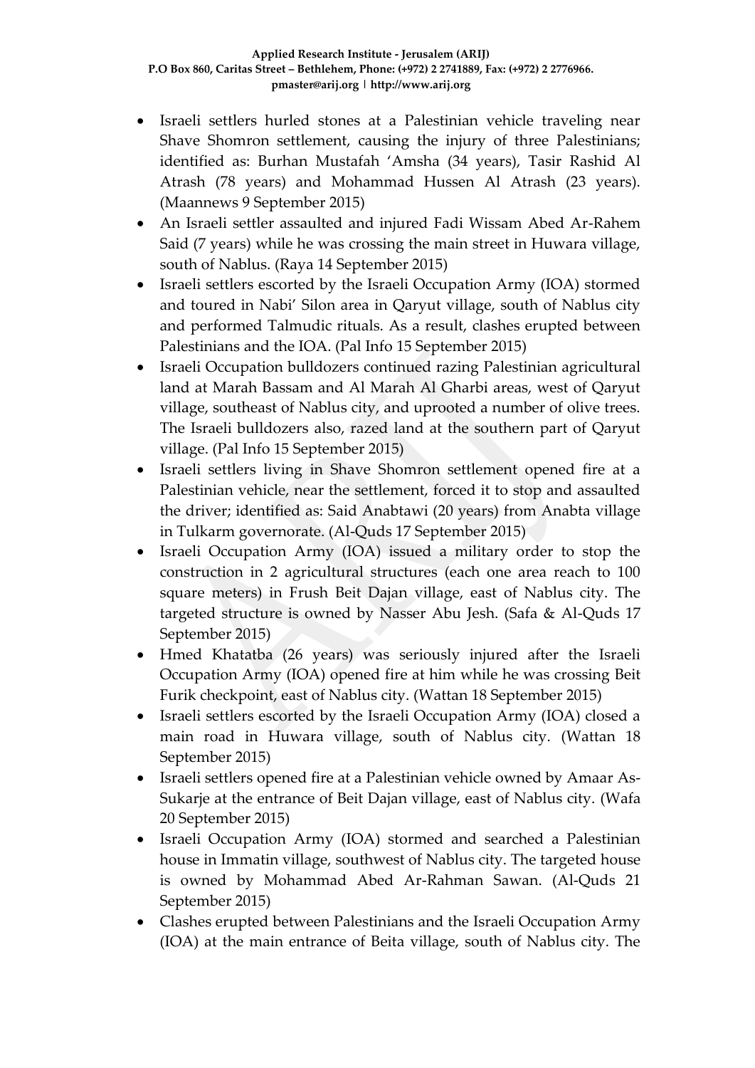- Israeli settlers hurled stones at a Palestinian vehicle traveling near Shave Shomron settlement, causing the injury of three Palestinians; identified as: Burhan Mustafah 'Amsha (34 years), Tasir Rashid Al Atrash (78 years) and Mohammad Hussen Al Atrash (23 years). (Maannews 9 September 2015)
- An Israeli settler assaulted and injured Fadi Wissam Abed Ar-Rahem Said (7 years) while he was crossing the main street in Huwara village, south of Nablus. (Raya 14 September 2015)
- Israeli settlers escorted by the Israeli Occupation Army (IOA) stormed and toured in Nabi' Silon area in Qaryut village, south of Nablus city and performed Talmudic rituals. As a result, clashes erupted between Palestinians and the IOA. (Pal Info 15 September 2015)
- Israeli Occupation bulldozers continued razing Palestinian agricultural land at Marah Bassam and Al Marah Al Gharbi areas, west of Qaryut village, southeast of Nablus city, and uprooted a number of olive trees. The Israeli bulldozers also, razed land at the southern part of Qaryut village. (Pal Info 15 September 2015)
- Israeli settlers living in Shave Shomron settlement opened fire at a Palestinian vehicle, near the settlement, forced it to stop and assaulted the driver; identified as: Said Anabtawi (20 years) from Anabta village in Tulkarm governorate. (Al-Quds 17 September 2015)
- Israeli Occupation Army (IOA) issued a military order to stop the construction in 2 agricultural structures (each one area reach to 100 square meters) in Frush Beit Dajan village, east of Nablus city. The targeted structure is owned by Nasser Abu Jesh. (Safa & Al-Quds 17 September 2015)
- Hmed Khatatba (26 years) was seriously injured after the Israeli Occupation Army (IOA) opened fire at him while he was crossing Beit Furik checkpoint, east of Nablus city. (Wattan 18 September 2015)
- Israeli settlers escorted by the Israeli Occupation Army (IOA) closed a main road in Huwara village, south of Nablus city. (Wattan 18 September 2015)
- Israeli settlers opened fire at a Palestinian vehicle owned by Amaar As-Sukarje at the entrance of Beit Dajan village, east of Nablus city. (Wafa 20 September 2015)
- Israeli Occupation Army (IOA) stormed and searched a Palestinian house in Immatin village, southwest of Nablus city. The targeted house is owned by Mohammad Abed Ar-Rahman Sawan. (Al-Quds 21 September 2015)
- Clashes erupted between Palestinians and the Israeli Occupation Army (IOA) at the main entrance of Beita village, south of Nablus city. The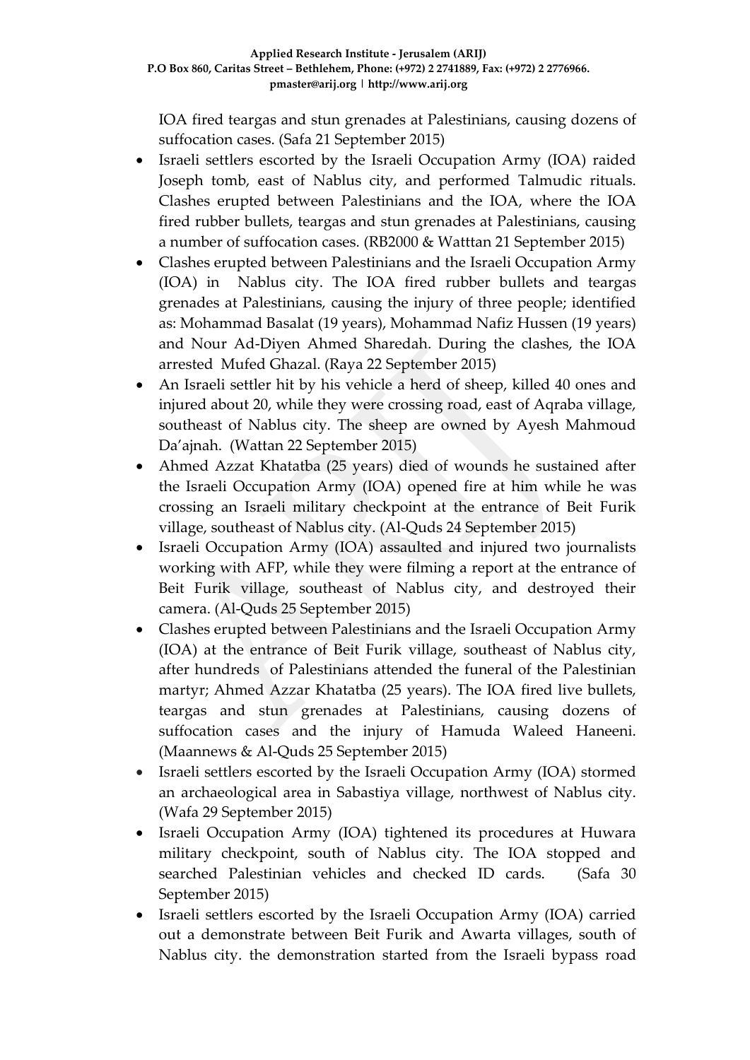IOA fired teargas and stun grenades at Palestinians, causing dozens of suffocation cases. (Safa 21 September 2015)

- Israeli settlers escorted by the Israeli Occupation Army (IOA) raided Joseph tomb, east of Nablus city, and performed Talmudic rituals. Clashes erupted between Palestinians and the IOA, where the IOA fired rubber bullets, teargas and stun grenades at Palestinians, causing a number of suffocation cases. (RB2000 & Watttan 21 September 2015)
- Clashes erupted between Palestinians and the Israeli Occupation Army (IOA) in Nablus city. The IOA fired rubber bullets and teargas grenades at Palestinians, causing the injury of three people; identified as: Mohammad Basalat (19 years), Mohammad Nafiz Hussen (19 years) and Nour Ad-Diyen Ahmed Sharedah. During the clashes, the IOA arrested Mufed Ghazal. (Raya 22 September 2015)
- An Israeli settler hit by his vehicle a herd of sheep, killed 40 ones and injured about 20, while they were crossing road, east of Aqraba village, southeast of Nablus city. The sheep are owned by Ayesh Mahmoud Da'ajnah. (Wattan 22 September 2015)
- Ahmed Azzat Khatatba (25 years) died of wounds he sustained after the Israeli Occupation Army (IOA) opened fire at him while he was crossing an Israeli military checkpoint at the entrance of Beit Furik village, southeast of Nablus city. (Al-Quds 24 September 2015)
- Israeli Occupation Army (IOA) assaulted and injured two journalists working with AFP, while they were filming a report at the entrance of Beit Furik village, southeast of Nablus city, and destroyed their camera. (Al-Quds 25 September 2015)
- Clashes erupted between Palestinians and the Israeli Occupation Army (IOA) at the entrance of Beit Furik village, southeast of Nablus city, after hundreds of Palestinians attended the funeral of the Palestinian martyr; Ahmed Azzar Khatatba (25 years). The IOA fired live bullets, teargas and stun grenades at Palestinians, causing dozens of suffocation cases and the injury of Hamuda Waleed Haneeni. (Maannews & Al-Quds 25 September 2015)
- Israeli settlers escorted by the Israeli Occupation Army (IOA) stormed an archaeological area in Sabastiya village, northwest of Nablus city. (Wafa 29 September 2015)
- Israeli Occupation Army (IOA) tightened its procedures at Huwara military checkpoint, south of Nablus city. The IOA stopped and searched Palestinian vehicles and checked ID cards. (Safa 30 September 2015)
- Israeli settlers escorted by the Israeli Occupation Army (IOA) carried out a demonstrate between Beit Furik and Awarta villages, south of Nablus city. the demonstration started from the Israeli bypass road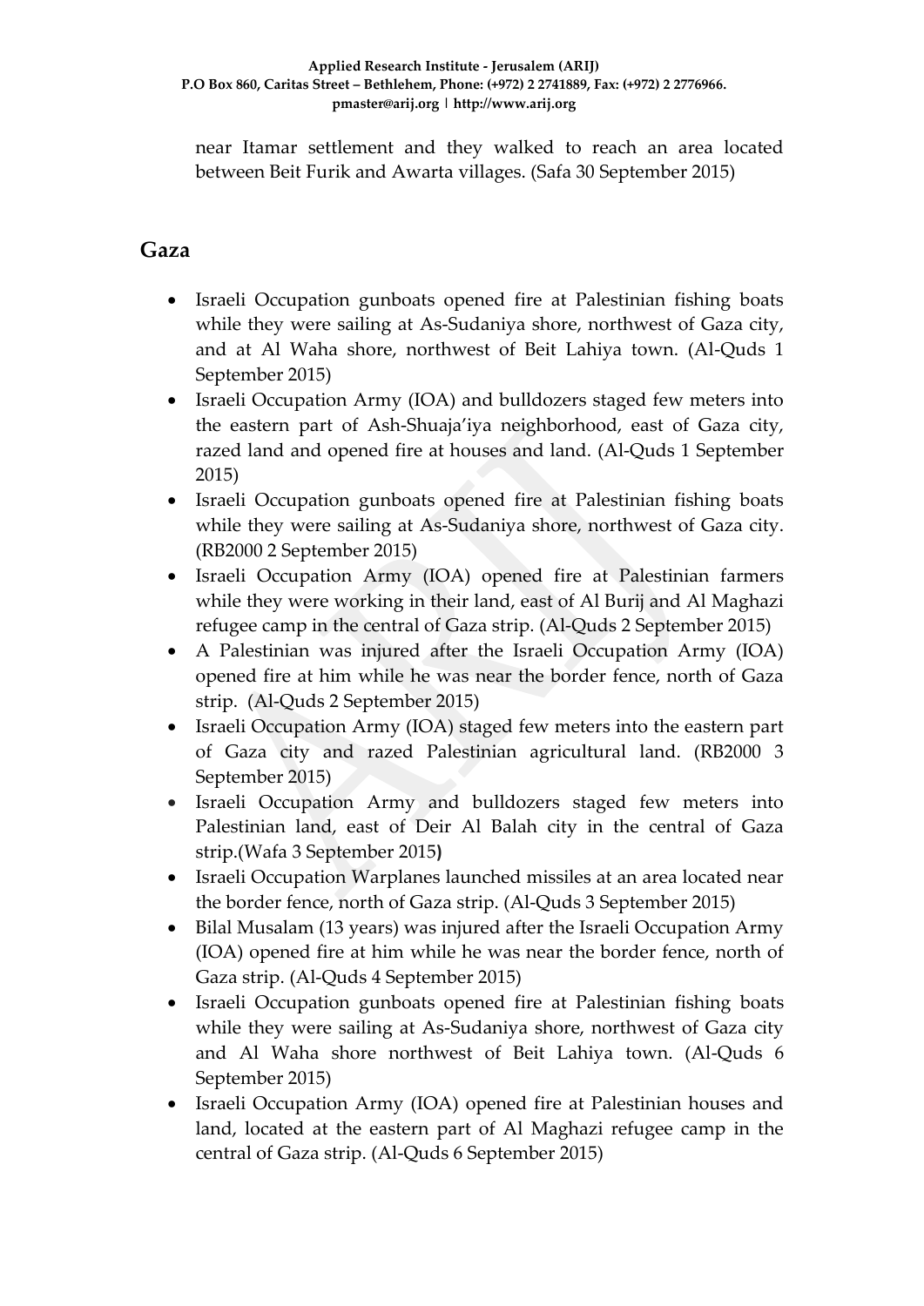near Itamar settlement and they walked to reach an area located between Beit Furik and Awarta villages. (Safa 30 September 2015)

## Gaza

- Israeli Occupation gunboats opened fire at Palestinian fishing boats while they were sailing at As-Sudaniya shore, northwest of Gaza city, and at Al Waha shore, northwest of Beit Lahiya town. (Al-Quds 1 September 2015)
- Israeli Occupation Army (IOA) and bulldozers staged few meters into the eastern part of Ash-Shuaja'iya neighborhood, east of Gaza city, razed land and opened fire at houses and land. (Al-Quds 1 September 2015)
- Israeli Occupation gunboats opened fire at Palestinian fishing boats while they were sailing at As-Sudaniya shore, northwest of Gaza city. (RB2000 2 September 2015)
- Israeli Occupation Army (IOA) opened fire at Palestinian farmers while they were working in their land, east of Al Burij and Al Maghazi refugee camp in the central of Gaza strip. (Al-Quds 2 September 2015)
- A Palestinian was injured after the Israeli Occupation Army (IOA) opened fire at him while he was near the border fence, north of Gaza strip. (Al-Quds 2 September 2015)
- Israeli Occupation Army (IOA) staged few meters into the eastern part of Gaza city and razed Palestinian agricultural land. (RB2000 3 September 2015)
- Israeli Occupation Army and bulldozers staged few meters into Palestinian land, east of Deir Al Balah city in the central of Gaza strip.(Wafa 3 September 2015**)**
- Israeli Occupation Warplanes launched missiles at an area located near the border fence, north of Gaza strip. (Al-Quds 3 September 2015)
- Bilal Musalam (13 years) was injured after the Israeli Occupation Army (IOA) opened fire at him while he was near the border fence, north of Gaza strip. (Al-Quds 4 September 2015)
- Israeli Occupation gunboats opened fire at Palestinian fishing boats while they were sailing at As-Sudaniya shore, northwest of Gaza city and Al Waha shore northwest of Beit Lahiya town. (Al-Quds 6 September 2015)
- Israeli Occupation Army (IOA) opened fire at Palestinian houses and land, located at the eastern part of Al Maghazi refugee camp in the central of Gaza strip. (Al-Quds 6 September 2015)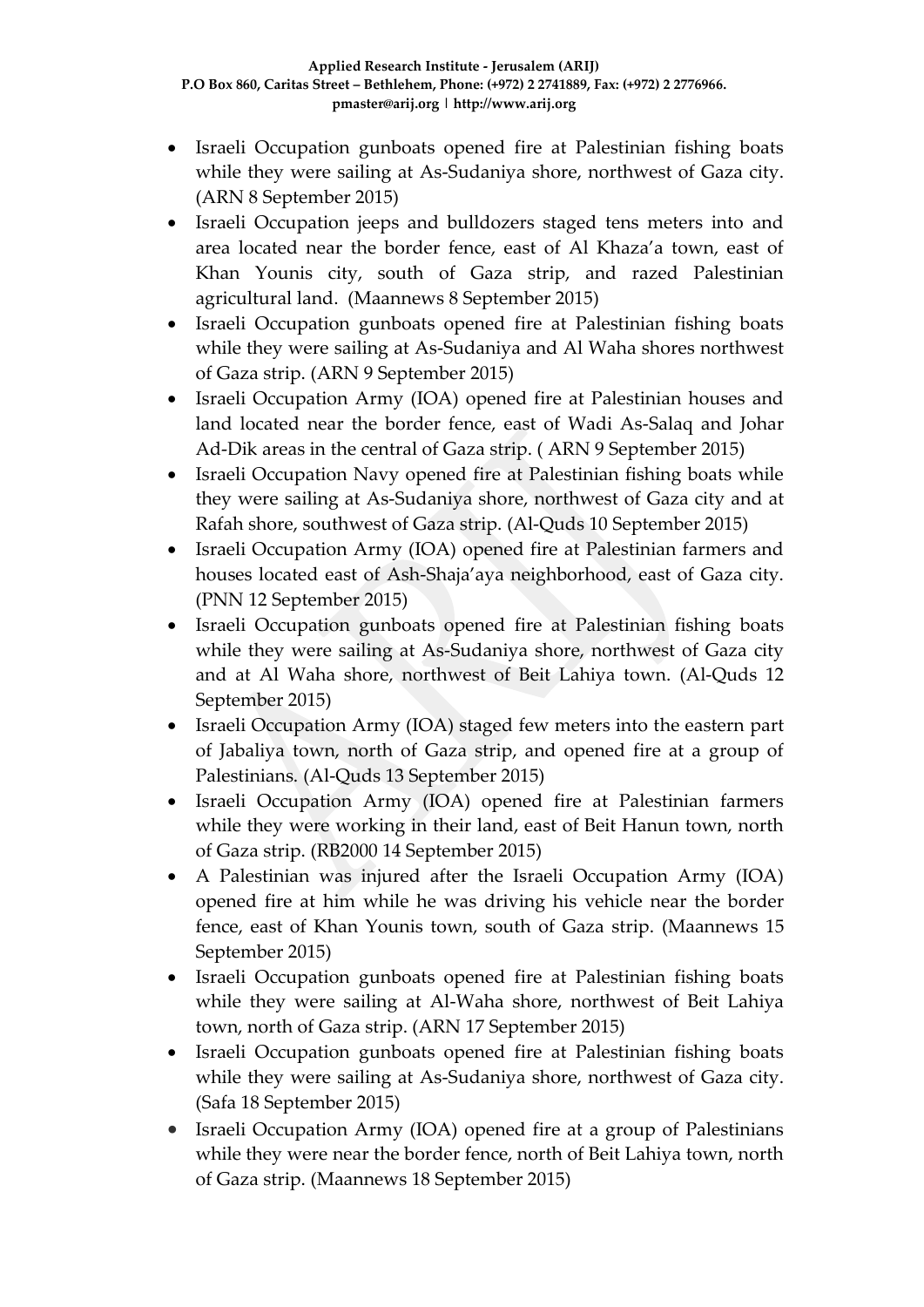- Israeli Occupation gunboats opened fire at Palestinian fishing boats while they were sailing at As-Sudaniya shore, northwest of Gaza city. (ARN 8 September 2015)
- Israeli Occupation jeeps and bulldozers staged tens meters into and area located near the border fence, east of Al Khaza'a town, east of Khan Younis city, south of Gaza strip, and razed Palestinian agricultural land. (Maannews 8 September 2015)
- Israeli Occupation gunboats opened fire at Palestinian fishing boats while they were sailing at As-Sudaniya and Al Waha shores northwest of Gaza strip. (ARN 9 September 2015)
- Israeli Occupation Army (IOA) opened fire at Palestinian houses and land located near the border fence, east of Wadi As-Salaq and Johar Ad-Dik areas in the central of Gaza strip. ( ARN 9 September 2015)
- Israeli Occupation Navy opened fire at Palestinian fishing boats while they were sailing at As-Sudaniya shore, northwest of Gaza city and at Rafah shore, southwest of Gaza strip. (Al-Quds 10 September 2015)
- Israeli Occupation Army (IOA) opened fire at Palestinian farmers and houses located east of Ash-Shaja'aya neighborhood, east of Gaza city. (PNN 12 September 2015)
- Israeli Occupation gunboats opened fire at Palestinian fishing boats while they were sailing at As-Sudaniya shore, northwest of Gaza city and at Al Waha shore, northwest of Beit Lahiya town. (Al-Quds 12 September 2015)
- Israeli Occupation Army (IOA) staged few meters into the eastern part of Jabaliya town, north of Gaza strip, and opened fire at a group of Palestinians. (Al-Quds 13 September 2015)
- Israeli Occupation Army (IOA) opened fire at Palestinian farmers while they were working in their land, east of Beit Hanun town, north of Gaza strip. (RB2000 14 September 2015)
- A Palestinian was injured after the Israeli Occupation Army (IOA) opened fire at him while he was driving his vehicle near the border fence, east of Khan Younis town, south of Gaza strip. (Maannews 15 September 2015)
- Israeli Occupation gunboats opened fire at Palestinian fishing boats while they were sailing at Al-Waha shore, northwest of Beit Lahiya town, north of Gaza strip. (ARN 17 September 2015)
- Israeli Occupation gunboats opened fire at Palestinian fishing boats while they were sailing at As-Sudaniya shore, northwest of Gaza city. (Safa 18 September 2015)
- Israeli Occupation Army (IOA) opened fire at a group of Palestinians while they were near the border fence, north of Beit Lahiya town, north of Gaza strip. (Maannews 18 September 2015)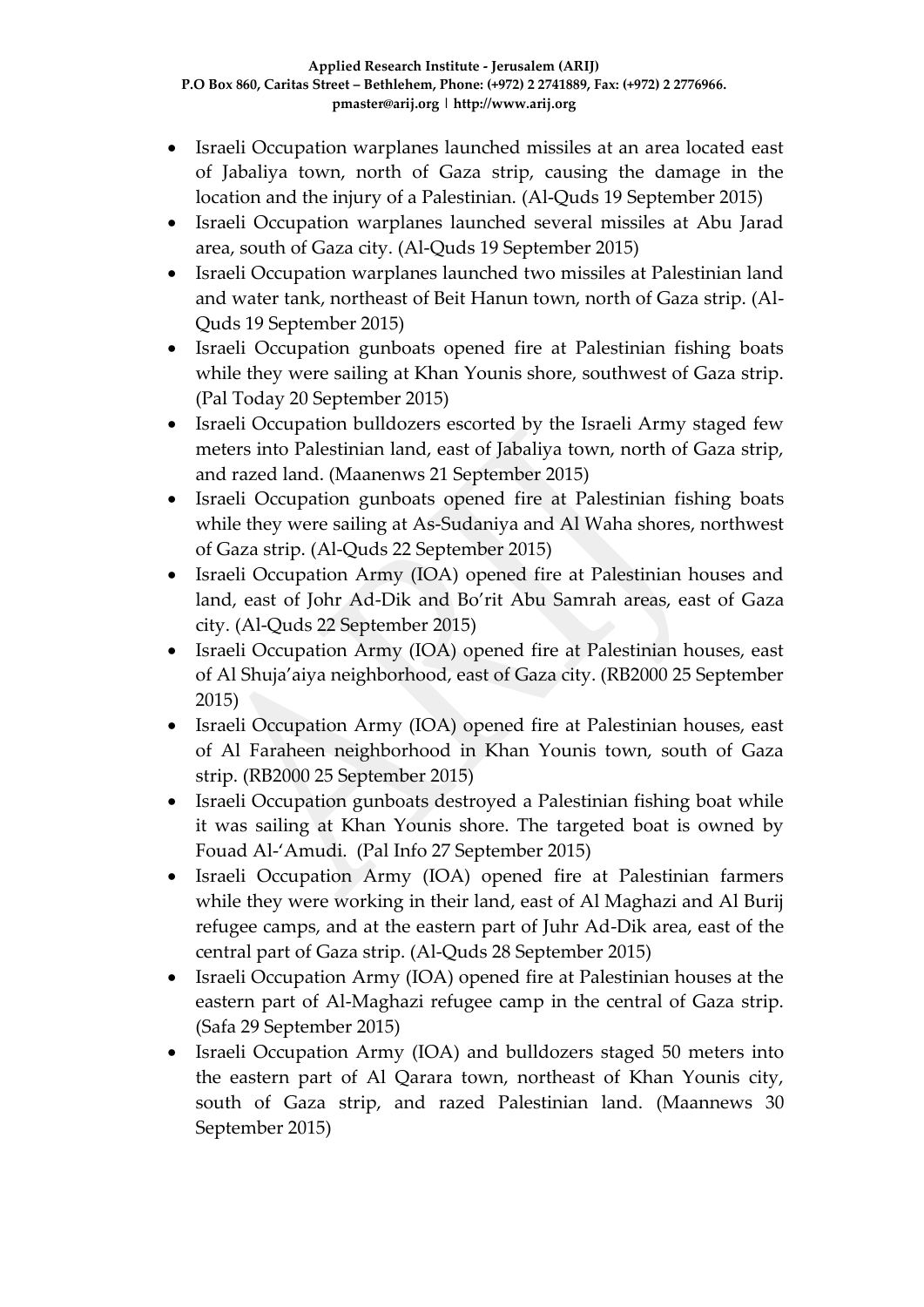- Israeli Occupation warplanes launched missiles at an area located east of Jabaliya town, north of Gaza strip, causing the damage in the location and the injury of a Palestinian. (Al-Quds 19 September 2015)
- Israeli Occupation warplanes launched several missiles at Abu Jarad area, south of Gaza city. (Al-Quds 19 September 2015)
- Israeli Occupation warplanes launched two missiles at Palestinian land and water tank, northeast of Beit Hanun town, north of Gaza strip. (Al-Quds 19 September 2015)
- Israeli Occupation gunboats opened fire at Palestinian fishing boats while they were sailing at Khan Younis shore, southwest of Gaza strip. (Pal Today 20 September 2015)
- Israeli Occupation bulldozers escorted by the Israeli Army staged few meters into Palestinian land, east of Jabaliya town, north of Gaza strip, and razed land. (Maanenws 21 September 2015)
- Israeli Occupation gunboats opened fire at Palestinian fishing boats while they were sailing at As-Sudaniya and Al Waha shores, northwest of Gaza strip. (Al-Quds 22 September 2015)
- Israeli Occupation Army (IOA) opened fire at Palestinian houses and land, east of Johr Ad-Dik and Bo'rit Abu Samrah areas, east of Gaza city. (Al-Quds 22 September 2015)
- Israeli Occupation Army (IOA) opened fire at Palestinian houses, east of Al Shuja'aiya neighborhood, east of Gaza city. (RB2000 25 September 2015)
- Israeli Occupation Army (IOA) opened fire at Palestinian houses, east of Al Faraheen neighborhood in Khan Younis town, south of Gaza strip. (RB2000 25 September 2015)
- Israeli Occupation gunboats destroyed a Palestinian fishing boat while it was sailing at Khan Younis shore. The targeted boat is owned by Fouad Al-'Amudi. (Pal Info 27 September 2015)
- Israeli Occupation Army (IOA) opened fire at Palestinian farmers while they were working in their land, east of Al Maghazi and Al Burij refugee camps, and at the eastern part of Juhr Ad-Dik area, east of the central part of Gaza strip. (Al-Quds 28 September 2015)
- Israeli Occupation Army (IOA) opened fire at Palestinian houses at the eastern part of Al-Maghazi refugee camp in the central of Gaza strip. (Safa 29 September 2015)
- Israeli Occupation Army (IOA) and bulldozers staged 50 meters into the eastern part of Al Qarara town, northeast of Khan Younis city, south of Gaza strip, and razed Palestinian land. (Maannews 30 September 2015)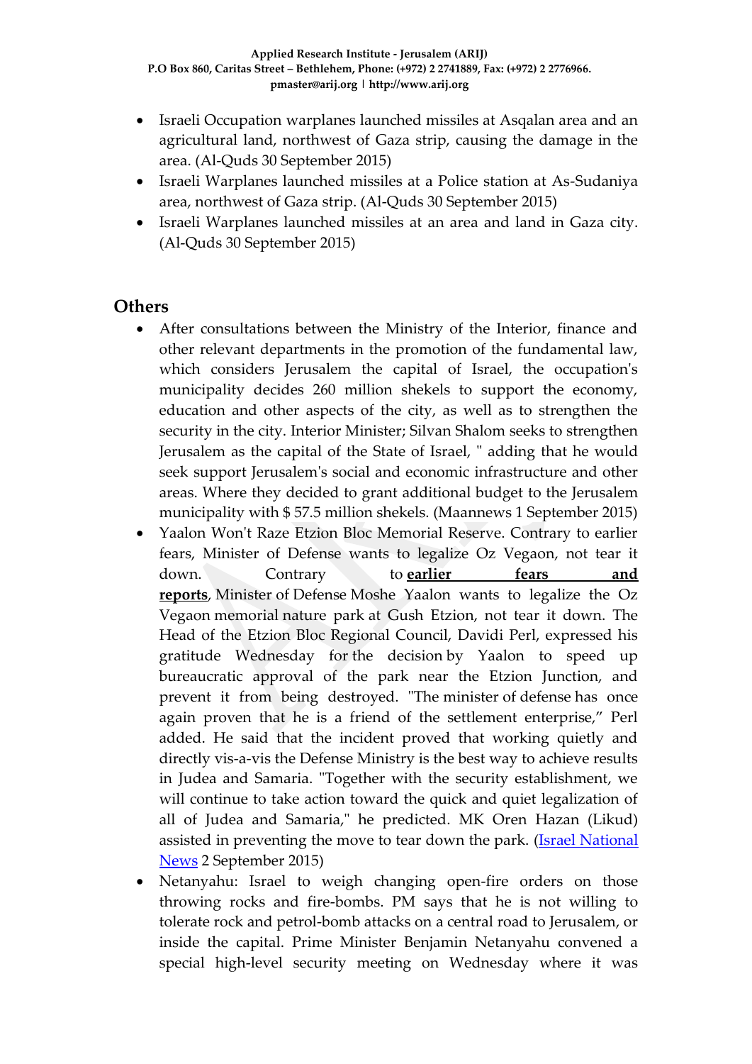- Israeli Occupation warplanes launched missiles at Asqalan area and an agricultural land, northwest of Gaza strip, causing the damage in the area. (Al-Quds 30 September 2015)
- Israeli Warplanes launched missiles at a Police station at As-Sudaniya area, northwest of Gaza strip. (Al-Quds 30 September 2015)
- Israeli Warplanes launched missiles at an area and land in Gaza city. (Al-Quds 30 September 2015)

## Others

- After consultations between the Ministry of the Interior, finance and other relevant departments in the promotion of the fundamental law, which considers Jerusalem the capital of Israel, the occupation's municipality decides 260 million shekels to support the economy, education and other aspects of the city, as well as to strengthen the security in the city. Interior Minister; Silvan Shalom seeks to strengthen Jerusalem as the capital of the State of Israel, " adding that he would seek support Jerusalem's social and economic infrastructure and other areas. Where they decided to grant additional budget to the Jerusalem municipality with $ 57.5 million shekels. (Maannews 1 September 2015)
- Yaalon Won't Raze Etzion Bloc Memorial Reserve. Contrary to earlier fears, Minister of Defense wants to legalize Oz Vegaon, not tear it down. Contrary to **earlier fears and reports**, Minister of Defense Moshe Yaalon wants to legalize the Oz Vegaon memorial nature park at Gush Etzion, not tear it down. The Head of the Etzion Bloc Regional Council, Davidi Perl, expressed his gratitude Wednesday for the decision by Yaalon to speed up bureaucratic approval of the park near the Etzion Junction, and prevent it from being destroyed. "The minister of defense has once again proven that he is a friend of the settlement enterprise," Perl added. He said that the incident proved that working quietly and directly vis-a-vis the Defense Ministry is the best way to achieve results in Judea and Samaria. "Together with the security establishment, we will continue to take action toward the quick and quiet legalization of all of Judea and Samaria," he predicted. MK Oren Hazan (Likud) assisted in preventing the move to tear down the park. (Israel National News 2 September 2015)
- Netanyahu: Israel to weigh changing open-fire orders on those throwing rocks and fire-bombs. PM says that he is not willing to tolerate rock and petrol-bomb attacks on a central road to Jerusalem, or inside the capital. Prime Minister Benjamin Netanyahu convened a special high-level security meeting on Wednesday where it was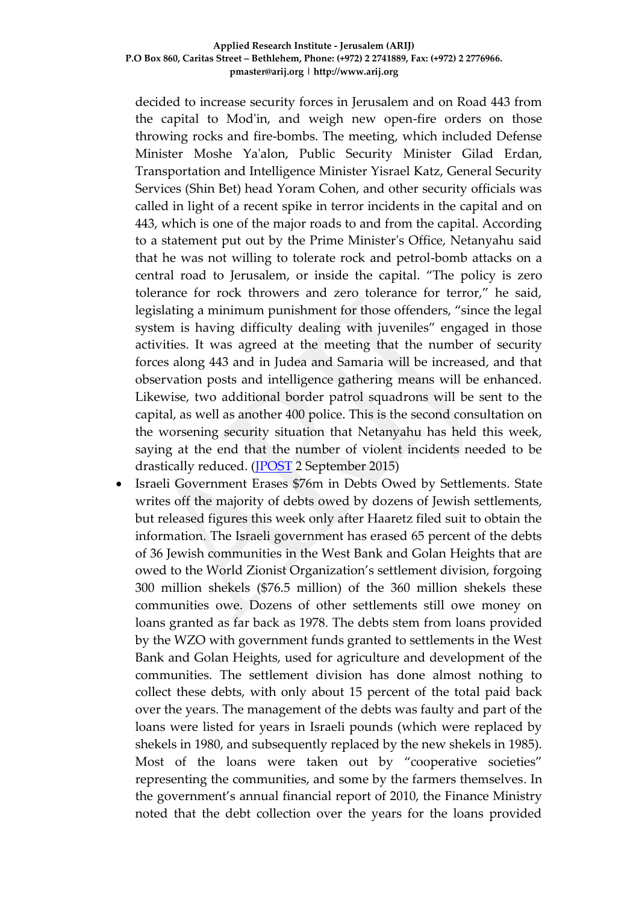decided to increase security forces in Jerusalem and on Road 443 from the capital to Mod'in, and weigh new open-fire orders on those throwing rocks and fire-bombs. The meeting, which included Defense Minister Moshe Ya'alon, Public Security Minister Gilad Erdan, Transportation and Intelligence Minister Yisrael Katz, General Security Services (Shin Bet) head Yoram Cohen, and other security officials was called in light of a recent spike in terror incidents in the capital and on 443, which is one of the major roads to and from the capital. According to a statement put out by the Prime Minister's Office, Netanyahu said that he was not willing to tolerate rock and petrol-bomb attacks on a central road to Jerusalem, or inside the capital. "The policy is zero tolerance for rock throwers and zero tolerance for terror," he said, legislating a minimum punishment for those offenders, "since the legal system is having difficulty dealing with juveniles" engaged in those activities. It was agreed at the meeting that the number of security forces along 443 and in Judea and Samaria will be increased, and that observation posts and intelligence gathering means will be enhanced. Likewise, two additional border patrol squadrons will be sent to the capital, as well as another 400 police. This is the second consultation on the worsening security situation that Netanyahu has held this week, saying at the end that the number of violent incidents needed to be drastically reduced. (JPOST 2 September 2015)

- Israeli Government Erases $76m in Debts Owed by Settlements. State writes off the majority of debts owed by dozens of Jewish settlements, but released figures this week only after Haaretz filed suit to obtain the information. The Israeli government has erased 65 percent of the debts of 36 Jewish communities in the West Bank and Golan Heights that are owed to the World Zionist Organization's settlement division, forgoing 300 million shekels ($76.5 million) of the 360 million shekels these communities owe. Dozens of other settlements still owe money on loans granted as far back as 1978. The debts stem from loans provided by the WZO with government funds granted to settlements in the West Bank and Golan Heights, used for agriculture and development of the communities. The settlement division has done almost nothing to collect these debts, with only about 15 percent of the total paid back over the years. The management of the debts was faulty and part of the loans were listed for years in Israeli pounds (which were replaced by shekels in 1980, and subsequently replaced by the new shekels in 1985). Most of the loans were taken out by "cooperative societies" representing the communities, and some by the farmers themselves. In the government's annual financial report of 2010, the Finance Ministry noted that the debt collection over the years for the loans provided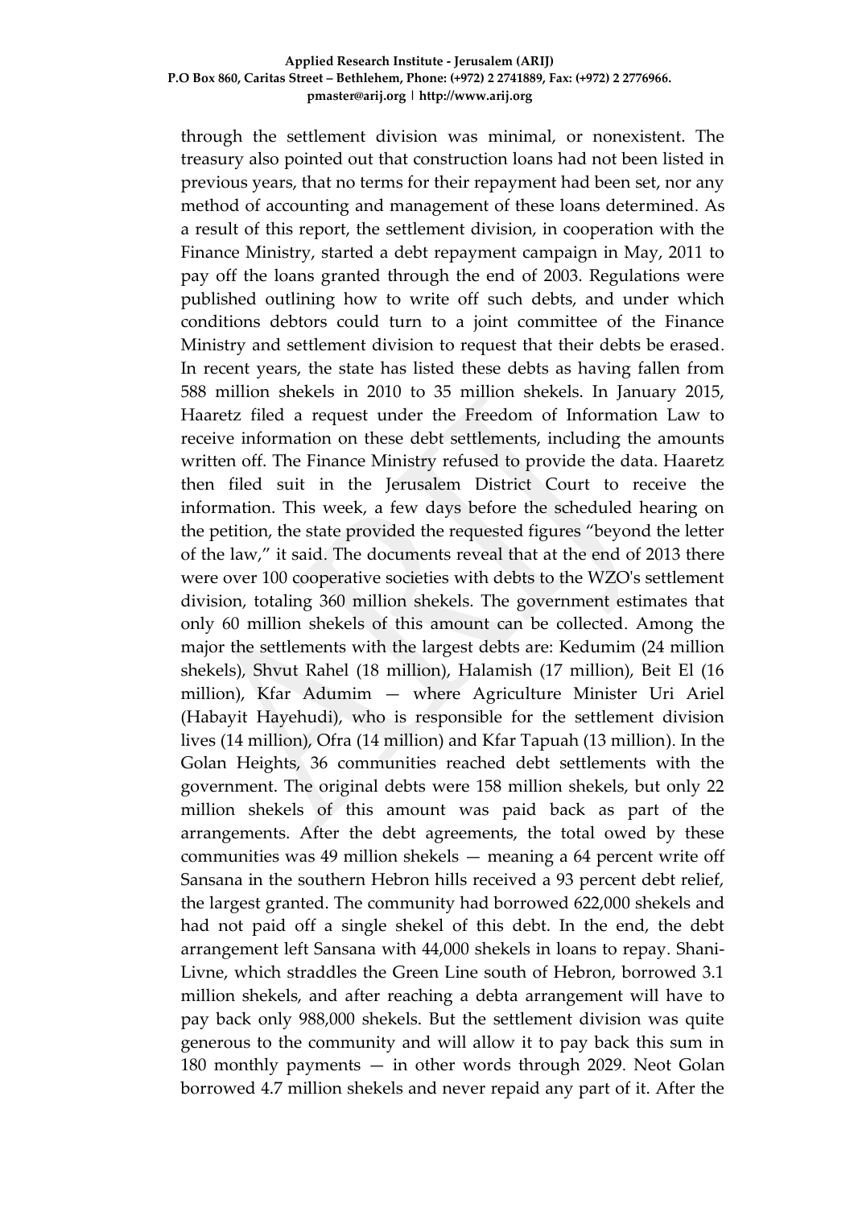through the settlement division was minimal, or nonexistent. The treasury also pointed out that construction loans had not been listed in previous years, that no terms for their repayment had been set, nor any method of accounting and management of these loans determined. As a result of this report, the settlement division, in cooperation with the Finance Ministry, started a debt repayment campaign in May, 2011 to pay off the loans granted through the end of 2003. Regulations were published outlining how to write off such debts, and under which conditions debtors could turn to a joint committee of the Finance Ministry and settlement division to request that their debts be erased. In recent years, the state has listed these debts as having fallen from 588 million shekels in 2010 to 35 million shekels. In January 2015, Haaretz filed a request under the Freedom of Information Law to receive information on these debt settlements, including the amounts written off. The Finance Ministry refused to provide the data. Haaretz then filed suit in the Jerusalem District Court to receive the information. This week, a few days before the scheduled hearing on the petition, the state provided the requested figures "beyond the letter of the law," it said. The documents reveal that at the end of 2013 there were over 100 cooperative societies with debts to the WZO's settlement division, totaling 360 million shekels. The government estimates that only 60 million shekels of this amount can be collected. Among the major the settlements with the largest debts are: Kedumim (24 million shekels), Shvut Rahel (18 million), Halamish (17 million), Beit El (16 million), Kfar Adumim — where Agriculture Minister Uri Ariel (Habayit Hayehudi), who is responsible for the settlement division lives (14 million), Ofra (14 million) and Kfar Tapuah (13 million). In the Golan Heights, 36 communities reached debt settlements with the government. The original debts were 158 million shekels, but only 22 million shekels of this amount was paid back as part of the arrangements. After the debt agreements, the total owed by these communities was 49 million shekels — meaning a 64 percent write off Sansana in the southern Hebron hills received a 93 percent debt relief, the largest granted. The community had borrowed 622,000 shekels and had not paid off a single shekel of this debt. In the end, the debt arrangement left Sansana with 44,000 shekels in loans to repay. Shani-Livne, which straddles the Green Line south of Hebron, borrowed 3.1 million shekels, and after reaching a debta arrangement will have to pay back only 988,000 shekels. But the settlement division was quite generous to the community and will allow it to pay back this sum in 180 monthly payments — in other words through 2029. Neot Golan borrowed 4.7 million shekels and never repaid any part of it. After the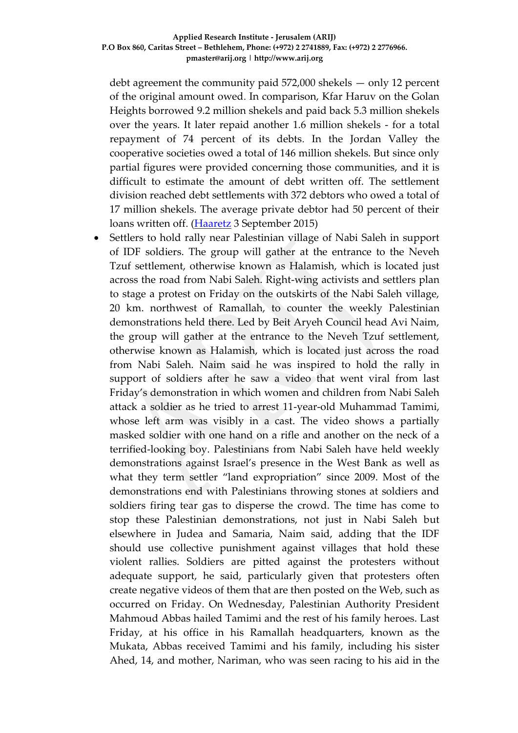debt agreement the community paid 572,000 shekels — only 12 percent of the original amount owed. In comparison, Kfar Haruv on the Golan Heights borrowed 9.2 million shekels and paid back 5.3 million shekels over the years. It later repaid another 1.6 million shekels - for a total repayment of 74 percent of its debts. In the Jordan Valley the cooperative societies owed a total of 146 million shekels. But since only partial figures were provided concerning those communities, and it is difficult to estimate the amount of debt written off. The settlement division reached debt settlements with 372 debtors who owed a total of 17 million shekels. The average private debtor had 50 percent of their loans written off. (Haaretz 3 September 2015)

- Settlers to hold rally near Palestinian village of Nabi Saleh in support of IDF soldiers. The group will gather at the entrance to the Neveh Tzuf settlement, otherwise known as Halamish, which is located just across the road from Nabi Saleh. Right-wing activists and settlers plan to stage a protest on Friday on the outskirts of the Nabi Saleh village, 20 km. northwest of Ramallah, to counter the weekly Palestinian demonstrations held there. Led by Beit Aryeh Council head Avi Naim, the group will gather at the entrance to the Neveh Tzuf settlement, otherwise known as Halamish, which is located just across the road from Nabi Saleh. Naim said he was inspired to hold the rally in support of soldiers after he saw a video that went viral from last Friday's demonstration in which women and children from Nabi Saleh attack a soldier as he tried to arrest 11-year-old Muhammad Tamimi, whose left arm was visibly in a cast. The video shows a partially masked soldier with one hand on a rifle and another on the neck of a terrified-looking boy. Palestinians from Nabi Saleh have held weekly demonstrations against Israel's presence in the West Bank as well as what they term settler "land expropriation" since 2009. Most of the demonstrations end with Palestinians throwing stones at soldiers and soldiers firing tear gas to disperse the crowd. The time has come to stop these Palestinian demonstrations, not just in Nabi Saleh but elsewhere in Judea and Samaria, Naim said, adding that the IDF should use collective punishment against villages that hold these violent rallies. Soldiers are pitted against the protesters without adequate support, he said, particularly given that protesters often create negative videos of them that are then posted on the Web, such as occurred on Friday. On Wednesday, Palestinian Authority President Mahmoud Abbas hailed Tamimi and the rest of his family heroes. Last Friday, at his office in his Ramallah headquarters, known as the Mukata, Abbas received Tamimi and his family, including his sister Ahed, 14, and mother, Nariman, who was seen racing to his aid in the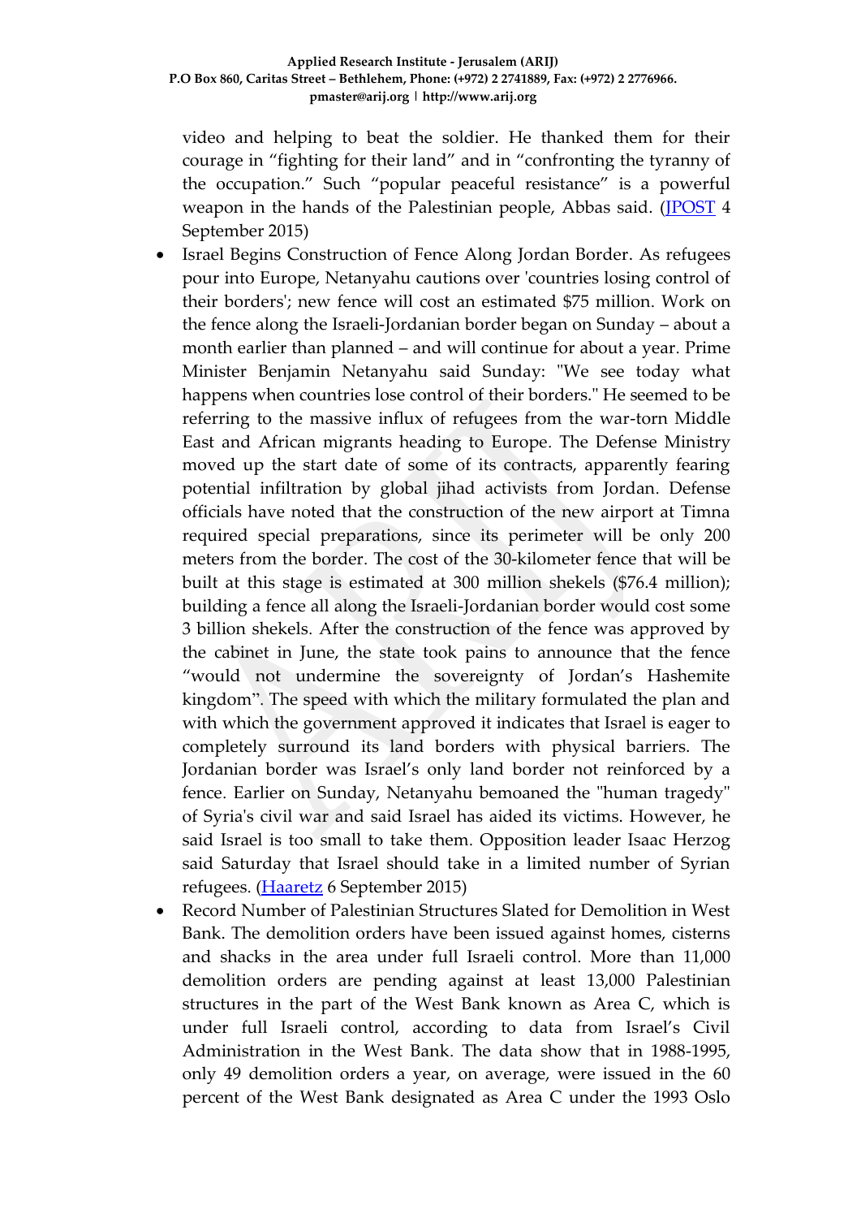video and helping to beat the soldier. He thanked them for their courage in "fighting for their land" and in "confronting the tyranny of the occupation." Such "popular peaceful resistance" is a powerful weapon in the hands of the Palestinian people, Abbas said. (JPOST 4 September 2015)

- Israel Begins Construction of Fence Along Jordan Border. As refugees pour into Europe, Netanyahu cautions over 'countries losing control of their borders'; new fence will cost an estimated $75 million. Work on the fence along the Israeli-Jordanian border began on Sunday – about a month earlier than planned – and will continue for about a year. Prime Minister Benjamin Netanyahu said Sunday: "We see today what happens when countries lose control of their borders." He seemed to be referring to the massive influx of refugees from the war-torn Middle East and African migrants heading to Europe. The Defense Ministry moved up the start date of some of its contracts, apparently fearing potential infiltration by global jihad activists from Jordan. Defense officials have noted that the construction of the new airport at Timna required special preparations, since its perimeter will be only 200 meters from the border. The cost of the 30-kilometer fence that will be built at this stage is estimated at 300 million shekels ($76.4 million); building a fence all along the Israeli-Jordanian border would cost some 3 billion shekels. After the construction of the fence was approved by the cabinet in June, the state took pains to announce that the fence "would not undermine the sovereignty of Jordan's Hashemite kingdom". The speed with which the military formulated the plan and with which the government approved it indicates that Israel is eager to completely surround its land borders with physical barriers. The Jordanian border was Israel's only land border not reinforced by a fence. Earlier on Sunday, Netanyahu bemoaned the "human tragedy" of Syria's civil war and said Israel has aided its victims. However, he said Israel is too small to take them. Opposition leader Isaac Herzog said Saturday that Israel should take in a limited number of Syrian refugees. (Haaretz 6 September 2015)
- Record Number of Palestinian Structures Slated for Demolition in West Bank. The demolition orders have been issued against homes, cisterns and shacks in the area under full Israeli control. More than 11,000 demolition orders are pending against at least 13,000 Palestinian structures in the part of the West Bank known as Area C, which is under full Israeli control, according to data from Israel's Civil Administration in the West Bank. The data show that in 1988-1995, only 49 demolition orders a year, on average, were issued in the 60 percent of the West Bank designated as Area C under the 1993 Oslo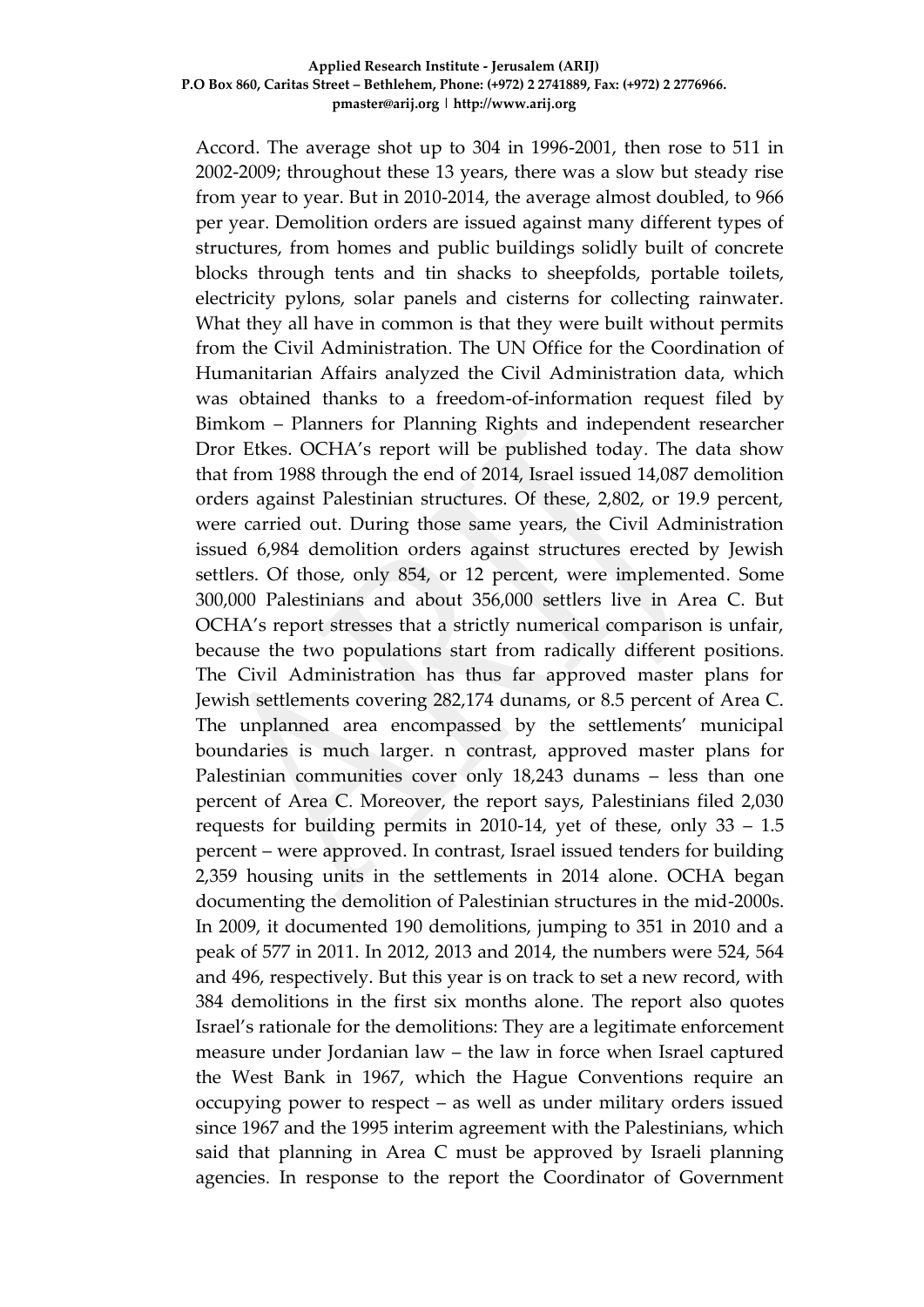Accord. The average shot up to 304 in 1996-2001, then rose to 511 in 2002-2009; throughout these 13 years, there was a slow but steady rise from year to year. But in 2010-2014, the average almost doubled, to 966 per year. Demolition orders are issued against many different types of structures, from homes and public buildings solidly built of concrete blocks through tents and tin shacks to sheepfolds, portable toilets, electricity pylons, solar panels and cisterns for collecting rainwater. What they all have in common is that they were built without permits from the Civil Administration. The UN Office for the Coordination of Humanitarian Affairs analyzed the Civil Administration data, which was obtained thanks to a freedom-of-information request filed by Bimkom – Planners for Planning Rights and independent researcher Dror Etkes. OCHA's report will be published today. The data show that from 1988 through the end of 2014, Israel issued 14,087 demolition orders against Palestinian structures. Of these, 2,802, or 19.9 percent, were carried out. During those same years, the Civil Administration issued 6,984 demolition orders against structures erected by Jewish settlers. Of those, only 854, or 12 percent, were implemented. Some 300,000 Palestinians and about 356,000 settlers live in Area C. But OCHA's report stresses that a strictly numerical comparison is unfair, because the two populations start from radically different positions. The Civil Administration has thus far approved master plans for Jewish settlements covering 282,174 dunams, or 8.5 percent of Area C. The unplanned area encompassed by the settlements' municipal boundaries is much larger. n contrast, approved master plans for Palestinian communities cover only 18,243 dunams – less than one percent of Area C. Moreover, the report says, Palestinians filed 2,030 requests for building permits in 2010-14, yet of these, only 33 – 1.5 percent – were approved. In contrast, Israel issued tenders for building 2,359 housing units in the settlements in 2014 alone. OCHA began documenting the demolition of Palestinian structures in the mid-2000s. In 2009, it documented 190 demolitions, jumping to 351 in 2010 and a peak of 577 in 2011. In 2012, 2013 and 2014, the numbers were 524, 564 and 496, respectively. But this year is on track to set a new record, with 384 demolitions in the first six months alone. The report also quotes Israel's rationale for the demolitions: They are a legitimate enforcement measure under Jordanian law – the law in force when Israel captured the West Bank in 1967, which the Hague Conventions require an occupying power to respect – as well as under military orders issued since 1967 and the 1995 interim agreement with the Palestinians, which said that planning in Area C must be approved by Israeli planning agencies. In response to the report the Coordinator of Government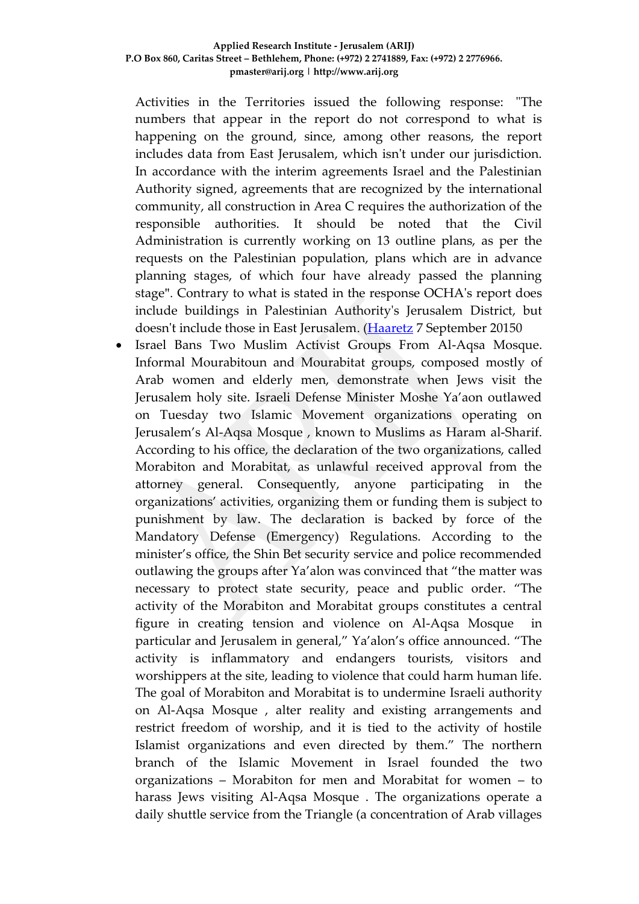Activities in the Territories issued the following response: "The numbers that appear in the report do not correspond to what is happening on the ground, since, among other reasons, the report includes data from East Jerusalem, which isn't under our jurisdiction. In accordance with the interim agreements Israel and the Palestinian Authority signed, agreements that are recognized by the international community, all construction in Area C requires the authorization of the responsible authorities. It should be noted that the Civil Administration is currently working on 13 outline plans, as per the requests on the Palestinian population, plans which are in advance planning stages, of which four have already passed the planning stage". Contrary to what is stated in the response OCHA's report does include buildings in Palestinian Authority's Jerusalem District, but doesn't include those in East Jerusalem. ([Haaretz](#) 7 September 20150

- Israel Bans Two Muslim Activist Groups From Al-Aqsa Mosque. Informal Mourabitoun and Mourabitat groups, composed mostly of Arab women and elderly men, demonstrate when Jews visit the Jerusalem holy site. Israeli Defense Minister Moshe Ya'aon outlawed on Tuesday two Islamic Movement organizations operating on Jerusalem's Al-Aqsa Mosque , known to Muslims as Haram al-Sharif. According to his office, the declaration of the two organizations, called Morabiton and Morabitat, as unlawful received approval from the attorney general. Consequently, anyone participating in the organizations' activities, organizing them or funding them is subject to punishment by law. The declaration is backed by force of the Mandatory Defense (Emergency) Regulations. According to the minister's office, the Shin Bet security service and police recommended outlawing the groups after Ya'alon was convinced that "the matter was necessary to protect state security, peace and public order. "The activity of the Morabiton and Morabitat groups constitutes a central figure in creating tension and violence on Al-Aqsa Mosque in particular and Jerusalem in general," Ya'alon's office announced. "The activity is inflammatory and endangers tourists, visitors and worshippers at the site, leading to violence that could harm human life. The goal of Morabiton and Morabitat is to undermine Israeli authority on Al-Aqsa Mosque , alter reality and existing arrangements and restrict freedom of worship, and it is tied to the activity of hostile Islamist organizations and even directed by them." The northern branch of the Islamic Movement in Israel founded the two organizations – Morabiton for men and Morabitat for women – to harass Jews visiting Al-Aqsa Mosque . The organizations operate a daily shuttle service from the Triangle (a concentration of Arab villages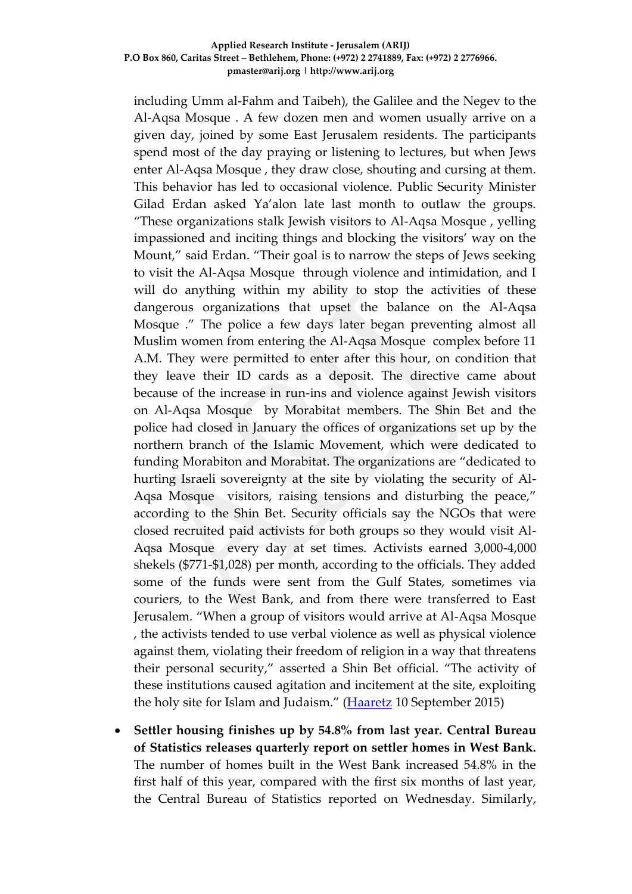including Umm al-Fahm and Taibeh), the Galilee and the Negev to the Al-Aqsa Mosque . A few dozen men and women usually arrive on a given day, joined by some East Jerusalem residents. The participants spend most of the day praying or listening to lectures, but when Jews enter Al-Aqsa Mosque , they draw close, shouting and cursing at them. This behavior has led to occasional violence. Public Security Minister Gilad Erdan asked Ya'alon late last month to outlaw the groups. "These organizations stalk Jewish visitors to Al-Aqsa Mosque , yelling impassioned and inciting things and blocking the visitors' way on the Mount," said Erdan. "Their goal is to narrow the steps of Jews seeking to visit the Al-Aqsa Mosque through violence and intimidation, and I will do anything within my ability to stop the activities of these dangerous organizations that upset the balance on the Al-Aqsa Mosque ." The police a few days later began preventing almost all Muslim women from entering the Al-Aqsa Mosque complex before 11 A.M. They were permitted to enter after this hour, on condition that they leave their ID cards as a deposit. The directive came about because of the increase in run-ins and violence against Jewish visitors on Al-Aqsa Mosque by Morabitat members. The Shin Bet and the police had closed in January the offices of organizations set up by the northern branch of the Islamic Movement, which were dedicated to funding Morabiton and Morabitat. The organizations are "dedicated to hurting Israeli sovereignty at the site by violating the security of Al-Aqsa Mosque visitors, raising tensions and disturbing the peace," according to the Shin Bet. Security officials say the NGOs that were closed recruited paid activists for both groups so they would visit Al-Aqsa Mosque every day at set times. Activists earned 3,000-4,000 shekels ($771-$1,028) per month, according to the officials. They added some of the funds were sent from the Gulf States, sometimes via couriers, to the West Bank, and from there were transferred to East Jerusalem. "When a group of visitors would arrive at Al-Aqsa Mosque , the activists tended to use verbal violence as well as physical violence against them, violating their freedom of religion in a way that threatens their personal security," asserted a Shin Bet official. "The activity of these institutions caused agitation and incitement at the site, exploiting the holy site for Islam and Judaism." (Haaretz 10 September 2015)

- **Settler housing finishes up by 54.8% from last year. Central Bureau of Statistics releases quarterly report on settler homes in West Bank.** The number of homes built in the West Bank increased 54.8% in the first half of this year, compared with the first six months of last year, the Central Bureau of Statistics reported on Wednesday. Similarly,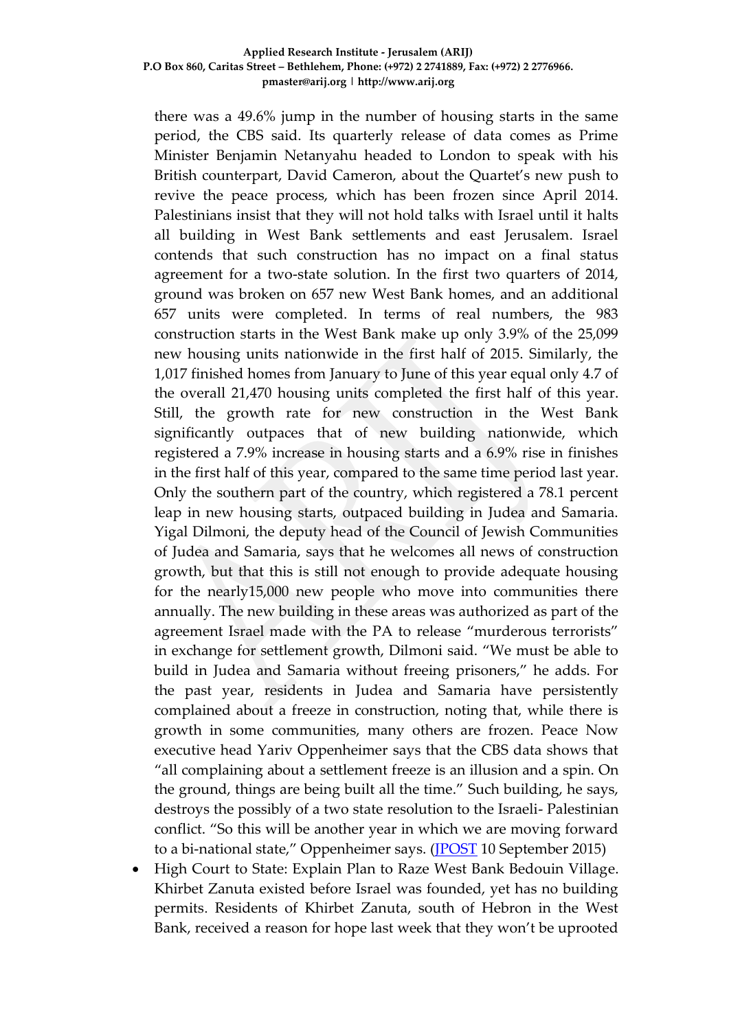there was a 49.6% jump in the number of housing starts in the same period, the CBS said. Its quarterly release of data comes as Prime Minister Benjamin Netanyahu headed to London to speak with his British counterpart, David Cameron, about the Quartet's new push to revive the peace process, which has been frozen since April 2014. Palestinians insist that they will not hold talks with Israel until it halts all building in West Bank settlements and east Jerusalem. Israel contends that such construction has no impact on a final status agreement for a two-state solution. In the first two quarters of 2014, ground was broken on 657 new West Bank homes, and an additional 657 units were completed. In terms of real numbers, the 983 construction starts in the West Bank make up only 3.9% of the 25,099 new housing units nationwide in the first half of 2015. Similarly, the 1,017 finished homes from January to June of this year equal only 4.7 of the overall 21,470 housing units completed the first half of this year. Still, the growth rate for new construction in the West Bank significantly outpaces that of new building nationwide, which registered a 7.9% increase in housing starts and a 6.9% rise in finishes in the first half of this year, compared to the same time period last year. Only the southern part of the country, which registered a 78.1 percent leap in new housing starts, outpaced building in Judea and Samaria. Yigal Dilmoni, the deputy head of the Council of Jewish Communities of Judea and Samaria, says that he welcomes all news of construction growth, but that this is still not enough to provide adequate housing for the nearly15,000 new people who move into communities there annually. The new building in these areas was authorized as part of the agreement Israel made with the PA to release "murderous terrorists" in exchange for settlement growth, Dilmoni said. "We must be able to build in Judea and Samaria without freeing prisoners," he adds. For the past year, residents in Judea and Samaria have persistently complained about a freeze in construction, noting that, while there is growth in some communities, many others are frozen. Peace Now executive head Yariv Oppenheimer says that the CBS data shows that "all complaining about a settlement freeze is an illusion and a spin. On the ground, things are being built all the time." Such building, he says, destroys the possibly of a two state resolution to the Israeli- Palestinian conflict. "So this will be another year in which we are moving forward to a bi-national state," Oppenheimer says. (JPOST 10 September 2015)

- High Court to State: Explain Plan to Raze West Bank Bedouin Village. Khirbet Zanuta existed before Israel was founded, yet has no building permits. Residents of Khirbet Zanuta, south of Hebron in the West Bank, received a reason for hope last week that they won't be uprooted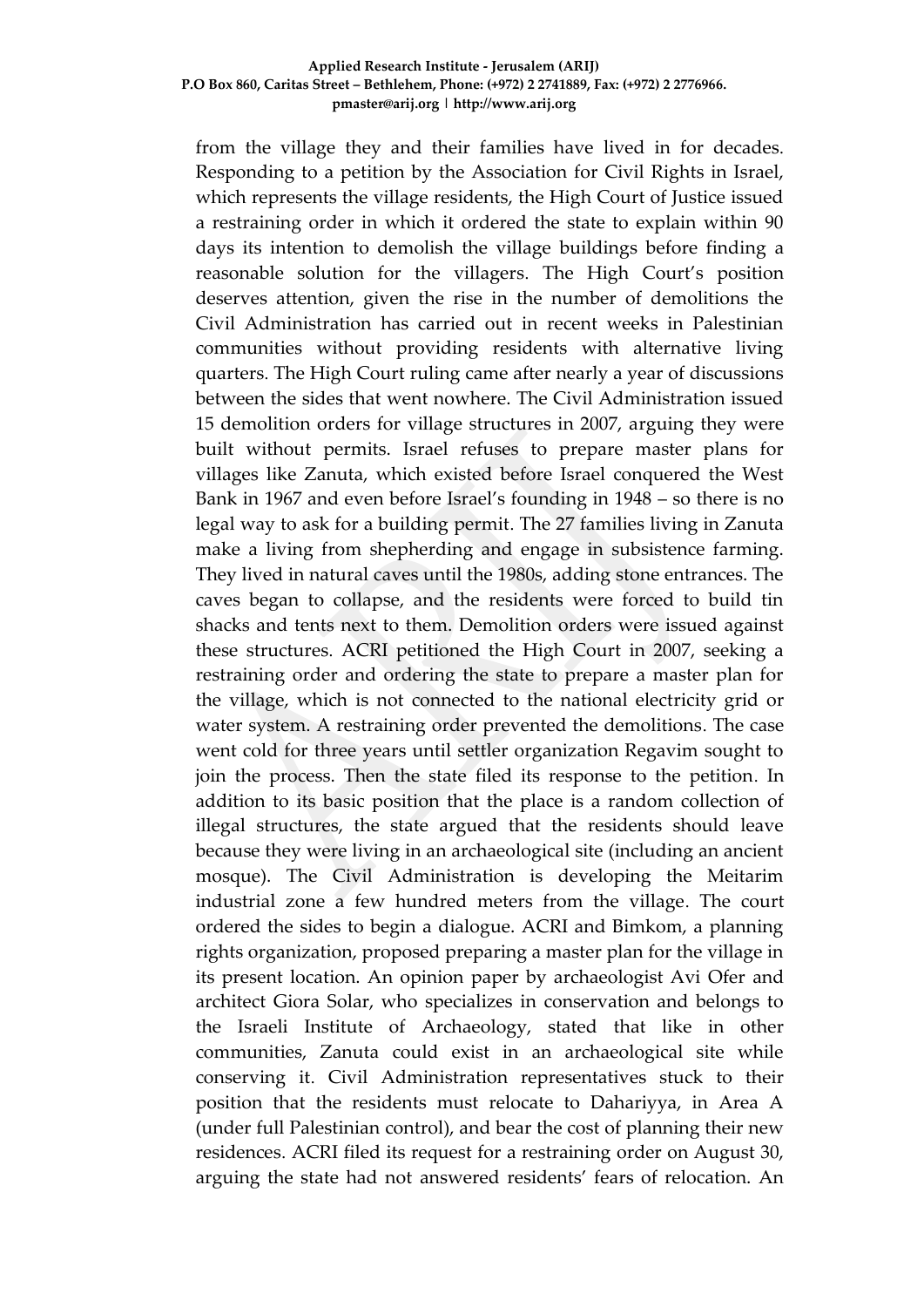from the village they and their families have lived in for decades. Responding to a petition by the Association for Civil Rights in Israel, which represents the village residents, the High Court of Justice issued a restraining order in which it ordered the state to explain within 90 days its intention to demolish the village buildings before finding a reasonable solution for the villagers. The High Court's position deserves attention, given the rise in the number of demolitions the Civil Administration has carried out in recent weeks in Palestinian communities without providing residents with alternative living quarters. The High Court ruling came after nearly a year of discussions between the sides that went nowhere. The Civil Administration issued 15 demolition orders for village structures in 2007, arguing they were built without permits. Israel refuses to prepare master plans for villages like Zanuta, which existed before Israel conquered the West Bank in 1967 and even before Israel's founding in 1948 – so there is no legal way to ask for a building permit. The 27 families living in Zanuta make a living from shepherding and engage in subsistence farming. They lived in natural caves until the 1980s, adding stone entrances. The caves began to collapse, and the residents were forced to build tin shacks and tents next to them. Demolition orders were issued against these structures. ACRI petitioned the High Court in 2007, seeking a restraining order and ordering the state to prepare a master plan for the village, which is not connected to the national electricity grid or water system. A restraining order prevented the demolitions. The case went cold for three years until settler organization Regavim sought to join the process. Then the state filed its response to the petition. In addition to its basic position that the place is a random collection of illegal structures, the state argued that the residents should leave because they were living in an archaeological site (including an ancient mosque). The Civil Administration is developing the Meitarim industrial zone a few hundred meters from the village. The court ordered the sides to begin a dialogue. ACRI and Bimkom, a planning rights organization, proposed preparing a master plan for the village in its present location. An opinion paper by archaeologist Avi Ofer and architect Giora Solar, who specializes in conservation and belongs to the Israeli Institute of Archaeology, stated that like in other communities, Zanuta could exist in an archaeological site while conserving it. Civil Administration representatives stuck to their position that the residents must relocate to Dahariyya, in Area A (under full Palestinian control), and bear the cost of planning their new residences. ACRI filed its request for a restraining order on August 30, arguing the state had not answered residents' fears of relocation. An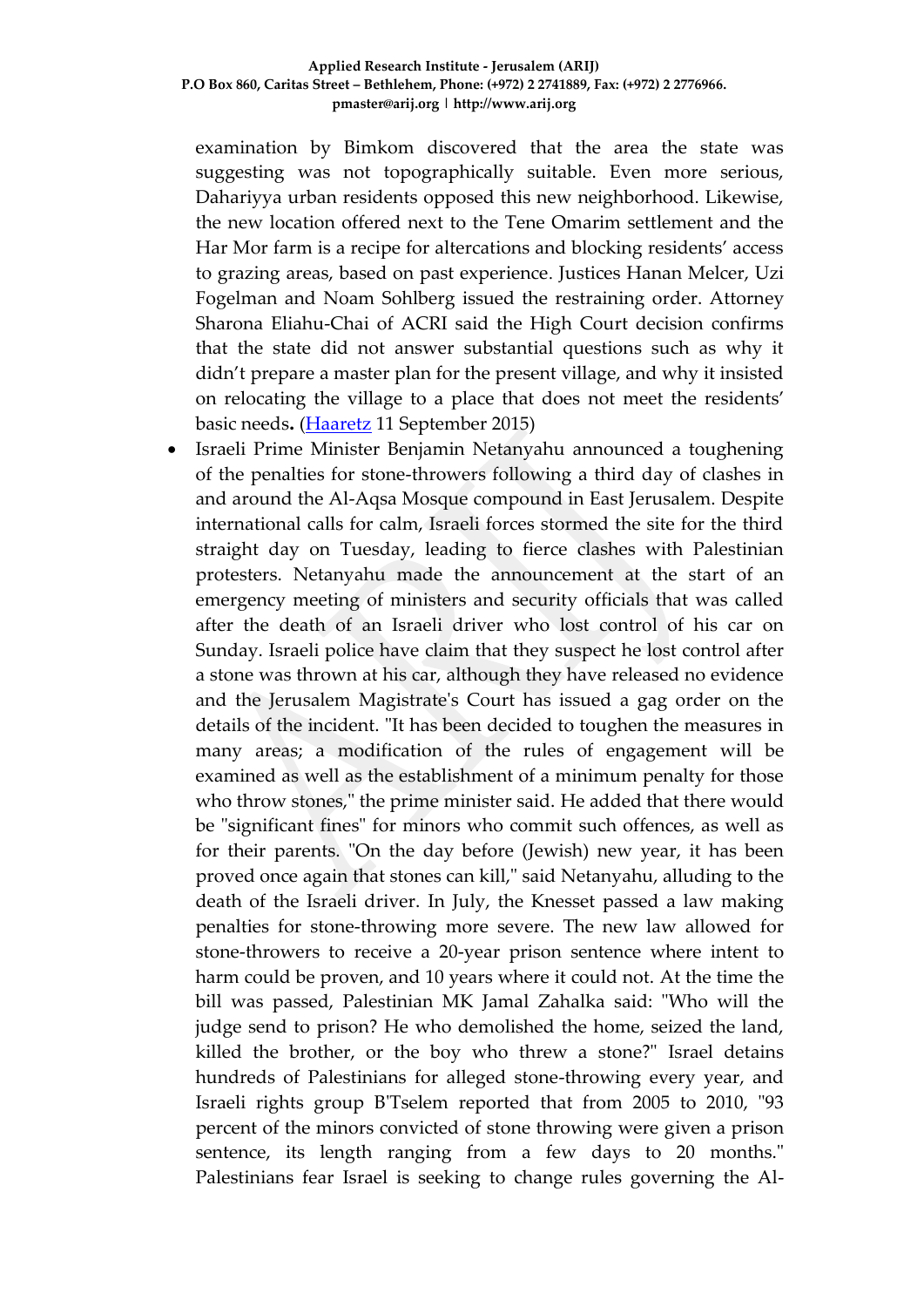examination by Bimkom discovered that the area the state was suggesting was not topographically suitable. Even more serious, Dahariyya urban residents opposed this new neighborhood. Likewise, the new location offered next to the Tene Omarim settlement and the Har Mor farm is a recipe for altercations and blocking residents' access to grazing areas, based on past experience. Justices Hanan Melcer, Uzi Fogelman and Noam Sohlberg issued the restraining order. Attorney Sharona Eliahu-Chai of ACRI said the High Court decision confirms that the state did not answer substantial questions such as why it didn't prepare a master plan for the present village, and why it insisted on relocating the village to a place that does not meet the residents' basic needs**.** (Haaretz 11 September 2015)

- Israeli Prime Minister Benjamin Netanyahu announced a toughening of the penalties for stone-throwers following a third day of clashes in and around the Al-Aqsa Mosque compound in East Jerusalem. Despite international calls for calm, Israeli forces stormed the site for the third straight day on Tuesday, leading to fierce clashes with Palestinian protesters. Netanyahu made the announcement at the start of an emergency meeting of ministers and security officials that was called after the death of an Israeli driver who lost control of his car on Sunday. Israeli police have claim that they suspect he lost control after a stone was thrown at his car, although they have released no evidence and the Jerusalem Magistrate's Court has issued a gag order on the details of the incident. "It has been decided to toughen the measures in many areas; a modification of the rules of engagement will be examined as well as the establishment of a minimum penalty for those who throw stones," the prime minister said. He added that there would be "significant fines" for minors who commit such offences, as well as for their parents. "On the day before (Jewish) new year, it has been proved once again that stones can kill," said Netanyahu, alluding to the death of the Israeli driver. In July, the Knesset passed a law making penalties for stone-throwing more severe. The new law allowed for stone-throwers to receive a 20-year prison sentence where intent to harm could be proven, and 10 years where it could not. At the time the bill was passed, Palestinian MK Jamal Zahalka said: "Who will the judge send to prison? He who demolished the home, seized the land, killed the brother, or the boy who threw a stone?" Israel detains hundreds of Palestinians for alleged stone-throwing every year, and Israeli rights group B'Tselem reported that from 2005 to 2010, "93 percent of the minors convicted of stone throwing were given a prison sentence, its length ranging from a few days to 20 months." Palestinians fear Israel is seeking to change rules governing the Al-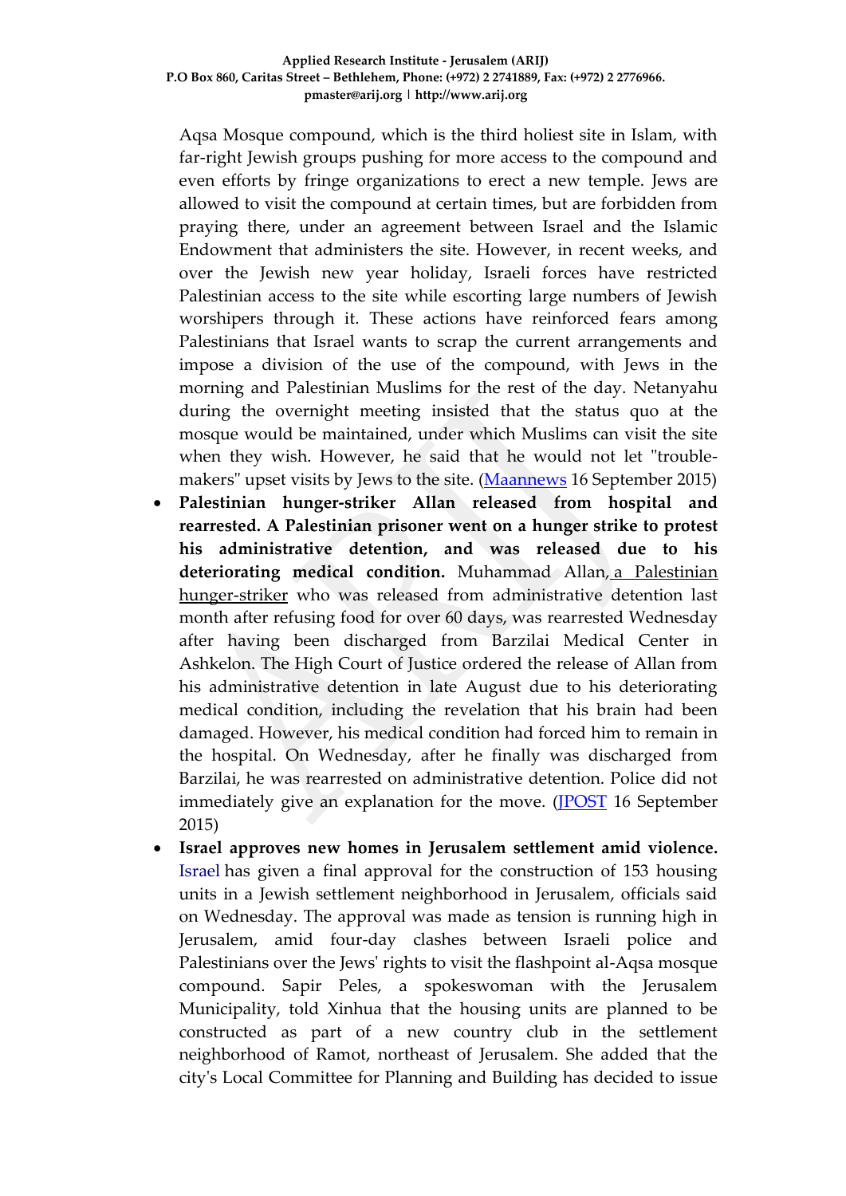Aqsa Mosque compound, which is the third holiest site in Islam, with far-right Jewish groups pushing for more access to the compound and even efforts by fringe organizations to erect a new temple. Jews are allowed to visit the compound at certain times, but are forbidden from praying there, under an agreement between Israel and the Islamic Endowment that administers the site. However, in recent weeks, and over the Jewish new year holiday, Israeli forces have restricted Palestinian access to the site while escorting large numbers of Jewish worshipers through it. These actions have reinforced fears among Palestinians that Israel wants to scrap the current arrangements and impose a division of the use of the compound, with Jews in the morning and Palestinian Muslims for the rest of the day. Netanyahu during the overnight meeting insisted that the status quo at the mosque would be maintained, under which Muslims can visit the site when they wish. However, he said that he would not let "trouble-makers" upset visits by Jews to the site. (Maannews 16 September 2015)

- **Palestinian hunger-striker Allan released from hospital and rearrested. A Palestinian prisoner went on a hunger strike to protest his administrative detention, and was released due to his deteriorating medical condition.** Muhammad Allan, a Palestinian hunger-striker who was released from administrative detention last month after refusing food for over 60 days, was rearrested Wednesday after having been discharged from Barzilai Medical Center in Ashkelon. The High Court of Justice ordered the release of Allan from his administrative detention in late August due to his deteriorating medical condition, including the revelation that his brain had been damaged. However, his medical condition had forced him to remain in the hospital. On Wednesday, after he finally was discharged from Barzilai, he was rearrested on administrative detention. Police did not immediately give an explanation for the move. (JPOST 16 September 2015)
- **Israel approves new homes in Jerusalem settlement amid violence.** Israel has given a final approval for the construction of 153 housing units in a Jewish settlement neighborhood in Jerusalem, officials said on Wednesday. The approval was made as tension is running high in Jerusalem, amid four-day clashes between Israeli police and Palestinians over the Jews' rights to visit the flashpoint al-Aqsa mosque compound. Sapir Peles, a spokeswoman with the Jerusalem Municipality, told Xinhua that the housing units are planned to be constructed as part of a new country club in the settlement neighborhood of Ramot, northeast of Jerusalem. She added that the city's Local Committee for Planning and Building has decided to issue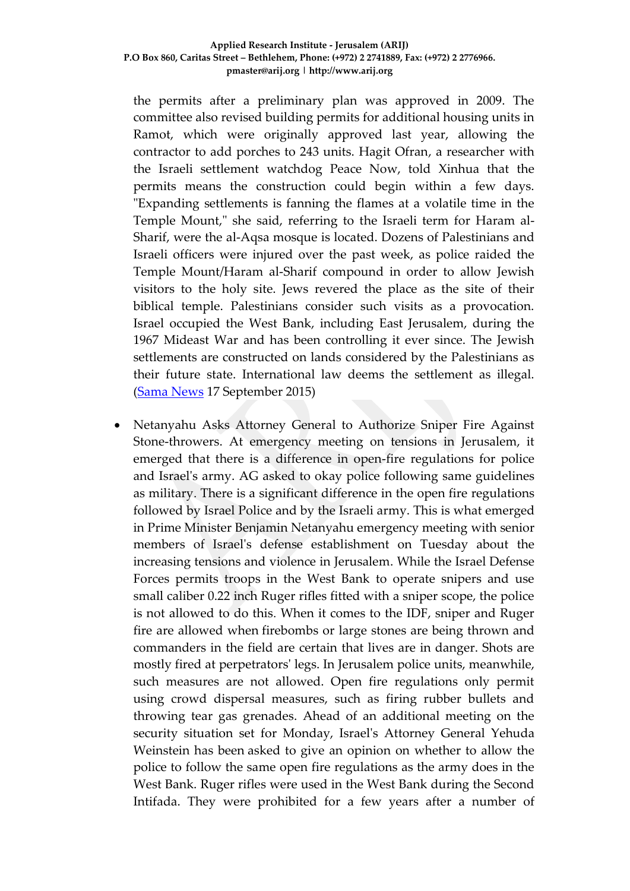the permits after a preliminary plan was approved in 2009. The committee also revised building permits for additional housing units in Ramot, which were originally approved last year, allowing the contractor to add porches to 243 units. Hagit Ofran, a researcher with the Israeli settlement watchdog Peace Now, told Xinhua that the permits means the construction could begin within a few days. "Expanding settlements is fanning the flames at a volatile time in the Temple Mount," she said, referring to the Israeli term for Haram al-Sharif, were the al-Aqsa mosque is located. Dozens of Palestinians and Israeli officers were injured over the past week, as police raided the Temple Mount/Haram al-Sharif compound in order to allow Jewish visitors to the holy site. Jews revered the place as the site of their biblical temple. Palestinians consider such visits as a provocation. Israel occupied the West Bank, including East Jerusalem, during the 1967 Mideast War and has been controlling it ever since. The Jewish settlements are constructed on lands considered by the Palestinians as their future state. International law deems the settlement as illegal. (Sama News 17 September 2015)

- Netanyahu Asks Attorney General to Authorize Sniper Fire Against Stone-throwers. At emergency meeting on tensions in Jerusalem, it emerged that there is a difference in open-fire regulations for police and Israel's army. AG asked to okay police following same guidelines as military. There is a significant difference in the open fire regulations followed by Israel Police and by the Israeli army. This is what emerged in Prime Minister Benjamin Netanyahu emergency meeting with senior members of Israel's defense establishment on Tuesday about the increasing tensions and violence in Jerusalem. While the Israel Defense Forces permits troops in the West Bank to operate snipers and use small caliber 0.22 inch Ruger rifles fitted with a sniper scope, the police is not allowed to do this. When it comes to the IDF, sniper and Ruger fire are allowed when firebombs or large stones are being thrown and commanders in the field are certain that lives are in danger. Shots are mostly fired at perpetrators' legs. In Jerusalem police units, meanwhile, such measures are not allowed. Open fire regulations only permit using crowd dispersal measures, such as firing rubber bullets and throwing tear gas grenades. Ahead of an additional meeting on the security situation set for Monday, Israel's Attorney General Yehuda Weinstein has been asked to give an opinion on whether to allow the police to follow the same open fire regulations as the army does in the West Bank. Ruger rifles were used in the West Bank during the Second Intifada. They were prohibited for a few years after a number of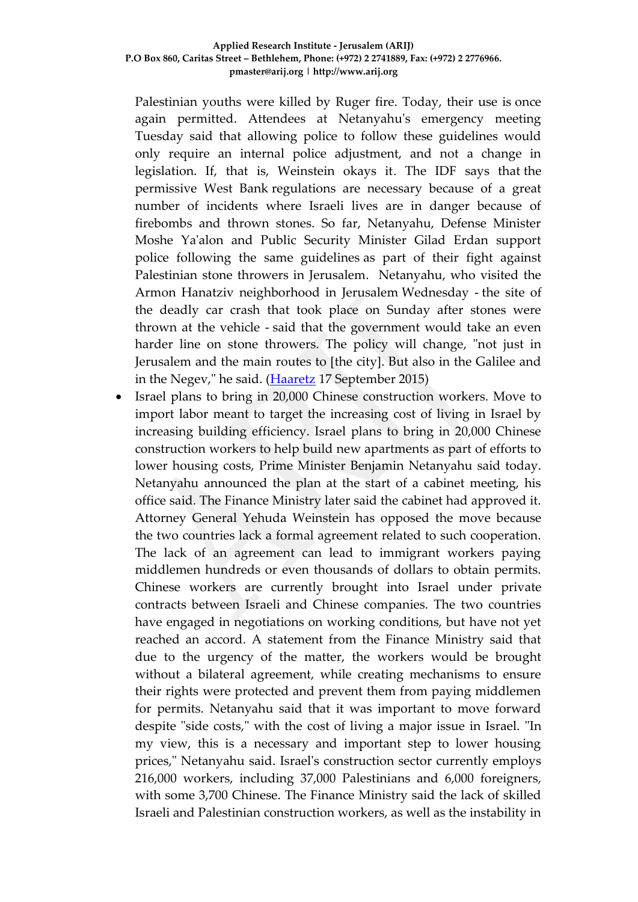Palestinian youths were killed by Ruger fire. Today, their use is once again permitted. Attendees at Netanyahu's emergency meeting Tuesday said that allowing police to follow these guidelines would only require an internal police adjustment, and not a change in legislation. If, that is, Weinstein okays it. The IDF says that the permissive West Bank regulations are necessary because of a great number of incidents where Israeli lives are in danger because of firebombs and thrown stones. So far, Netanyahu, Defense Minister Moshe Ya'alon and Public Security Minister Gilad Erdan support police following the same guidelines as part of their fight against Palestinian stone throwers in Jerusalem. Netanyahu, who visited the Armon Hanatziv neighborhood in Jerusalem Wednesday - the site of the deadly car crash that took place on Sunday after stones were thrown at the vehicle - said that the government would take an even harder line on stone throwers. The policy will change, "not just in Jerusalem and the main routes to [the city]. But also in the Galilee and in the Negev," he said. (Haaretz 17 September 2015)

- Israel plans to bring in 20,000 Chinese construction workers. Move to import labor meant to target the increasing cost of living in Israel by increasing building efficiency. Israel plans to bring in 20,000 Chinese construction workers to help build new apartments as part of efforts to lower housing costs, Prime Minister Benjamin Netanyahu said today. Netanyahu announced the plan at the start of a cabinet meeting, his office said. The Finance Ministry later said the cabinet had approved it. Attorney General Yehuda Weinstein has opposed the move because the two countries lack a formal agreement related to such cooperation. The lack of an agreement can lead to immigrant workers paying middlemen hundreds or even thousands of dollars to obtain permits. Chinese workers are currently brought into Israel under private contracts between Israeli and Chinese companies. The two countries have engaged in negotiations on working conditions, but have not yet reached an accord. A statement from the Finance Ministry said that due to the urgency of the matter, the workers would be brought without a bilateral agreement, while creating mechanisms to ensure their rights were protected and prevent them from paying middlemen for permits. Netanyahu said that it was important to move forward despite "side costs," with the cost of living a major issue in Israel. "In my view, this is a necessary and important step to lower housing prices," Netanyahu said. Israel's construction sector currently employs 216,000 workers, including 37,000 Palestinians and 6,000 foreigners, with some 3,700 Chinese. The Finance Ministry said the lack of skilled Israeli and Palestinian construction workers, as well as the instability in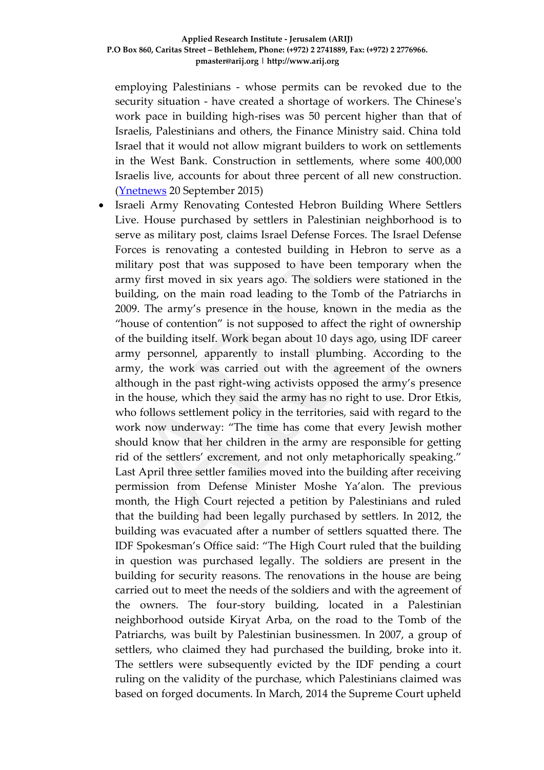employing Palestinians - whose permits can be revoked due to the security situation - have created a shortage of workers. The Chinese's work pace in building high-rises was 50 percent higher than that of Israelis, Palestinians and others, the Finance Ministry said. China told Israel that it would not allow migrant builders to work on settlements in the West Bank. Construction in settlements, where some 400,000 Israelis live, accounts for about three percent of all new construction. (Ynetnews 20 September 2015)

- Israeli Army Renovating Contested Hebron Building Where Settlers Live. House purchased by settlers in Palestinian neighborhood is to serve as military post, claims Israel Defense Forces. The Israel Defense Forces is renovating a contested building in Hebron to serve as a military post that was supposed to have been temporary when the army first moved in six years ago. The soldiers were stationed in the building, on the main road leading to the Tomb of the Patriarchs in 2009. The army's presence in the house, known in the media as the "house of contention" is not supposed to affect the right of ownership of the building itself. Work began about 10 days ago, using IDF career army personnel, apparently to install plumbing. According to the army, the work was carried out with the agreement of the owners although in the past right-wing activists opposed the army's presence in the house, which they said the army has no right to use. Dror Etkis, who follows settlement policy in the territories, said with regard to the work now underway: "The time has come that every Jewish mother should know that her children in the army are responsible for getting rid of the settlers' excrement, and not only metaphorically speaking." Last April three settler families moved into the building after receiving permission from Defense Minister Moshe Ya'alon. The previous month, the High Court rejected a petition by Palestinians and ruled that the building had been legally purchased by settlers. In 2012, the building was evacuated after a number of settlers squatted there. The IDF Spokesman's Office said: "The High Court ruled that the building in question was purchased legally. The soldiers are present in the building for security reasons. The renovations in the house are being carried out to meet the needs of the soldiers and with the agreement of the owners. The four-story building, located in a Palestinian neighborhood outside Kiryat Arba, on the road to the Tomb of the Patriarchs, was built by Palestinian businessmen. In 2007, a group of settlers, who claimed they had purchased the building, broke into it. The settlers were subsequently evicted by the IDF pending a court ruling on the validity of the purchase, which Palestinians claimed was based on forged documents. In March, 2014 the Supreme Court upheld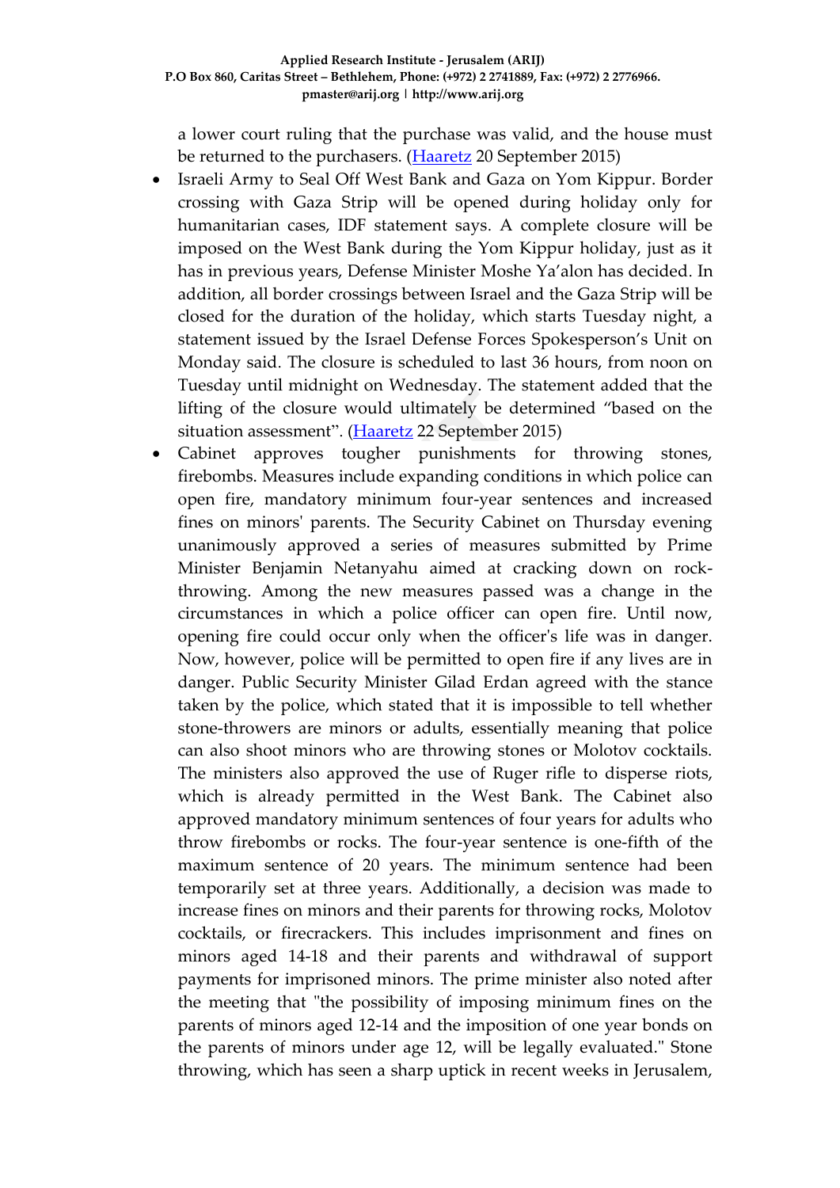a lower court ruling that the purchase was valid, and the house must be returned to the purchasers. (Haaretz 20 September 2015)

- Israeli Army to Seal Off West Bank and Gaza on Yom Kippur. Border crossing with Gaza Strip will be opened during holiday only for humanitarian cases, IDF statement says. A complete closure will be imposed on the West Bank during the Yom Kippur holiday, just as it has in previous years, Defense Minister Moshe Ya'alon has decided. In addition, all border crossings between Israel and the Gaza Strip will be closed for the duration of the holiday, which starts Tuesday night, a statement issued by the Israel Defense Forces Spokesperson's Unit on Monday said. The closure is scheduled to last 36 hours, from noon on Tuesday until midnight on Wednesday. The statement added that the lifting of the closure would ultimately be determined "based on the situation assessment". (Haaretz 22 September 2015)
- Cabinet approves tougher punishments for throwing stones, firebombs. Measures include expanding conditions in which police can open fire, mandatory minimum four-year sentences and increased fines on minors' parents. The Security Cabinet on Thursday evening unanimously approved a series of measures submitted by Prime Minister Benjamin Netanyahu aimed at cracking down on rock-throwing. Among the new measures passed was a change in the circumstances in which a police officer can open fire. Until now, opening fire could occur only when the officer's life was in danger. Now, however, police will be permitted to open fire if any lives are in danger. Public Security Minister Gilad Erdan agreed with the stance taken by the police, which stated that it is impossible to tell whether stone-throwers are minors or adults, essentially meaning that police can also shoot minors who are throwing stones or Molotov cocktails. The ministers also approved the use of Ruger rifle to disperse riots, which is already permitted in the West Bank. The Cabinet also approved mandatory minimum sentences of four years for adults who throw firebombs or rocks. The four-year sentence is one-fifth of the maximum sentence of 20 years. The minimum sentence had been temporarily set at three years. Additionally, a decision was made to increase fines on minors and their parents for throwing rocks, Molotov cocktails, or firecrackers. This includes imprisonment and fines on minors aged 14-18 and their parents and withdrawal of support payments for imprisoned minors. The prime minister also noted after the meeting that "the possibility of imposing minimum fines on the parents of minors aged 12-14 and the imposition of one year bonds on the parents of minors under age 12, will be legally evaluated." Stone throwing, which has seen a sharp uptick in recent weeks in Jerusalem,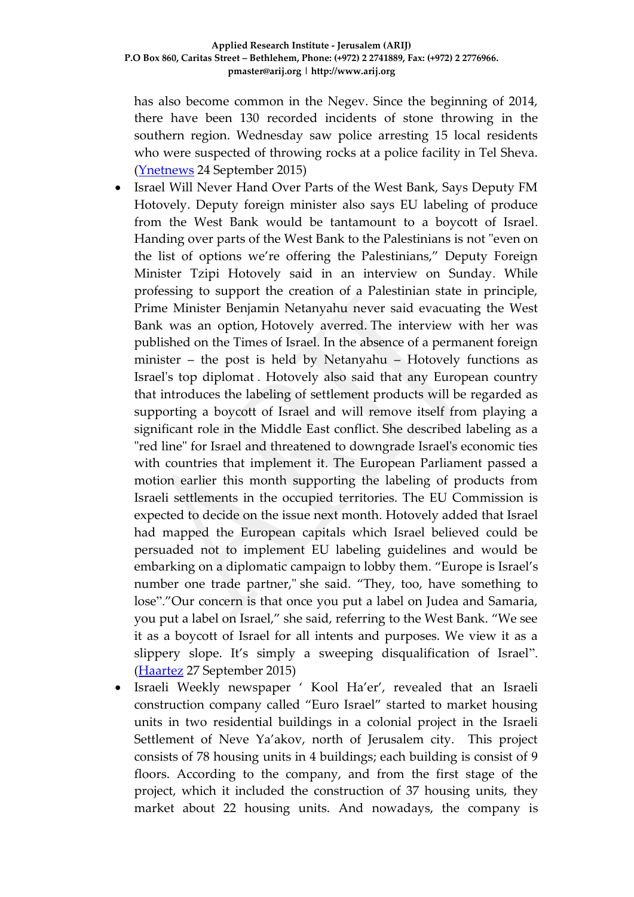has also become common in the Negev. Since the beginning of 2014, there have been 130 recorded incidents of stone throwing in the southern region. Wednesday saw police arresting 15 local residents who were suspected of throwing rocks at a police facility in Tel Sheva. (Ynetnews 24 September 2015)

- Israel Will Never Hand Over Parts of the West Bank, Says Deputy FM Hotovely. Deputy foreign minister also says EU labeling of produce from the West Bank would be tantamount to a boycott of Israel. Handing over parts of the West Bank to the Palestinians is not "even on the list of options we're offering the Palestinians," Deputy Foreign Minister Tzipi Hotovely said in an interview on Sunday. While professing to support the creation of a Palestinian state in principle, Prime Minister Benjamin Netanyahu never said evacuating the West Bank was an option, Hotovely averred. The interview with her was published on the Times of Israel. In the absence of a permanent foreign minister – the post is held by Netanyahu – Hotovely functions as Israel's top diplomat . Hotovely also said that any European country that introduces the labeling of settlement products will be regarded as supporting a boycott of Israel and will remove itself from playing a significant role in the Middle East conflict. She described labeling as a "red line" for Israel and threatened to downgrade Israel's economic ties with countries that implement it. The European Parliament passed a motion earlier this month supporting the labeling of products from Israeli settlements in the occupied territories. The EU Commission is expected to decide on the issue next month. Hotovely added that Israel had mapped the European capitals which Israel believed could be persuaded not to implement EU labeling guidelines and would be embarking on a diplomatic campaign to lobby them. "Europe is Israel's number one trade partner," she said. "They, too, have something to lose"."Our concern is that once you put a label on Judea and Samaria, you put a label on Israel," she said, referring to the West Bank. "We see it as a boycott of Israel for all intents and purposes. We view it as a slippery slope. It's simply a sweeping disqualification of Israel". (Haartez 27 September 2015)
- Israeli Weekly newspaper ' Kool Ha'er', revealed that an Israeli construction company called "Euro Israel" started to market housing units in two residential buildings in a colonial project in the Israeli Settlement of Neve Ya'akov, north of Jerusalem city. This project consists of 78 housing units in 4 buildings; each building is consist of 9 floors. According to the company, and from the first stage of the project, which it included the construction of 37 housing units, they market about 22 housing units. And nowadays, the company is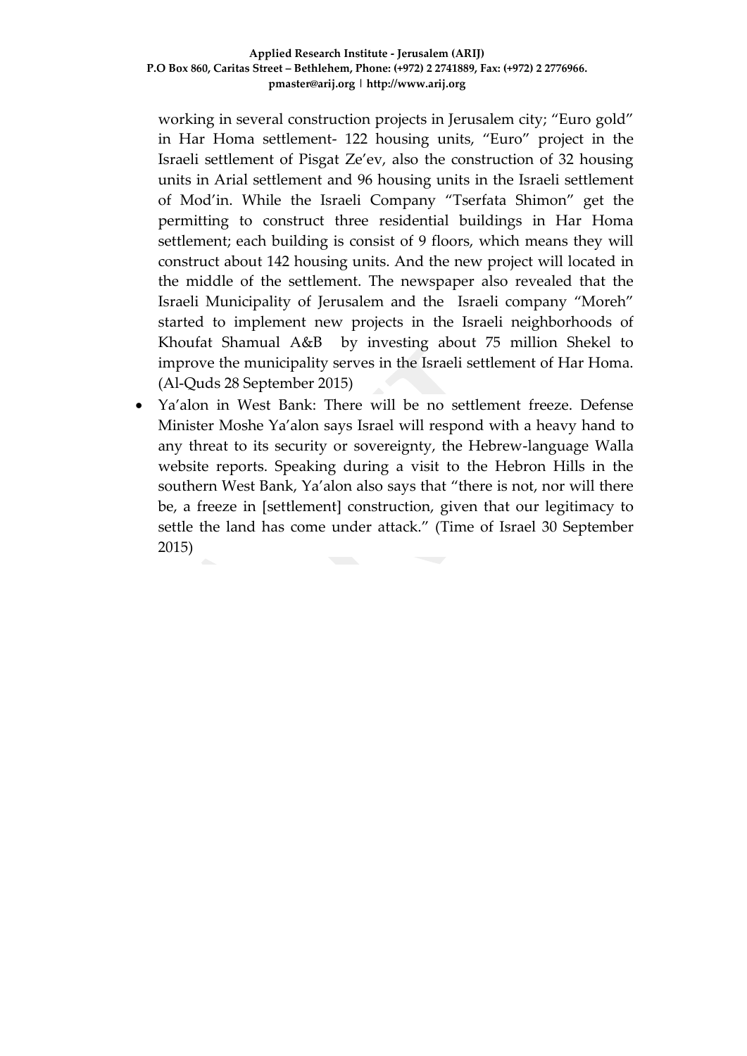working in several construction projects in Jerusalem city; "Euro gold" in Har Homa settlement- 122 housing units, "Euro" project in the Israeli settlement of Pisgat Ze'ev, also the construction of 32 housing units in Arial settlement and 96 housing units in the Israeli settlement of Mod'in. While the Israeli Company "Tserfata Shimon" get the permitting to construct three residential buildings in Har Homa settlement; each building is consist of 9 floors, which means they will construct about 142 housing units. And the new project will located in the middle of the settlement. The newspaper also revealed that the Israeli Municipality of Jerusalem and the Israeli company "Moreh" started to implement new projects in the Israeli neighborhoods of Khoufat Shamual A&B by investing about 75 million Shekel to improve the municipality serves in the Israeli settlement of Har Homa. (Al-Quds 28 September 2015)

- Ya'alon in West Bank: There will be no settlement freeze. Defense Minister Moshe Ya'alon says Israel will respond with a heavy hand to any threat to its security or sovereignty, the Hebrew-language Walla website reports. Speaking during a visit to the Hebron Hills in the southern West Bank, Ya'alon also says that "there is not, nor will there be, a freeze in [settlement] construction, given that our legitimacy to settle the land has come under attack." (Time of Israel 30 September 2015)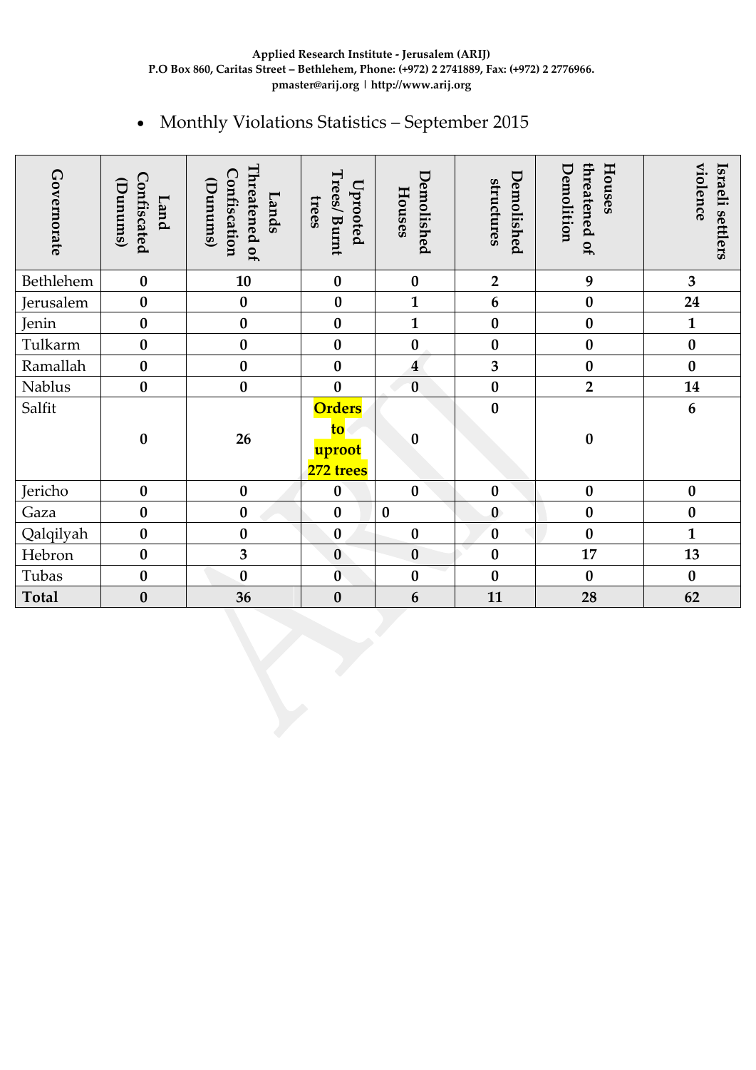Applied Research Institute - Jerusalem (ARIJ)
P.O Box 860, Caritas Street – Bethlehem, Phone: (+972) 2 2741889, Fax: (+972) 2 2776966.
pmaster@arij.org | http://www.arij.org

- Monthly Violations Statistics – September 2015

| Governorate | Land Confiscated (Dunums) | Lands Threatened of Confiscation (Dunums) | Uprooted Trees/ Burnt trees | Demolished Houses | Demolished structures | Houses threatened of Demolition | Israeli settlers violence |
|---|---|---|---|---|---|---|---|
| Bethlehem | **0** | **10** | **0** | **0** | **2** | **9** | **3** |
| Jerusalem | **0** | **0** | **0** | **1** | **6** | **0** | **24** |
| Jenin | **0** | **0** | **0** | **1** | **0** | **0** | **1** |
| Tulkarm | **0** | **0** | **0** | **0** | **0** | **0** | **0** |
| Ramallah | **0** | **0** | **0** | **4** | **3** | **0** | **0** |
| Nablus | **0** | **0** | **0** | **0** | **0** | **2** | **14** |
| Salfit | **0** | **26** | **Orders to uproot 272 trees** | **0** | **0** | **0** | **6** |
| Jericho | **0** | **0** | **0** | **0** | **0** | **0** | **0** |
| Gaza | **0** | **0** | **0** | **0** | **0** | **0** | **0** |
| Qalqilyah | **0** | **0** | **0** | **0** | **0** | **0** | **1** |
| Hebron | **0** | **3** | **0** | **0** | **0** | **17** | **13** |
| Tubas | **0** | **0** | **0** | **0** | **0** | **0** | **0** |
| **Total** | **0** | **36** | **0** | **6** | **11** | **28** | **62** |